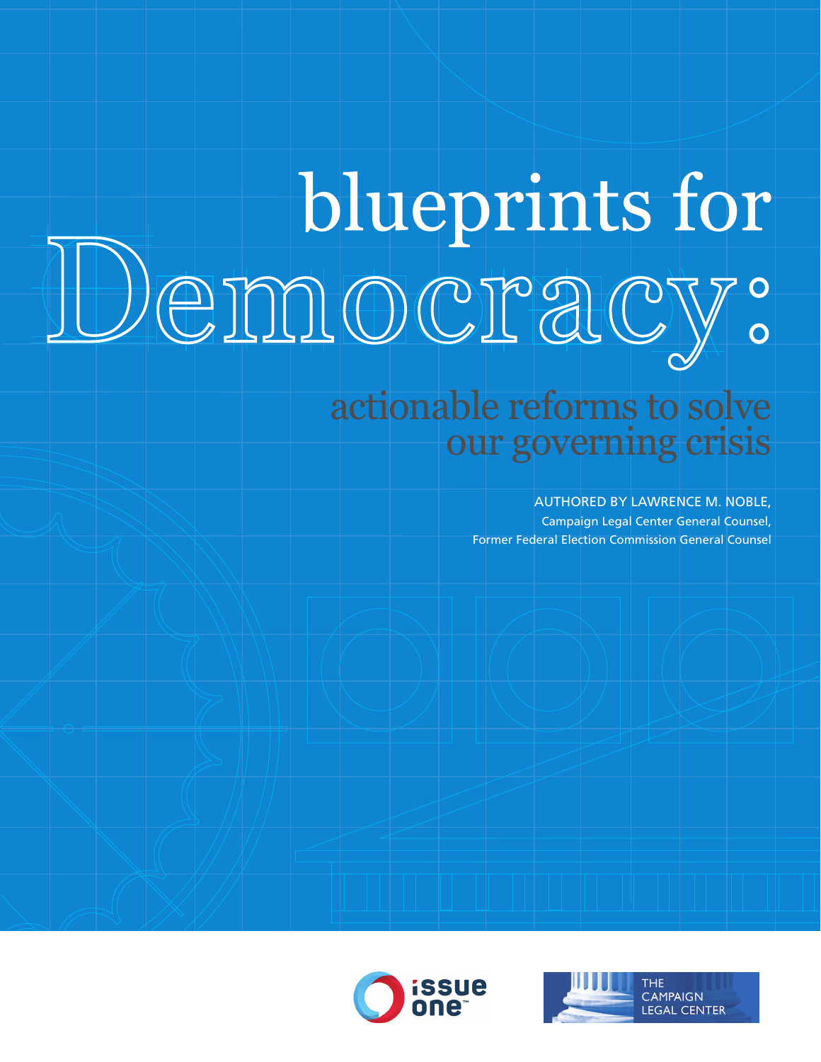# blueprints for Democracy:

## actionable reforms to solve our governing crisis

AUTHORED BY LAWRENCE M. NOBLE,
Campaign Legal Center General Counsel,
Former Federal Election Commission General Counsel

issue one

THE CAMPAIGN LEGAL CENTER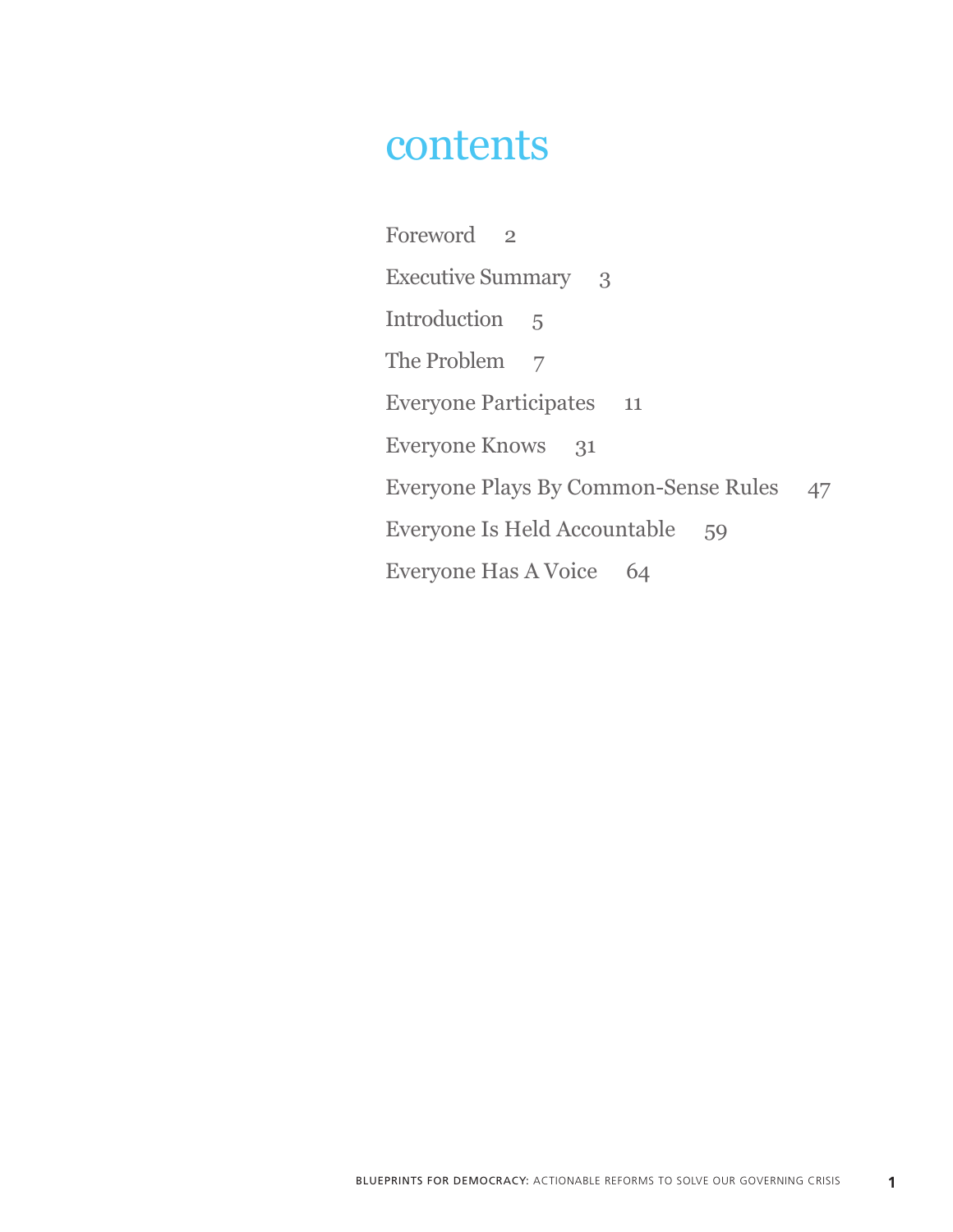# contents

Foreword 2

Executive Summary 3

Introduction 5

The Problem 7

Everyone Participates 11

Everyone Knows 31

Everyone Plays By Common-Sense Rules 47

Everyone Is Held Accountable 59

Everyone Has A Voice 64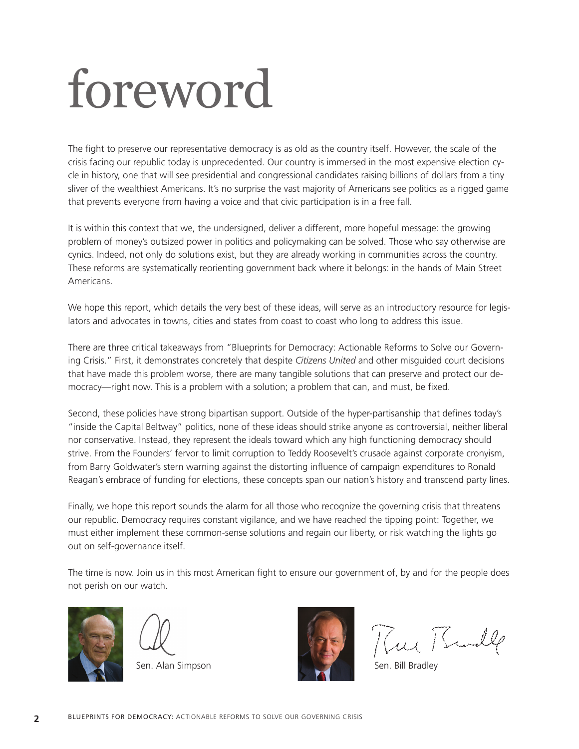# foreword

The fight to preserve our representative democracy is as old as the country itself. However, the scale of the crisis facing our republic today is unprecedented. Our country is immersed in the most expensive election cycle in history, one that will see presidential and congressional candidates raising billions of dollars from a tiny sliver of the wealthiest Americans. It's no surprise the vast majority of Americans see politics as a rigged game that prevents everyone from having a voice and that civic participation is in a free fall.

It is within this context that we, the undersigned, deliver a different, more hopeful message: the growing problem of money's outsized power in politics and policymaking can be solved. Those who say otherwise are cynics. Indeed, not only do solutions exist, but they are already working in communities across the country. These reforms are systematically reorienting government back where it belongs: in the hands of Main Street Americans.

We hope this report, which details the very best of these ideas, will serve as an introductory resource for legislators and advocates in towns, cities and states from coast to coast who long to address this issue.

There are three critical takeaways from "Blueprints for Democracy: Actionable Reforms to Solve our Governing Crisis." First, it demonstrates concretely that despite *Citizens United* and other misguided court decisions that have made this problem worse, there are many tangible solutions that can preserve and protect our democracy—right now. This is a problem with a solution; a problem that can, and must, be fixed.

Second, these policies have strong bipartisan support. Outside of the hyper-partisanship that defines today's "inside the Capital Beltway" politics, none of these ideas should strike anyone as controversial, neither liberal nor conservative. Instead, they represent the ideals toward which any high functioning democracy should strive. From the Founders' fervor to limit corruption to Teddy Roosevelt's crusade against corporate cronyism, from Barry Goldwater's stern warning against the distorting influence of campaign expenditures to Ronald Reagan's embrace of funding for elections, these concepts span our nation's history and transcend party lines.

Finally, we hope this report sounds the alarm for all those who recognize the governing crisis that threatens our republic. Democracy requires constant vigilance, and we have reached the tipping point: Together, we must either implement these common-sense solutions and regain our liberty, or risk watching the lights go out on self-governance itself.

The time is now. Join us in this most American fight to ensure our government of, by and for the people does not perish on our watch.

Sen. Alan Simpson

Sen. Bill Bradley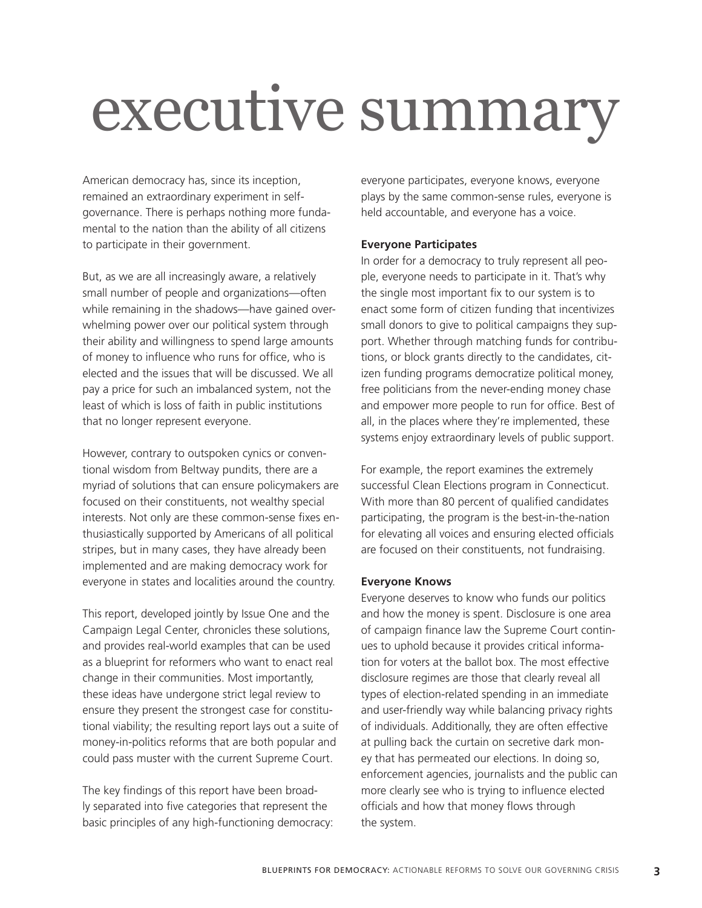# executive summary

American democracy has, since its inception, remained an extraordinary experiment in self-governance. There is perhaps nothing more fundamental to the nation than the ability of all citizens to participate in their government.

But, as we are all increasingly aware, a relatively small number of people and organizations—often while remaining in the shadows—have gained overwhelming power over our political system through their ability and willingness to spend large amounts of money to influence who runs for office, who is elected and the issues that will be discussed. We all pay a price for such an imbalanced system, not the least of which is loss of faith in public institutions that no longer represent everyone.

However, contrary to outspoken cynics or conventional wisdom from Beltway pundits, there are a myriad of solutions that can ensure policymakers are focused on their constituents, not wealthy special interests. Not only are these common-sense fixes enthusiastically supported by Americans of all political stripes, but in many cases, they have already been implemented and are making democracy work for everyone in states and localities around the country.

This report, developed jointly by Issue One and the Campaign Legal Center, chronicles these solutions, and provides real-world examples that can be used as a blueprint for reformers who want to enact real change in their communities. Most importantly, these ideas have undergone strict legal review to ensure they present the strongest case for constitutional viability; the resulting report lays out a suite of money-in-politics reforms that are both popular and could pass muster with the current Supreme Court.

The key findings of this report have been broadly separated into five categories that represent the basic principles of any high-functioning democracy: everyone participates, everyone knows, everyone plays by the same common-sense rules, everyone is held accountable, and everyone has a voice.

**Everyone Participates**

In order for a democracy to truly represent all people, everyone needs to participate in it. That's why the single most important fix to our system is to enact some form of citizen funding that incentivizes small donors to give to political campaigns they support. Whether through matching funds for contributions, or block grants directly to the candidates, citizen funding programs democratize political money, free politicians from the never-ending money chase and empower more people to run for office. Best of all, in the places where they're implemented, these systems enjoy extraordinary levels of public support.

For example, the report examines the extremely successful Clean Elections program in Connecticut. With more than 80 percent of qualified candidates participating, the program is the best-in-the-nation for elevating all voices and ensuring elected officials are focused on their constituents, not fundraising.

**Everyone Knows**

Everyone deserves to know who funds our politics and how the money is spent. Disclosure is one area of campaign finance law the Supreme Court continues to uphold because it provides critical information for voters at the ballot box. The most effective disclosure regimes are those that clearly reveal all types of election-related spending in an immediate and user-friendly way while balancing privacy rights of individuals. Additionally, they are often effective at pulling back the curtain on secretive dark money that has permeated our elections. In doing so, enforcement agencies, journalists and the public can more clearly see who is trying to influence elected officials and how that money flows through the system.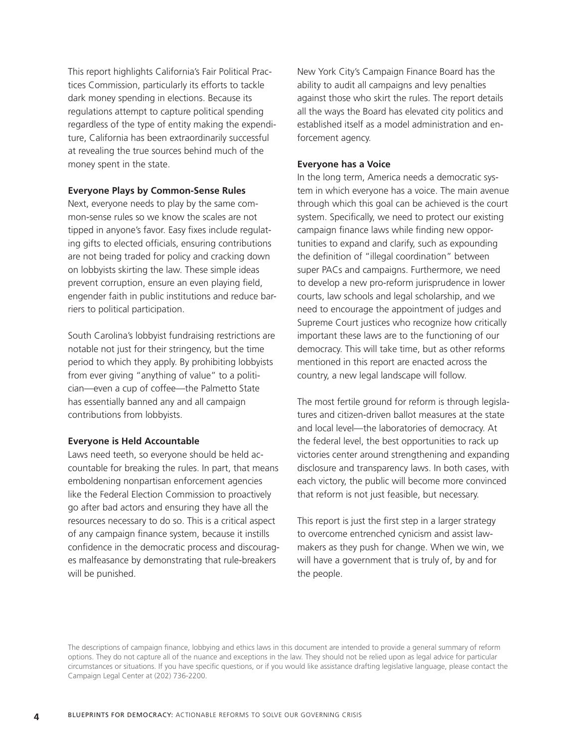This report highlights California's Fair Political Practices Commission, particularly its efforts to tackle dark money spending in elections. Because its regulations attempt to capture political spending regardless of the type of entity making the expenditure, California has been extraordinarily successful at revealing the true sources behind much of the money spent in the state.

**Everyone Plays by Common-Sense Rules**

Next, everyone needs to play by the same common-sense rules so we know the scales are not tipped in anyone's favor. Easy fixes include regulating gifts to elected officials, ensuring contributions are not being traded for policy and cracking down on lobbyists skirting the law. These simple ideas prevent corruption, ensure an even playing field, engender faith in public institutions and reduce barriers to political participation.

South Carolina's lobbyist fundraising restrictions are notable not just for their stringency, but the time period to which they apply. By prohibiting lobbyists from ever giving "anything of value" to a politician—even a cup of coffee—the Palmetto State has essentially banned any and all campaign contributions from lobbyists.

**Everyone is Held Accountable**

Laws need teeth, so everyone should be held accountable for breaking the rules. In part, that means emboldening nonpartisan enforcement agencies like the Federal Election Commission to proactively go after bad actors and ensuring they have all the resources necessary to do so. This is a critical aspect of any campaign finance system, because it instills confidence in the democratic process and discourages malfeasance by demonstrating that rule-breakers will be punished.

New York City's Campaign Finance Board has the ability to audit all campaigns and levy penalties against those who skirt the rules. The report details all the ways the Board has elevated city politics and established itself as a model administration and enforcement agency.

**Everyone has a Voice**

In the long term, America needs a democratic system in which everyone has a voice. The main avenue through which this goal can be achieved is the court system. Specifically, we need to protect our existing campaign finance laws while finding new opportunities to expand and clarify, such as expounding the definition of "illegal coordination" between super PACs and campaigns. Furthermore, we need to develop a new pro-reform jurisprudence in lower courts, law schools and legal scholarship, and we need to encourage the appointment of judges and Supreme Court justices who recognize how critically important these laws are to the functioning of our democracy. This will take time, but as other reforms mentioned in this report are enacted across the country, a new legal landscape will follow.

The most fertile ground for reform is through legislatures and citizen-driven ballot measures at the state and local level—the laboratories of democracy. At the federal level, the best opportunities to rack up victories center around strengthening and expanding disclosure and transparency laws. In both cases, with each victory, the public will become more convinced that reform is not just feasible, but necessary.

This report is just the first step in a larger strategy to overcome entrenched cynicism and assist lawmakers as they push for change. When we win, we will have a government that is truly of, by and for the people.

The descriptions of campaign finance, lobbying and ethics laws in this document are intended to provide a general summary of reform options. They do not capture all of the nuance and exceptions in the law. They should not be relied upon as legal advice for particular circumstances or situations. If you have specific questions, or if you would like assistance drafting legislative language, please contact the Campaign Legal Center at (202) 736-2200.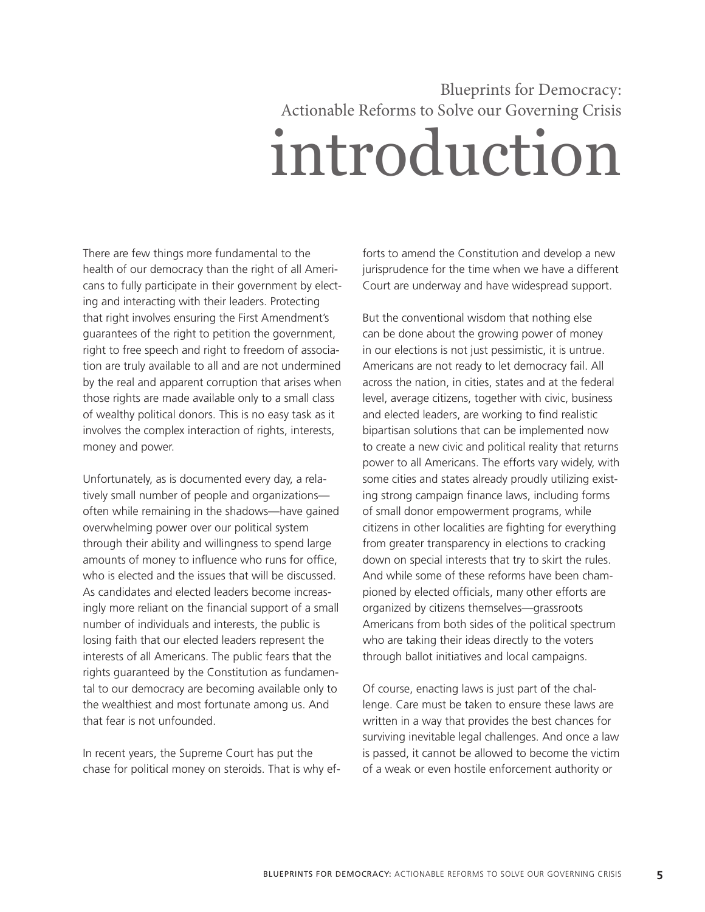Blueprints for Democracy: Actionable Reforms to Solve our Governing Crisis

# introduction

There are few things more fundamental to the health of our democracy than the right of all Americans to fully participate in their government by electing and interacting with their leaders. Protecting that right involves ensuring the First Amendment's guarantees of the right to petition the government, right to free speech and right to freedom of association are truly available to all and are not undermined by the real and apparent corruption that arises when those rights are made available only to a small class of wealthy political donors. This is no easy task as it involves the complex interaction of rights, interests, money and power.

Unfortunately, as is documented every day, a relatively small number of people and organizations—often while remaining in the shadows—have gained overwhelming power over our political system through their ability and willingness to spend large amounts of money to influence who runs for office, who is elected and the issues that will be discussed. As candidates and elected leaders become increasingly more reliant on the financial support of a small number of individuals and interests, the public is losing faith that our elected leaders represent the interests of all Americans. The public fears that the rights guaranteed by the Constitution as fundamental to our democracy are becoming available only to the wealthiest and most fortunate among us. And that fear is not unfounded.

In recent years, the Supreme Court has put the chase for political money on steroids. That is why efforts to amend the Constitution and develop a new jurisprudence for the time when we have a different Court are underway and have widespread support.

But the conventional wisdom that nothing else can be done about the growing power of money in our elections is not just pessimistic, it is untrue. Americans are not ready to let democracy fail. All across the nation, in cities, states and at the federal level, average citizens, together with civic, business and elected leaders, are working to find realistic bipartisan solutions that can be implemented now to create a new civic and political reality that returns power to all Americans. The efforts vary widely, with some cities and states already proudly utilizing existing strong campaign finance laws, including forms of small donor empowerment programs, while citizens in other localities are fighting for everything from greater transparency in elections to cracking down on special interests that try to skirt the rules. And while some of these reforms have been championed by elected officials, many other efforts are organized by citizens themselves—grassroots Americans from both sides of the political spectrum who are taking their ideas directly to the voters through ballot initiatives and local campaigns.

Of course, enacting laws is just part of the challenge. Care must be taken to ensure these laws are written in a way that provides the best chances for surviving inevitable legal challenges. And once a law is passed, it cannot be allowed to become the victim of a weak or even hostile enforcement authority or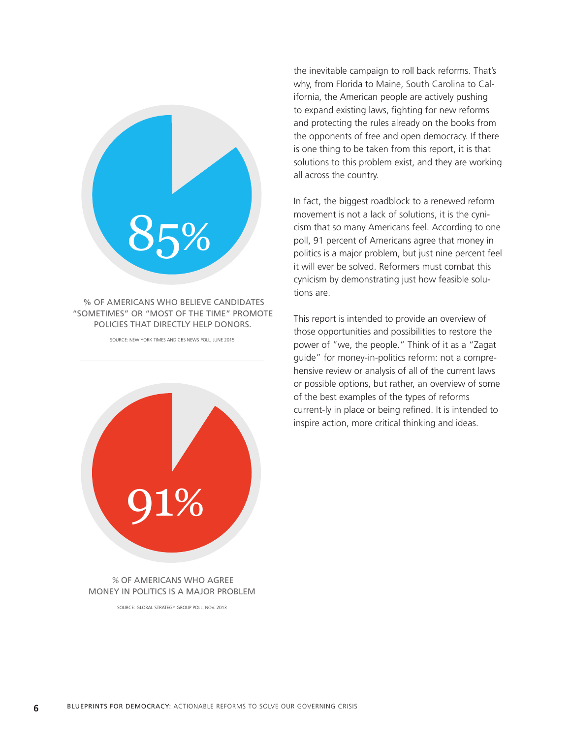85%

% OF AMERICANS WHO BELIEVE CANDIDATES "SOMETIMES" OR "MOST OF THE TIME" PROMOTE POLICIES THAT DIRECTLY HELP DONORS.

SOURCE: NEW YORK TIMES AND CBS NEWS POLL, JUNE 2015

91%

% OF AMERICANS WHO AGREE MONEY IN POLITICS IS A MAJOR PROBLEM

SOURCE: GLOBAL STRATEGY GROUP POLL, NOV. 2013

the inevitable campaign to roll back reforms. That's why, from Florida to Maine, South Carolina to California, the American people are actively pushing to expand existing laws, fighting for new reforms and protecting the rules already on the books from the opponents of free and open democracy. If there is one thing to be taken from this report, it is that solutions to this problem exist, and they are working all across the country.

In fact, the biggest roadblock to a renewed reform movement is not a lack of solutions, it is the cynicism that so many Americans feel. According to one poll, 91 percent of Americans agree that money in politics is a major problem, but just nine percent feel it will ever be solved. Reformers must combat this cynicism by demonstrating just how feasible solutions are.

This report is intended to provide an overview of those opportunities and possibilities to restore the power of "we, the people." Think of it as a "Zagat guide" for money-in-politics reform: not a comprehensive review or analysis of all of the current laws or possible options, but rather, an overview of some of the best examples of the types of reforms current-ly in place or being refined. It is intended to inspire action, more critical thinking and ideas.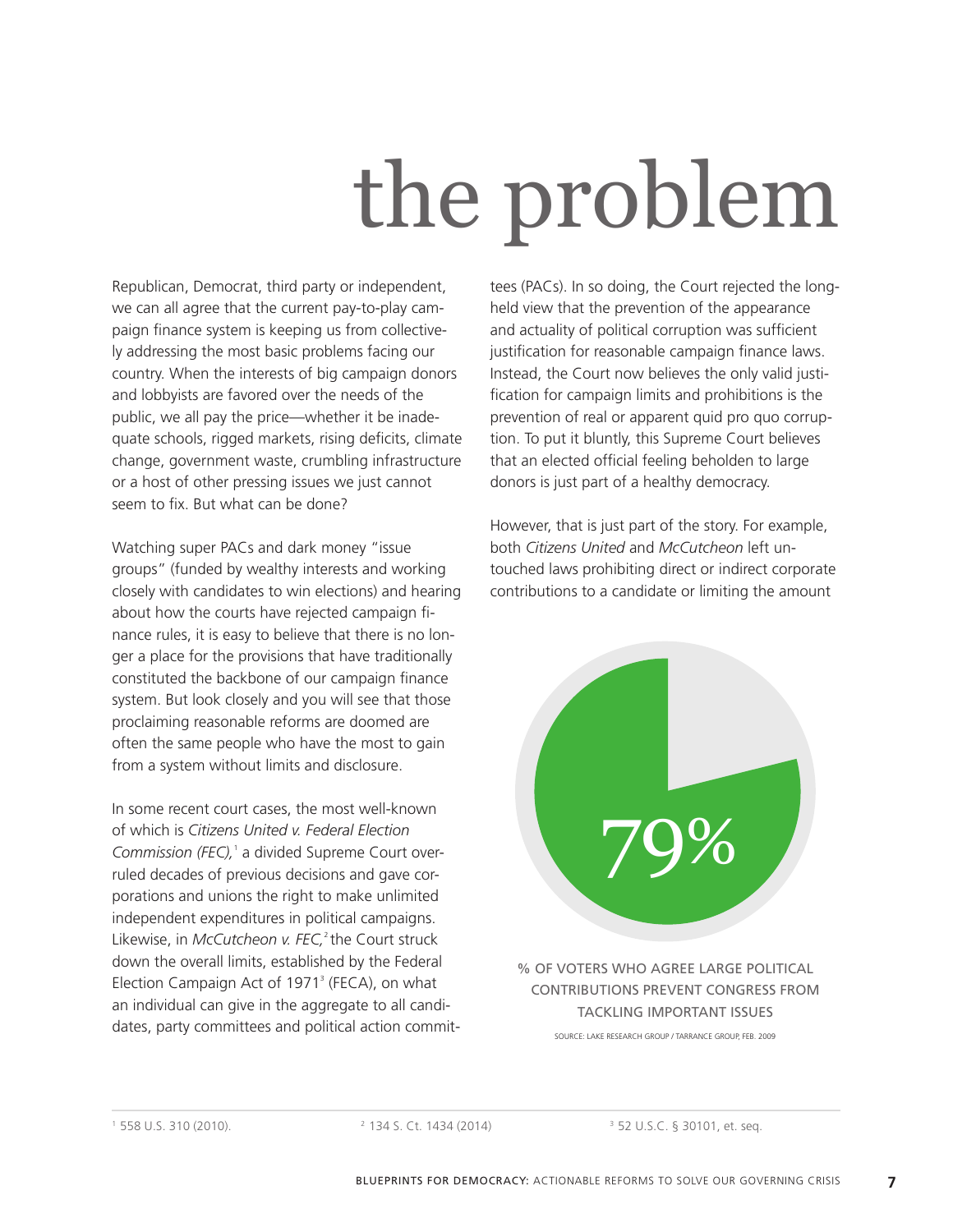# the problem

Republican, Democrat, third party or independent, we can all agree that the current pay-to-play campaign finance system is keeping us from collectively addressing the most basic problems facing our country. When the interests of big campaign donors and lobbyists are favored over the needs of the public, we all pay the price—whether it be inadequate schools, rigged markets, rising deficits, climate change, government waste, crumbling infrastructure or a host of other pressing issues we just cannot seem to fix. But what can be done?

Watching super PACs and dark money "issue groups" (funded by wealthy interests and working closely with candidates to win elections) and hearing about how the courts have rejected campaign finance rules, it is easy to believe that there is no longer a place for the provisions that have traditionally constituted the backbone of our campaign finance system. But look closely and you will see that those proclaiming reasonable reforms are doomed are often the same people who have the most to gain from a system without limits and disclosure.

In some recent court cases, the most well-known of which is *Citizens United v. Federal Election Commission (FEC),*[1] a divided Supreme Court overruled decades of previous decisions and gave corporations and unions the right to make unlimited independent expenditures in political campaigns. Likewise, in *McCutcheon v. FEC,*[2] the Court struck down the overall limits, established by the Federal Election Campaign Act of 1971[3] (FECA), on what an individual can give in the aggregate to all candidates, party committees and political action committees (PACs). In so doing, the Court rejected the long-held view that the prevention of the appearance and actuality of political corruption was sufficient justification for reasonable campaign finance laws. Instead, the Court now believes the only valid justification for campaign limits and prohibitions is the prevention of real or apparent quid pro quo corruption. To put it bluntly, this Supreme Court believes that an elected official feeling beholden to large donors is just part of a healthy democracy.

However, that is just part of the story. For example, both *Citizens United* and *McCutcheon* left untouched laws prohibiting direct or indirect corporate contributions to a candidate or limiting the amount

79%

% OF VOTERS WHO AGREE LARGE POLITICAL CONTRIBUTIONS PREVENT CONGRESS FROM TACKLING IMPORTANT ISSUES

SOURCE: LAKE RESEARCH GROUP / TARRANCE GROUP, FEB. 2009

---

[1] 558 U.S. 310 (2010).

[2] 134 S. Ct. 1434 (2014)

[3] 52 U.S.C. § 30101, et. seq.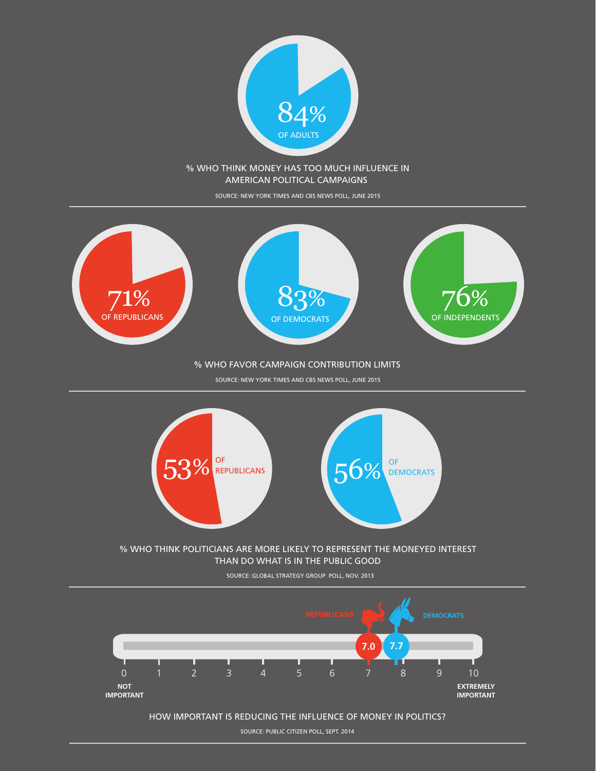84%
OF ADULTS

% WHO THINK MONEY HAS TOO MUCH INFLUENCE IN AMERICAN POLITICAL CAMPAIGNS

SOURCE: NEW YORK TIMES AND CBS NEWS POLL, JUNE 2015

---

71% OF REPUBLICANS

83% OF DEMOCRATS

76% OF INDEPENDENTS

% WHO FAVOR CAMPAIGN CONTRIBUTION LIMITS

SOURCE: NEW YORK TIMES AND CBS NEWS POLL, JUNE 2015

---

53% OF REPUBLICANS

56% OF DEMOCRATS

% WHO THINK POLITICIANS ARE MORE LIKELY TO REPRESENT THE MONEYED INTEREST THAN DO WHAT IS IN THE PUBLIC GOOD

SOURCE: GLOBAL STRATEGY GROUP POLL, NOV. 2013

---

REPUBLICANS 7.0

DEMOCRATS 7.7

0 1 2 3 4 5 6 7 8 9 10

NOT IMPORTANT — EXTREMELY IMPORTANT

HOW IMPORTANT IS REDUCING THE INFLUENCE OF MONEY IN POLITICS?

SOURCE: PUBLIC CITIZEN POLL, SEPT. 2014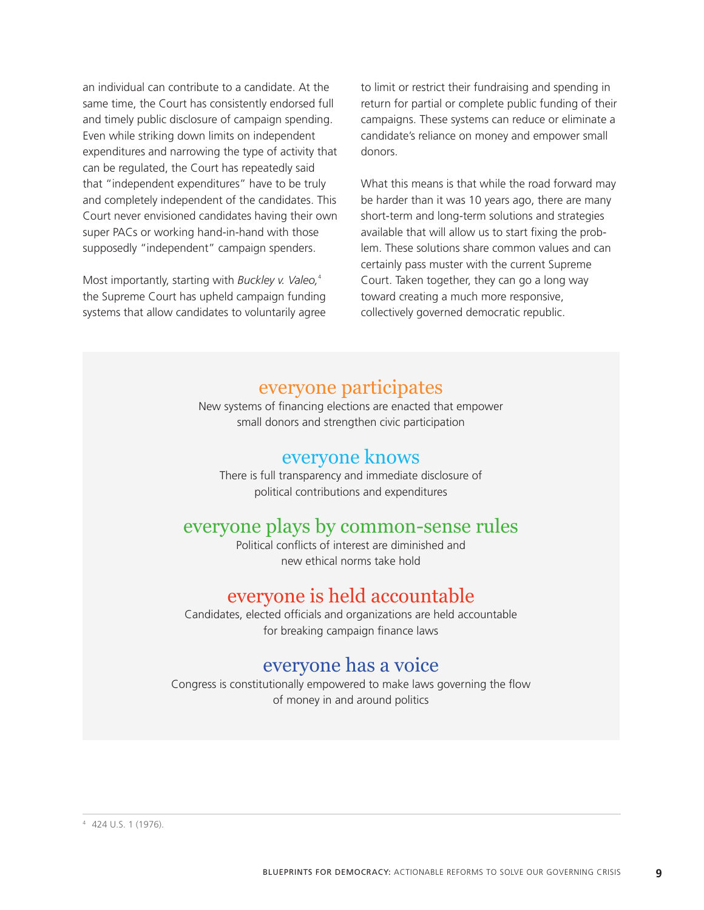an individual can contribute to a candidate. At the same time, the Court has consistently endorsed full and timely public disclosure of campaign spending. Even while striking down limits on independent expenditures and narrowing the type of activity that can be regulated, the Court has repeatedly said that "independent expenditures" have to be truly and completely independent of the candidates. This Court never envisioned candidates having their own super PACs or working hand-in-hand with those supposedly "independent" campaign spenders.

Most importantly, starting with *Buckley v. Valeo,*[4] the Supreme Court has upheld campaign funding systems that allow candidates to voluntarily agree to limit or restrict their fundraising and spending in return for partial or complete public funding of their campaigns. These systems can reduce or eliminate a candidate's reliance on money and empower small donors.

What this means is that while the road forward may be harder than it was 10 years ago, there are many short-term and long-term solutions and strategies available that will allow us to start fixing the problem. These solutions share common values and can certainly pass muster with the current Supreme Court. Taken together, they can go a long way toward creating a much more responsive, collectively governed democratic republic.

## everyone participates

New systems of financing elections are enacted that empower small donors and strengthen civic participation

## everyone knows

There is full transparency and immediate disclosure of political contributions and expenditures

## everyone plays by common-sense rules

Political conflicts of interest are diminished and new ethical norms take hold

## everyone is held accountable

Candidates, elected officials and organizations are held accountable for breaking campaign finance laws

## everyone has a voice

Congress is constitutionally empowered to make laws governing the flow of money in and around politics

---

[4] 424 U.S. 1 (1976).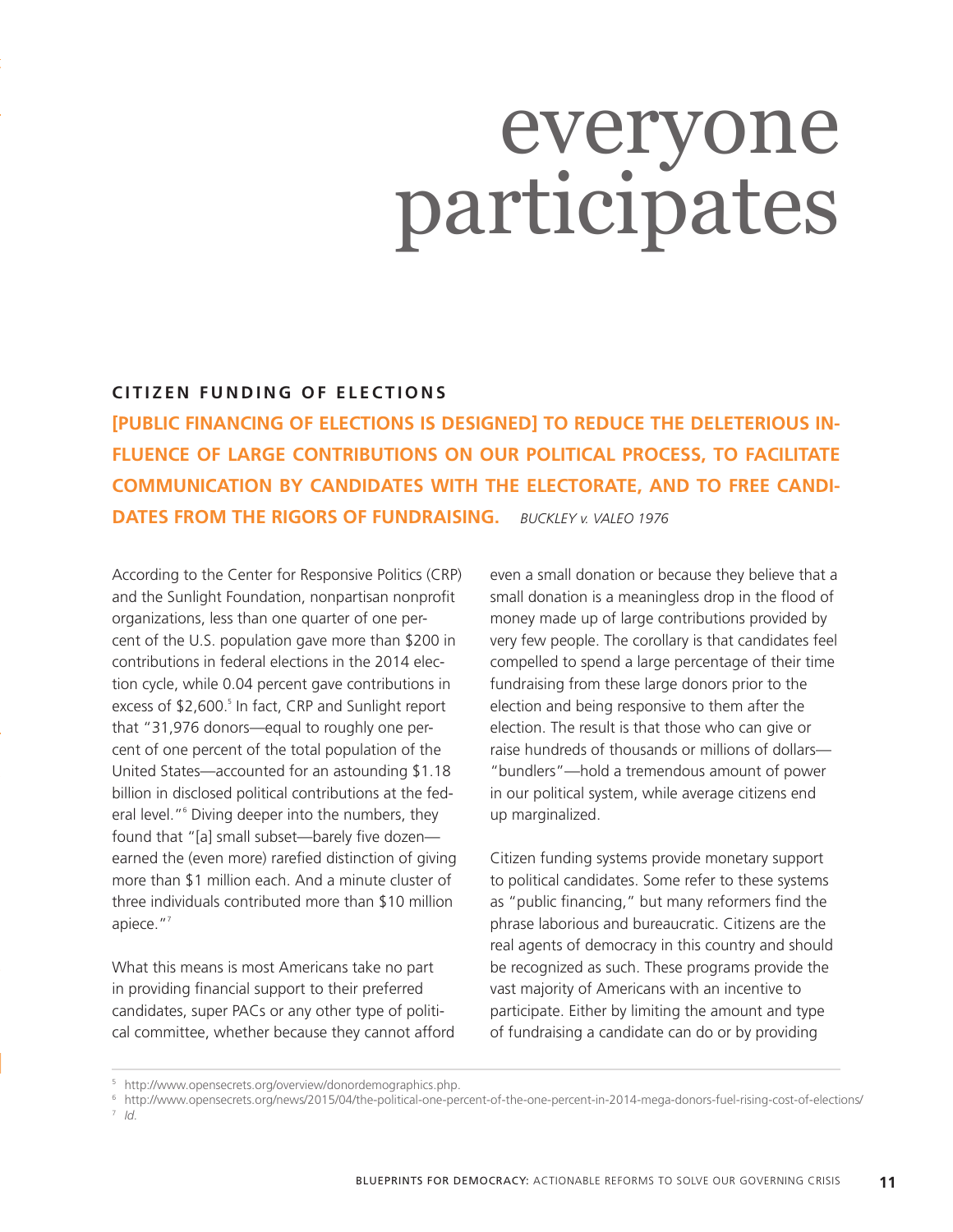# everyone participates

## CITIZEN FUNDING OF ELECTIONS

**[PUBLIC FINANCING OF ELECTIONS IS DESIGNED] TO REDUCE THE DELETERIOUS INFLUENCE OF LARGE CONTRIBUTIONS ON OUR POLITICAL PROCESS, TO FACILITATE COMMUNICATION BY CANDIDATES WITH THE ELECTORATE, AND TO FREE CANDIDATES FROM THE RIGORS OF FUNDRAISING.** *BUCKLEY v. VALEO 1976*

According to the Center for Responsive Politics (CRP) and the Sunlight Foundation, nonpartisan nonprofit organizations, less than one quarter of one percent of the U.S. population gave more than $200 in contributions in federal elections in the 2014 election cycle, while 0.04 percent gave contributions in excess of $2,600.[5] In fact, CRP and Sunlight report that "31,976 donors—equal to roughly one percent of one percent of the total population of the United States—accounted for an astounding $1.18 billion in disclosed political contributions at the federal level."[6] Diving deeper into the numbers, they found that "[a] small subset—barely five dozen—earned the (even more) rarefied distinction of giving more than $1 million each. And a minute cluster of three individuals contributed more than $10 million apiece."[7]

What this means is most Americans take no part in providing financial support to their preferred candidates, super PACs or any other type of political committee, whether because they cannot afford even a small donation or because they believe that a small donation is a meaningless drop in the flood of money made up of large contributions provided by very few people. The corollary is that candidates feel compelled to spend a large percentage of their time fundraising from these large donors prior to the election and being responsive to them after the election. The result is that those who can give or raise hundreds of thousands or millions of dollars—"bundlers"—hold a tremendous amount of power in our political system, while average citizens end up marginalized.

Citizen funding systems provide monetary support to political candidates. Some refer to these systems as "public financing," but many reformers find the phrase laborious and bureaucratic. Citizens are the real agents of democracy in this country and should be recognized as such. These programs provide the vast majority of Americans with an incentive to participate. Either by limiting the amount and type of fundraising a candidate can do or by providing

---

[5] http://www.opensecrets.org/overview/donordemographics.php.

[6] http://www.opensecrets.org/news/2015/04/the-political-one-percent-of-the-one-percent-in-2014-mega-donors-fuel-rising-cost-of-elections/

[7] *Id.*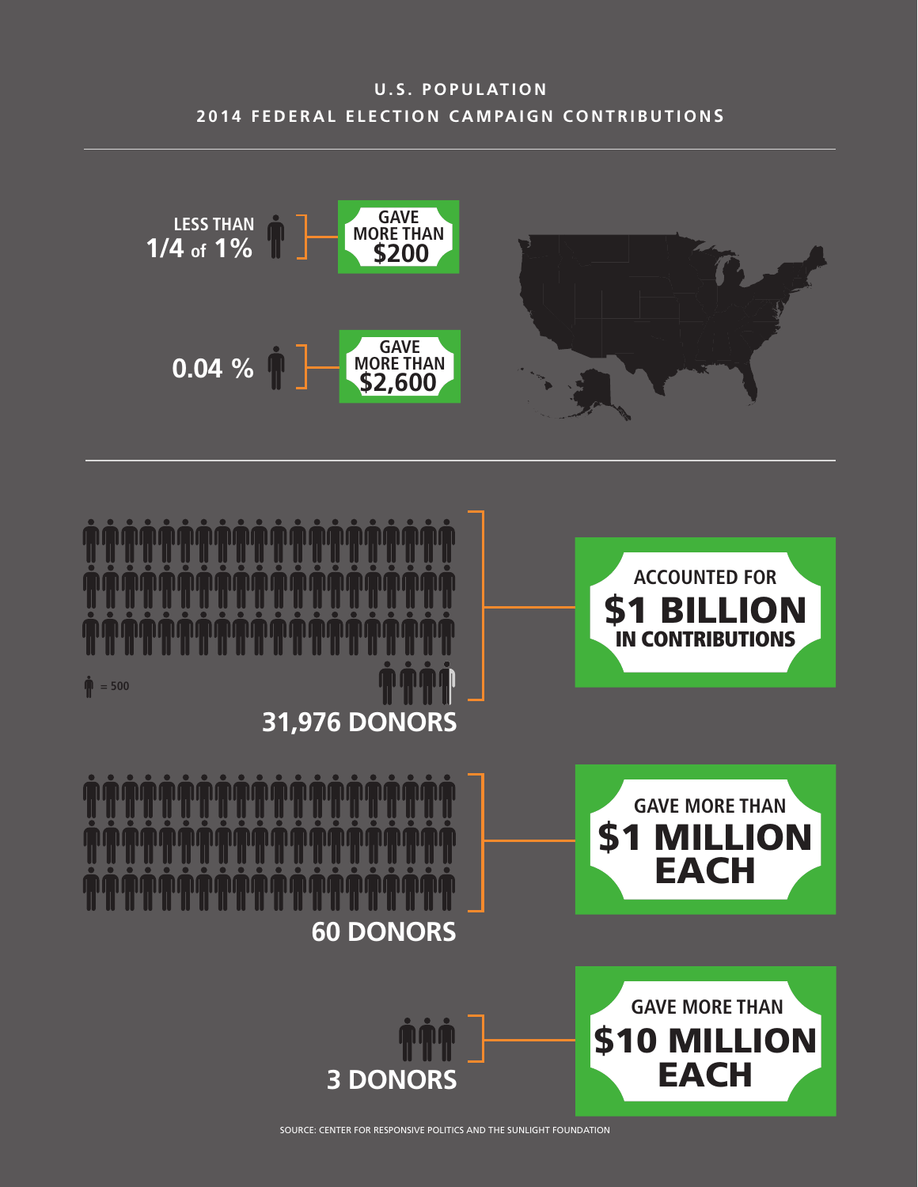## U.S. POPULATION
## 2014 FEDERAL ELECTION CAMPAIGN CONTRIBUTIONS

**LESS THAN 1/4 of 1%** — GAVE MORE THAN **$200**

**0.04 %** — GAVE MORE THAN **$2,600**

= 500

**31,976 DONORS** — ACCOUNTED FOR **$1 BILLION** IN CONTRIBUTIONS

**60 DONORS** — GAVE MORE THAN **$1 MILLION EACH**

**3 DONORS** — GAVE MORE THAN **$10 MILLION EACH**

SOURCE: CENTER FOR RESPONSIVE POLITICS AND THE SUNLIGHT FOUNDATION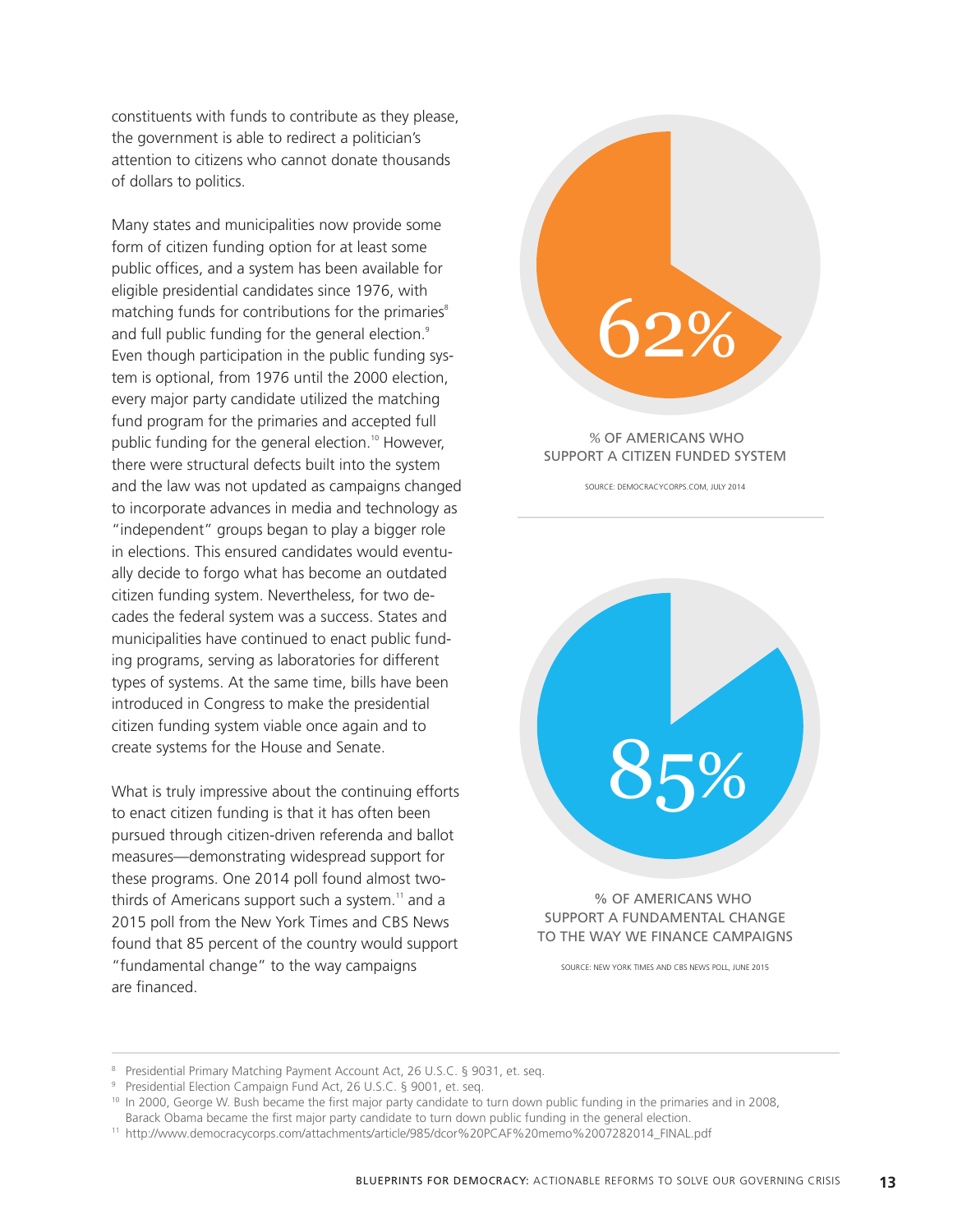constituents with funds to contribute as they please, the government is able to redirect a politician's attention to citizens who cannot donate thousands of dollars to politics.

Many states and municipalities now provide some form of citizen funding option for at least some public offices, and a system has been available for eligible presidential candidates since 1976, with matching funds for contributions for the primaries[8] and full public funding for the general election.[9] Even though participation in the public funding system is optional, from 1976 until the 2000 election, every major party candidate utilized the matching fund program for the primaries and accepted full public funding for the general election.[10] However, there were structural defects built into the system and the law was not updated as campaigns changed to incorporate advances in media and technology as "independent" groups began to play a bigger role in elections. This ensured candidates would eventually decide to forgo what has become an outdated citizen funding system. Nevertheless, for two decades the federal system was a success. States and municipalities have continued to enact public funding programs, serving as laboratories for different types of systems. At the same time, bills have been introduced in Congress to make the presidential citizen funding system viable once again and to create systems for the House and Senate.

What is truly impressive about the continuing efforts to enact citizen funding is that it has often been pursued through citizen-driven referenda and ballot measures—demonstrating widespread support for these programs. One 2014 poll found almost two-thirds of Americans support such a system.[11] and a 2015 poll from the New York Times and CBS News found that 85 percent of the country would support "fundamental change" to the way campaigns are financed.

62%

% OF AMERICANS WHO SUPPORT A CITIZEN FUNDED SYSTEM

SOURCE: DEMOCRACYCORPS.COM, JULY 2014

85%

% OF AMERICANS WHO SUPPORT A FUNDAMENTAL CHANGE TO THE WAY WE FINANCE CAMPAIGNS

SOURCE: NEW YORK TIMES AND CBS NEWS POLL, JUNE 2015

---

[8] Presidential Primary Matching Payment Account Act, 26 U.S.C. § 9031, et. seq.

[9] Presidential Election Campaign Fund Act, 26 U.S.C. § 9001, et. seq.

[10] In 2000, George W. Bush became the first major party candidate to turn down public funding in the primaries and in 2008, Barack Obama became the first major party candidate to turn down public funding in the general election.

[11] http://www.democracycorps.com/attachments/article/985/dcor%20PCAF%20memo%2007282014_FINAL.pdf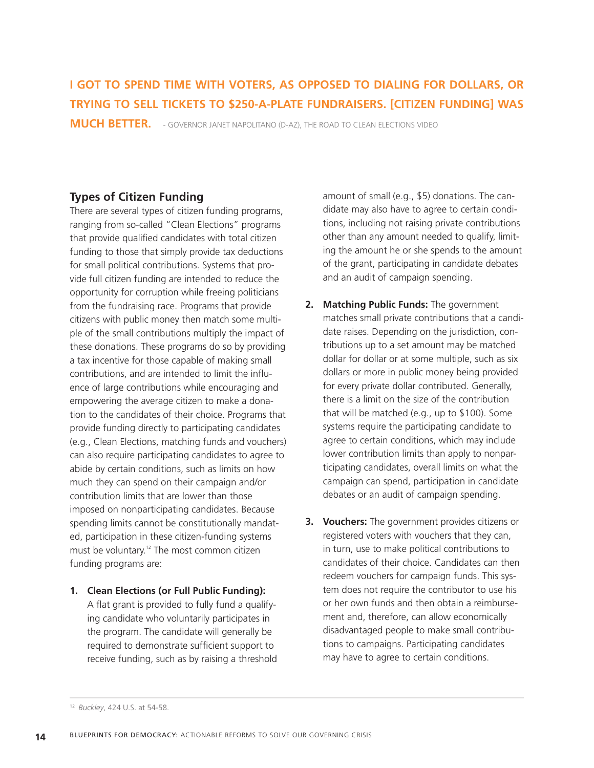**I GOT TO SPEND TIME WITH VOTERS, AS OPPOSED TO DIALING FOR DOLLARS, OR TRYING TO SELL TICKETS TO $250-A-PLATE FUNDRAISERS. [CITIZEN FUNDING] WAS MUCH BETTER.** - GOVERNOR JANET NAPOLITANO (D-AZ), THE ROAD TO CLEAN ELECTIONS VIDEO

### Types of Citizen Funding

There are several types of citizen funding programs, ranging from so-called "Clean Elections" programs that provide qualified candidates with total citizen funding to those that simply provide tax deductions for small political contributions. Systems that provide full citizen funding are intended to reduce the opportunity for corruption while freeing politicians from the fundraising race. Programs that provide citizens with public money then match some multiple of the small contributions multiply the impact of these donations. These programs do so by providing a tax incentive for those capable of making small contributions, and are intended to limit the influence of large contributions while encouraging and empowering the average citizen to make a donation to the candidates of their choice. Programs that provide funding directly to participating candidates (e.g., Clean Elections, matching funds and vouchers) can also require participating candidates to agree to abide by certain conditions, such as limits on how much they can spend on their campaign and/or contribution limits that are lower than those imposed on nonparticipating candidates. Because spending limits cannot be constitutionally mandated, participation in these citizen-funding systems must be voluntary.[12] The most common citizen funding programs are:

1. **Clean Elections (or Full Public Funding):** A flat grant is provided to fully fund a qualifying candidate who voluntarily participates in the program. The candidate will generally be required to demonstrate sufficient support to receive funding, such as by raising a threshold amount of small (e.g., $5) donations. The candidate may also have to agree to certain conditions, including not raising private contributions other than any amount needed to qualify, limiting the amount he or she spends to the amount of the grant, participating in candidate debates and an audit of campaign spending.

2. **Matching Public Funds:** The government matches small private contributions that a candidate raises. Depending on the jurisdiction, contributions up to a set amount may be matched dollar for dollar or at some multiple, such as six dollars or more in public money being provided for every private dollar contributed. Generally, there is a limit on the size of the contribution that will be matched (e.g., up to $100). Some systems require the participating candidate to agree to certain conditions, which may include lower contribution limits than apply to nonparticipating candidates, overall limits on what the campaign can spend, participation in candidate debates or an audit of campaign spending.

3. **Vouchers:** The government provides citizens or registered voters with vouchers that they can, in turn, use to make political contributions to candidates of their choice. Candidates can then redeem vouchers for campaign funds. This system does not require the contributor to use his or her own funds and then obtain a reimbursement and, therefore, can allow economically disadvantaged people to make small contributions to campaigns. Participating candidates may have to agree to certain conditions.

---

[12] *Buckley*, 424 U.S. at 54-58.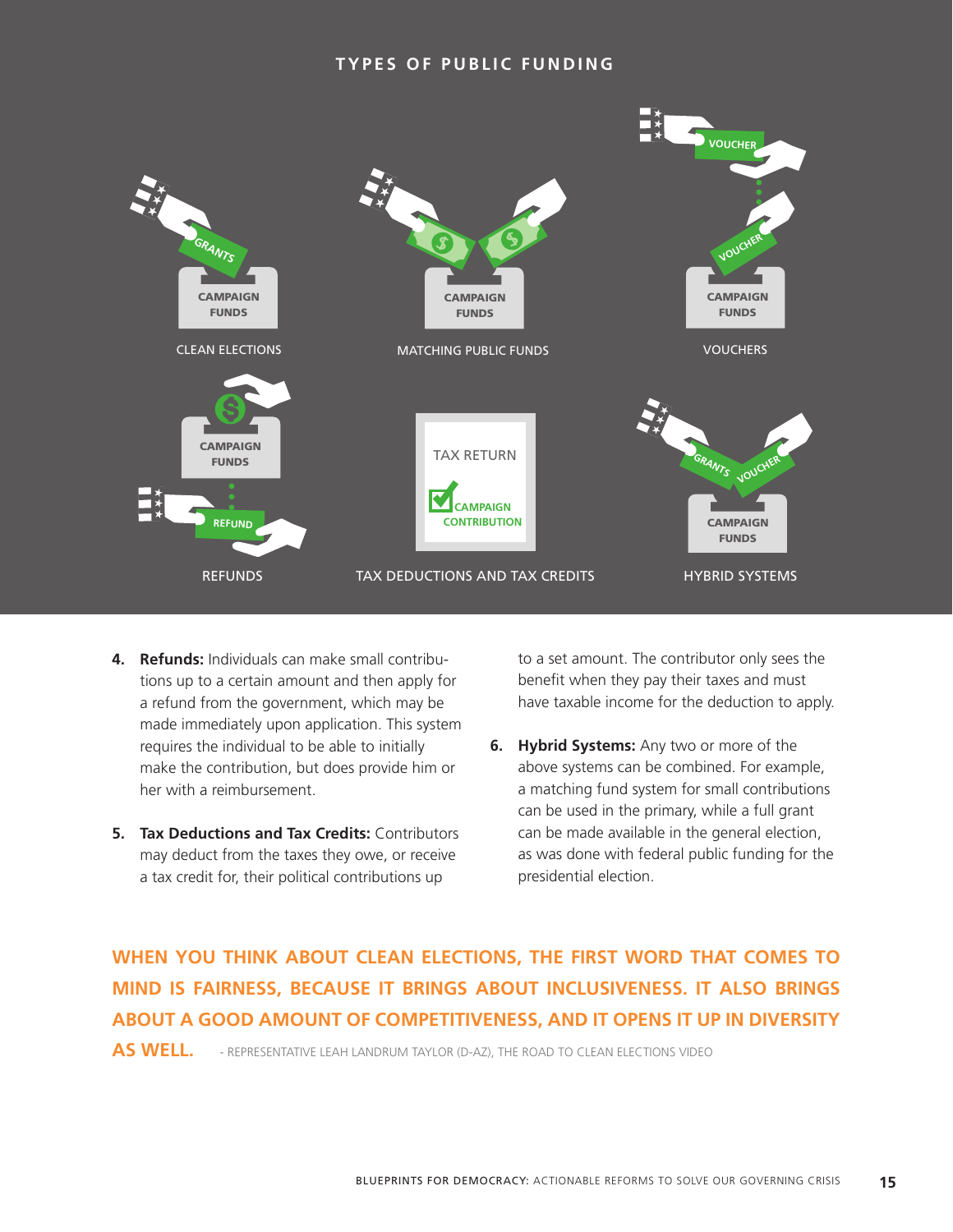## TYPES OF PUBLIC FUNDING

CLEAN ELECTIONS

MATCHING PUBLIC FUNDS

VOUCHERS

REFUNDS

TAX DEDUCTIONS AND TAX CREDITS

HYBRID SYSTEMS

4. **Refunds:** Individuals can make small contributions up to a certain amount and then apply for a refund from the government, which may be made immediately upon application. This system requires the individual to be able to initially make the contribution, but does provide him or her with a reimbursement.

5. **Tax Deductions and Tax Credits:** Contributors may deduct from the taxes they owe, or receive a tax credit for, their political contributions up to a set amount. The contributor only sees the benefit when they pay their taxes and must have taxable income for the deduction to apply.

6. **Hybrid Systems:** Any two or more of the above systems can be combined. For example, a matching fund system for small contributions can be used in the primary, while a full grant can be made available in the general election, as was done with federal public funding for the presidential election.

**WHEN YOU THINK ABOUT CLEAN ELECTIONS, THE FIRST WORD THAT COMES TO MIND IS FAIRNESS, BECAUSE IT BRINGS ABOUT INCLUSIVENESS. IT ALSO BRINGS ABOUT A GOOD AMOUNT OF COMPETITIVENESS, AND IT OPENS IT UP IN DIVERSITY AS WELL.** - REPRESENTATIVE LEAH LANDRUM TAYLOR (D-AZ), THE ROAD TO CLEAN ELECTIONS VIDEO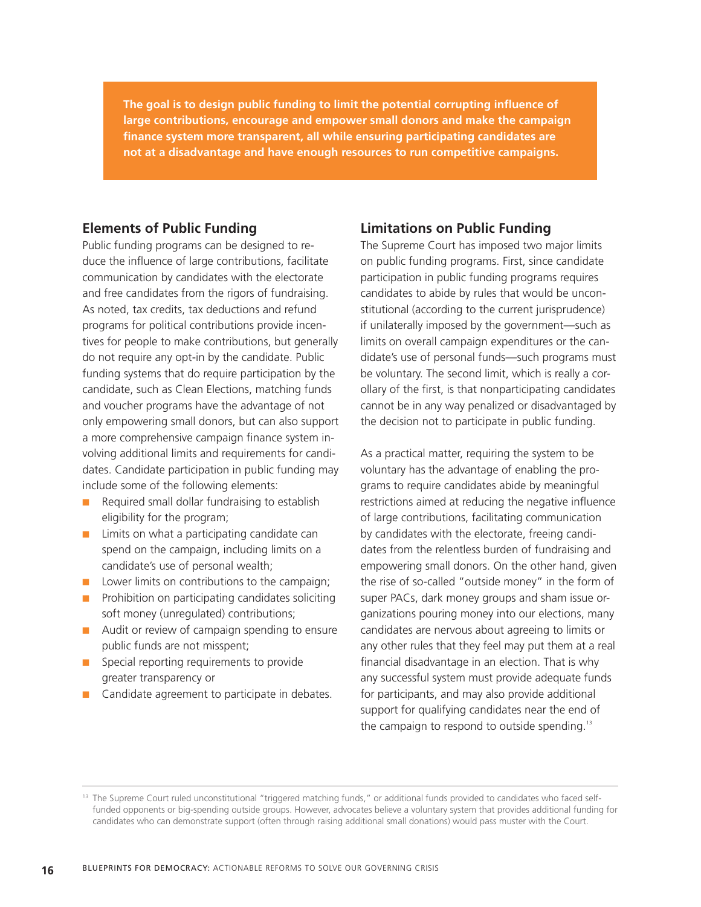**The goal is to design public funding to limit the potential corrupting influence of large contributions, encourage and empower small donors and make the campaign finance system more transparent, all while ensuring participating candidates are not at a disadvantage and have enough resources to run competitive campaigns.**

### Elements of Public Funding

Public funding programs can be designed to reduce the influence of large contributions, facilitate communication by candidates with the electorate and free candidates from the rigors of fundraising. As noted, tax credits, tax deductions and refund programs for political contributions provide incentives for people to make contributions, but generally do not require any opt-in by the candidate. Public funding systems that do require participation by the candidate, such as Clean Elections, matching funds and voucher programs have the advantage of not only empowering small donors, but can also support a more comprehensive campaign finance system involving additional limits and requirements for candidates. Candidate participation in public funding may include some of the following elements:

- Required small dollar fundraising to establish eligibility for the program;
- Limits on what a participating candidate can spend on the campaign, including limits on a candidate's use of personal wealth;
- Lower limits on contributions to the campaign;
- Prohibition on participating candidates soliciting soft money (unregulated) contributions;
- Audit or review of campaign spending to ensure public funds are not misspent;
- Special reporting requirements to provide greater transparency or
- Candidate agreement to participate in debates.

### Limitations on Public Funding

The Supreme Court has imposed two major limits on public funding programs. First, since candidate participation in public funding programs requires candidates to abide by rules that would be unconstitutional (according to the current jurisprudence) if unilaterally imposed by the government—such as limits on overall campaign expenditures or the candidate's use of personal funds—such programs must be voluntary. The second limit, which is really a corollary of the first, is that nonparticipating candidates cannot be in any way penalized or disadvantaged by the decision not to participate in public funding.

As a practical matter, requiring the system to be voluntary has the advantage of enabling the programs to require candidates abide by meaningful restrictions aimed at reducing the negative influence of large contributions, facilitating communication by candidates with the electorate, freeing candidates from the relentless burden of fundraising and empowering small donors. On the other hand, given the rise of so-called "outside money" in the form of super PACs, dark money groups and sham issue organizations pouring money into our elections, many candidates are nervous about agreeing to limits or any other rules that they feel may put them at a real financial disadvantage in an election. That is why any successful system must provide adequate funds for participants, and may also provide additional support for qualifying candidates near the end of the campaign to respond to outside spending.[13]

[13] The Supreme Court ruled unconstitutional "triggered matching funds," or additional funds provided to candidates who faced self-funded opponents or big-spending outside groups. However, advocates believe a voluntary system that provides additional funding for candidates who can demonstrate support (often through raising additional small donations) would pass muster with the Court.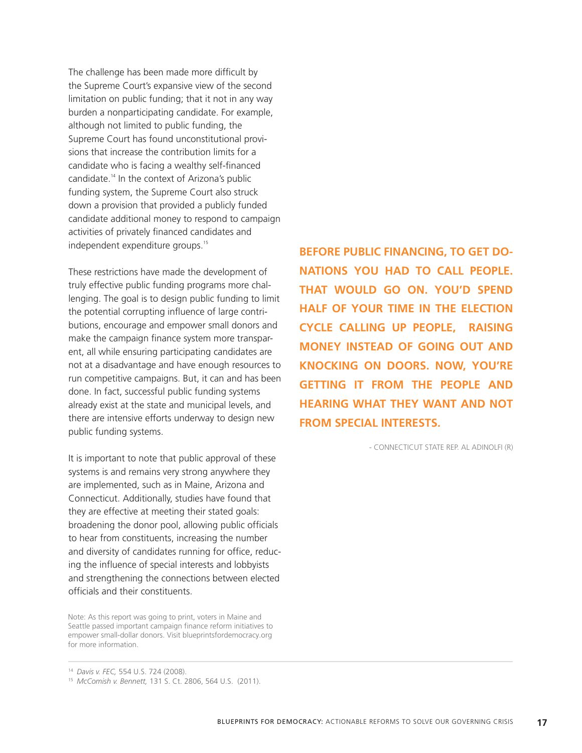The challenge has been made more difficult by the Supreme Court's expansive view of the second limitation on public funding; that it not in any way burden a nonparticipating candidate. For example, although not limited to public funding, the Supreme Court has found unconstitutional provisions that increase the contribution limits for a candidate who is facing a wealthy self-financed candidate.[14] In the context of Arizona's public funding system, the Supreme Court also struck down a provision that provided a publicly funded candidate additional money to respond to campaign activities of privately financed candidates and independent expenditure groups.[15]

These restrictions have made the development of truly effective public funding programs more challenging. The goal is to design public funding to limit the potential corrupting influence of large contributions, encourage and empower small donors and make the campaign finance system more transparent, all while ensuring participating candidates are not at a disadvantage and have enough resources to run competitive campaigns. But, it can and has been done. In fact, successful public funding systems already exist at the state and municipal levels, and there are intensive efforts underway to design new public funding systems.

It is important to note that public approval of these systems is and remains very strong anywhere they are implemented, such as in Maine, Arizona and Connecticut. Additionally, studies have found that they are effective at meeting their stated goals: broadening the donor pool, allowing public officials to hear from constituents, increasing the number and diversity of candidates running for office, reducing the influence of special interests and lobbyists and strengthening the connections between elected officials and their constituents.

Note: As this report was going to print, voters in Maine and Seattle passed important campaign finance reform initiatives to empower small-dollar donors. Visit blueprintsfordemocracy.org for more information.

**BEFORE PUBLIC FINANCING, TO GET DONATIONS YOU HAD TO CALL PEOPLE. THAT WOULD GO ON. YOU'D SPEND HALF OF YOUR TIME IN THE ELECTION CYCLE CALLING UP PEOPLE, RAISING MONEY INSTEAD OF GOING OUT AND KNOCKING ON DOORS. NOW, YOU'RE GETTING IT FROM THE PEOPLE AND HEARING WHAT THEY WANT AND NOT FROM SPECIAL INTERESTS.**

- CONNECTICUT STATE REP. AL ADINOLFI (R)

---

[14] *Davis v. FEC,* 554 U.S. 724 (2008).

[15] *McComish v. Bennett,* 131 S. Ct. 2806, 564 U.S. (2011).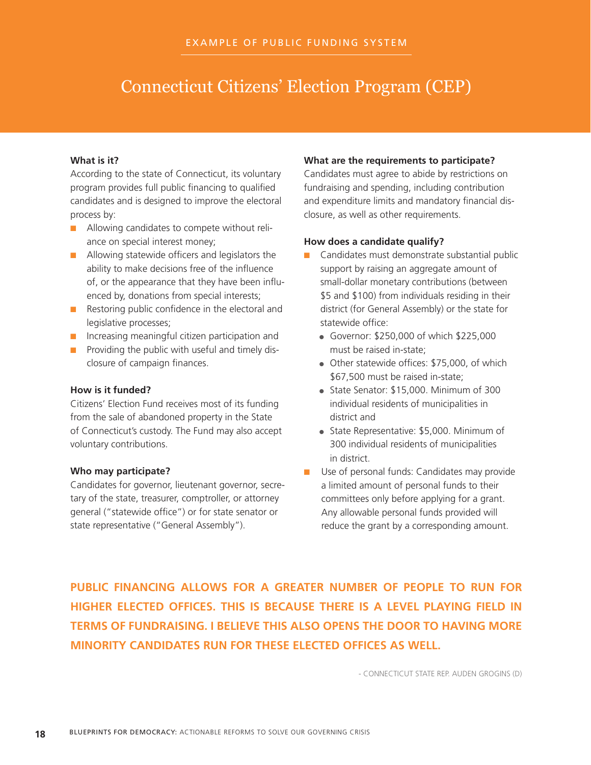EXAMPLE OF PUBLIC FUNDING SYSTEM

# Connecticut Citizens' Election Program (CEP)

**What is it?**

According to the state of Connecticut, its voluntary program provides full public financing to qualified candidates and is designed to improve the electoral process by:

- Allowing candidates to compete without reliance on special interest money;
- Allowing statewide officers and legislators the ability to make decisions free of the influence of, or the appearance that they have been influenced by, donations from special interests;
- Restoring public confidence in the electoral and legislative processes;
- Increasing meaningful citizen participation and
- Providing the public with useful and timely disclosure of campaign finances.

**How is it funded?**

Citizens' Election Fund receives most of its funding from the sale of abandoned property in the State of Connecticut's custody. The Fund may also accept voluntary contributions.

**Who may participate?**

Candidates for governor, lieutenant governor, secretary of the state, treasurer, comptroller, or attorney general ("statewide office") or for state senator or state representative ("General Assembly").

**What are the requirements to participate?**

Candidates must agree to abide by restrictions on fundraising and spending, including contribution and expenditure limits and mandatory financial disclosure, as well as other requirements.

**How does a candidate qualify?**

- Candidates must demonstrate substantial public support by raising an aggregate amount of small-dollar monetary contributions (between $5 and $100) from individuals residing in their district (for General Assembly) or the state for statewide office:
  - Governor: $250,000 of which $225,000 must be raised in-state;
  - Other statewide offices: $75,000, of which $67,500 must be raised in-state;
  - State Senator: $15,000. Minimum of 300 individual residents of municipalities in district and
  - State Representative: $5,000. Minimum of 300 individual residents of municipalities in district.
- Use of personal funds: Candidates may provide a limited amount of personal funds to their committees only before applying for a grant. Any allowable personal funds provided will reduce the grant by a corresponding amount.

**PUBLIC FINANCING ALLOWS FOR A GREATER NUMBER OF PEOPLE TO RUN FOR HIGHER ELECTED OFFICES. THIS IS BECAUSE THERE IS A LEVEL PLAYING FIELD IN TERMS OF FUNDRAISING. I BELIEVE THIS ALSO OPENS THE DOOR TO HAVING MORE MINORITY CANDIDATES RUN FOR THESE ELECTED OFFICES AS WELL.**

\- CONNECTICUT STATE REP. AUDEN GROGINS (D)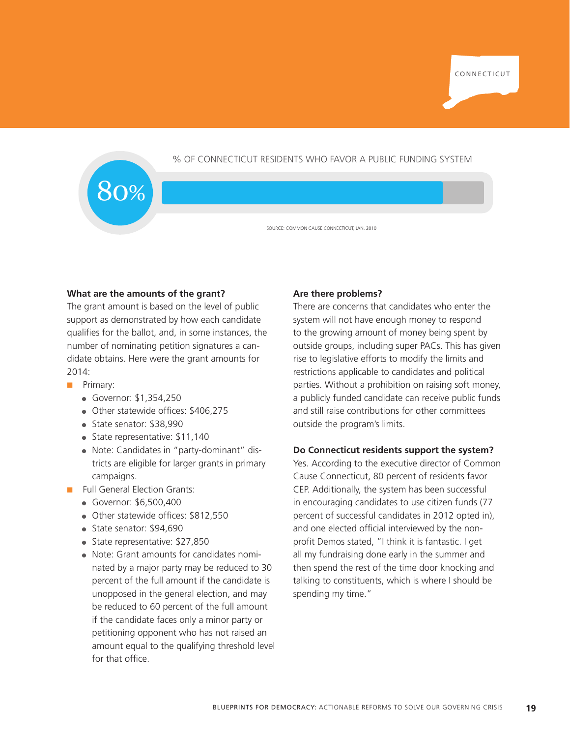CONNECTICUT

% OF CONNECTICUT RESIDENTS WHO FAVOR A PUBLIC FUNDING SYSTEM

80%

SOURCE: COMMON CAUSE CONNECTICUT, JAN. 2010

**What are the amounts of the grant?**

The grant amount is based on the level of public support as demonstrated by how each candidate qualifies for the ballot, and, in some instances, the number of nominating petition signatures a candidate obtains. Here were the grant amounts for 2014:

- Primary:
  - Governor: $1,354,250
  - Other statewide offices: $406,275
  - State senator: $38,990
  - State representative: $11,140
  - Note: Candidates in "party-dominant" districts are eligible for larger grants in primary campaigns.
- Full General Election Grants:
  - Governor: $6,500,400
  - Other statewide offices: $812,550
  - State senator: $94,690
  - State representative: $27,850
  - Note: Grant amounts for candidates nominated by a major party may be reduced to 30 percent of the full amount if the candidate is unopposed in the general election, and may be reduced to 60 percent of the full amount if the candidate faces only a minor party or petitioning opponent who has not raised an amount equal to the qualifying threshold level for that office.

**Are there problems?**

There are concerns that candidates who enter the system will not have enough money to respond to the growing amount of money being spent by outside groups, including super PACs. This has given rise to legislative efforts to modify the limits and restrictions applicable to candidates and political parties. Without a prohibition on raising soft money, a publicly funded candidate can receive public funds and still raise contributions for other committees outside the program's limits.

**Do Connecticut residents support the system?**

Yes. According to the executive director of Common Cause Connecticut, 80 percent of residents favor CEP. Additionally, the system has been successful in encouraging candidates to use citizen funds (77 percent of successful candidates in 2012 opted in), and one elected official interviewed by the non-profit Demos stated, "I think it is fantastic. I get all my fundraising done early in the summer and then spend the rest of the time door knocking and talking to constituents, which is where I should be spending my time."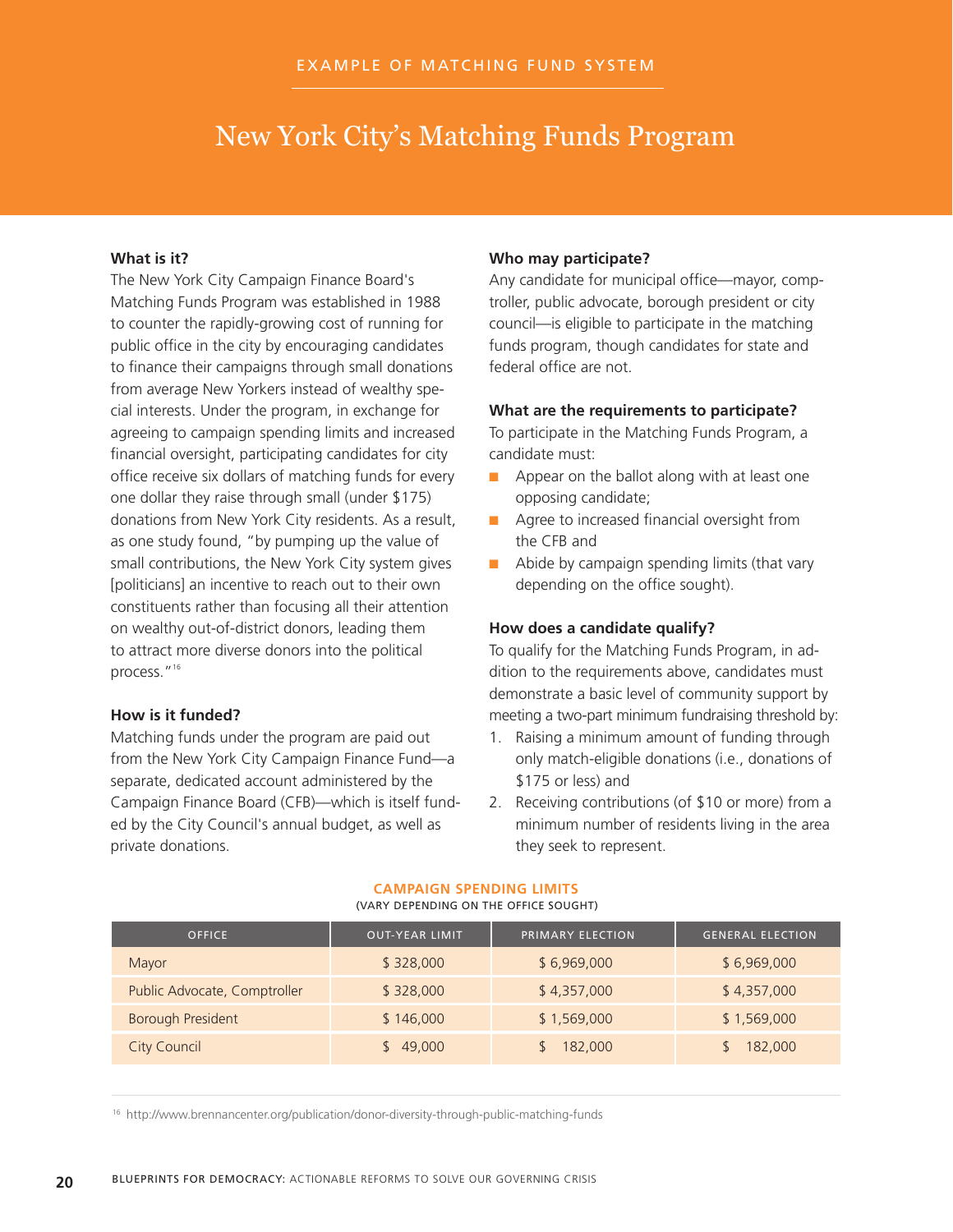EXAMPLE OF MATCHING FUND SYSTEM

# New York City's Matching Funds Program

**What is it?**

The New York City Campaign Finance Board's Matching Funds Program was established in 1988 to counter the rapidly-growing cost of running for public office in the city by encouraging candidates to finance their campaigns through small donations from average New Yorkers instead of wealthy special interests. Under the program, in exchange for agreeing to campaign spending limits and increased financial oversight, participating candidates for city office receive six dollars of matching funds for every one dollar they raise through small (under $175) donations from New York City residents. As a result, as one study found, "by pumping up the value of small contributions, the New York City system gives [politicians] an incentive to reach out to their own constituents rather than focusing all their attention on wealthy out-of-district donors, leading them to attract more diverse donors into the political process."[16]

**How is it funded?**

Matching funds under the program are paid out from the New York City Campaign Finance Fund—a separate, dedicated account administered by the Campaign Finance Board (CFB)—which is itself funded by the City Council's annual budget, as well as private donations.

**Who may participate?**

Any candidate for municipal office—mayor, comptroller, public advocate, borough president or city council—is eligible to participate in the matching funds program, though candidates for state and federal office are not.

**What are the requirements to participate?**

To participate in the Matching Funds Program, a candidate must:

- Appear on the ballot along with at least one opposing candidate;
- Agree to increased financial oversight from the CFB and
- Abide by campaign spending limits (that vary depending on the office sought).

**How does a candidate qualify?**

To qualify for the Matching Funds Program, in addition to the requirements above, candidates must demonstrate a basic level of community support by meeting a two-part minimum fundraising threshold by:

1. Raising a minimum amount of funding through only match-eligible donations (i.e., donations of $175 or less) and
2. Receiving contributions (of $10 or more) from a minimum number of residents living in the area they seek to represent.

**CAMPAIGN SPENDING LIMITS**
(VARY DEPENDING ON THE OFFICE SOUGHT)

| OFFICE | OUT-YEAR LIMIT | PRIMARY ELECTION | GENERAL ELECTION |
|---|---|---|---|
| Mayor | $ 328,000 | $ 6,969,000 | $ 6,969,000 |
| Public Advocate, Comptroller | $ 328,000 | $ 4,357,000 | $ 4,357,000 |
| Borough President | $ 146,000 | $ 1,569,000 | $ 1,569,000 |
| City Council | $ 49,000 | $ 182,000 | $ 182,000 |

[16] http://www.brennancenter.org/publication/donor-diversity-through-public-matching-funds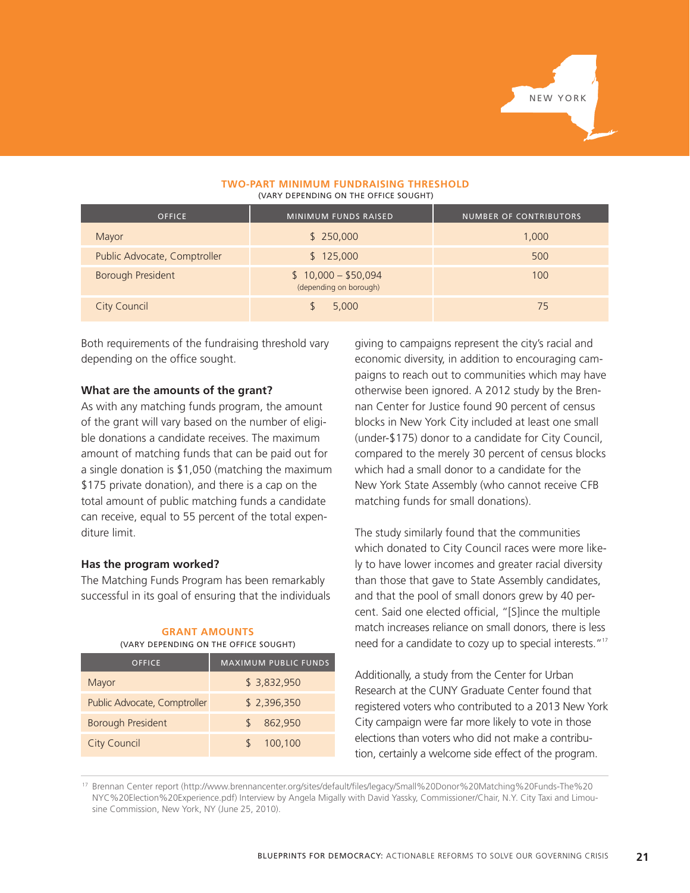NEW YORK

**TWO-PART MINIMUM FUNDRAISING THRESHOLD**
(VARY DEPENDING ON THE OFFICE SOUGHT)

| OFFICE | MINIMUM FUNDS RAISED | NUMBER OF CONTRIBUTORS |
|---|---|---|
| Mayor | $ 250,000 | 1,000 |
| Public Advocate, Comptroller | $ 125,000 | 500 |
| Borough President | $ 10,000 – $50,094 (depending on borough) | 100 |
| City Council | $ 5,000 | 75 |

Both requirements of the fundraising threshold vary depending on the office sought.

### What are the amounts of the grant?

As with any matching funds program, the amount of the grant will vary based on the number of eligible donations a candidate receives. The maximum amount of matching funds that can be paid out for a single donation is $1,050 (matching the maximum $175 private donation), and there is a cap on the total amount of public matching funds a candidate can receive, equal to 55 percent of the total expenditure limit.

### Has the program worked?

The Matching Funds Program has been remarkably successful in its goal of ensuring that the individuals giving to campaigns represent the city's racial and economic diversity, in addition to encouraging campaigns to reach out to communities which may have otherwise been ignored. A 2012 study by the Brennan Center for Justice found 90 percent of census blocks in New York City included at least one small (under-$175) donor to a candidate for City Council, compared to the merely 30 percent of census blocks which had a small donor to a candidate for the New York State Assembly (who cannot receive CFB matching funds for small donations).

The study similarly found that the communities which donated to City Council races were more likely to have lower incomes and greater racial diversity than those that gave to State Assembly candidates, and that the pool of small donors grew by 40 percent. Said one elected official, "[S]ince the multiple match increases reliance on small donors, there is less need for a candidate to cozy up to special interests."[17]

Additionally, a study from the Center for Urban Research at the CUNY Graduate Center found that registered voters who contributed to a 2013 New York City campaign were far more likely to vote in those elections than voters who did not make a contribution, certainly a welcome side effect of the program.

**GRANT AMOUNTS**
(VARY DEPENDING ON THE OFFICE SOUGHT)

| OFFICE | MAXIMUM PUBLIC FUNDS |
|---|---|
| Mayor | $ 3,832,950 |
| Public Advocate, Comptroller | $ 2,396,350 |
| Borough President | $ 862,950 |
| City Council | $ 100,100 |

[17] Brennan Center report (http://www.brennancenter.org/sites/default/files/legacy/Small%20Donor%20Matching%20Funds-The%20NYC%20Election%20Experience.pdf) Interview by Angela Migally with David Yassky, Commissioner/Chair, N.Y. City Taxi and Limousine Commission, New York, NY (June 25, 2010).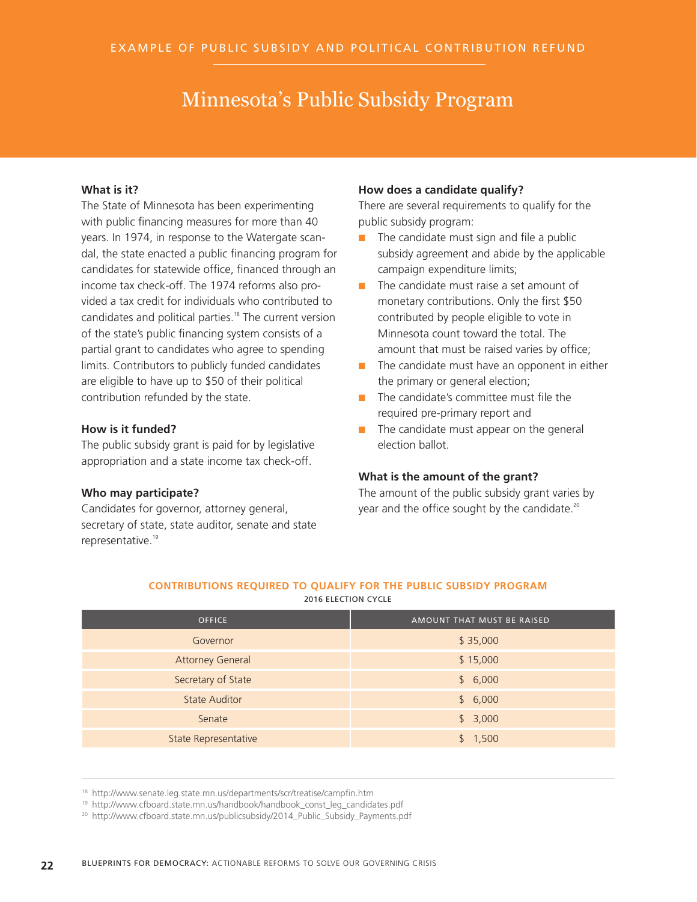EXAMPLE OF PUBLIC SUBSIDY AND POLITICAL CONTRIBUTION REFUND

# Minnesota's Public Subsidy Program

**What is it?**

The State of Minnesota has been experimenting with public financing measures for more than 40 years. In 1974, in response to the Watergate scandal, the state enacted a public financing program for candidates for statewide office, financed through an income tax check-off. The 1974 reforms also provided a tax credit for individuals who contributed to candidates and political parties.[18] The current version of the state's public financing system consists of a partial grant to candidates who agree to spending limits. Contributors to publicly funded candidates are eligible to have up to $50 of their political contribution refunded by the state.

**How is it funded?**

The public subsidy grant is paid for by legislative appropriation and a state income tax check-off.

**Who may participate?**

Candidates for governor, attorney general, secretary of state, state auditor, senate and state representative.[19]

**How does a candidate qualify?**

There are several requirements to qualify for the public subsidy program:

- The candidate must sign and file a public subsidy agreement and abide by the applicable campaign expenditure limits;
- The candidate must raise a set amount of monetary contributions. Only the first $50 contributed by people eligible to vote in Minnesota count toward the total. The amount that must be raised varies by office;
- The candidate must have an opponent in either the primary or general election;
- The candidate's committee must file the required pre-primary report and
- The candidate must appear on the general election ballot.

**What is the amount of the grant?**

The amount of the public subsidy grant varies by year and the office sought by the candidate.[20]

**CONTRIBUTIONS REQUIRED TO QUALIFY FOR THE PUBLIC SUBSIDY PROGRAM**
2016 ELECTION CYCLE

| OFFICE | AMOUNT THAT MUST BE RAISED |
|---|---|
| Governor | $ 35,000 |
| Attorney General | $ 15,000 |
| Secretary of State | $ 6,000 |
| State Auditor | $ 6,000 |
| Senate | $ 3,000 |
| State Representative | $ 1,500 |

[18] http://www.senate.leg.state.mn.us/departments/scr/treatise/campfin.htm
[19] http://www.cfboard.state.mn.us/handbook/handbook_const_leg_candidates.pdf
[20] http://www.cfboard.state.mn.us/publicsubsidy/2014_Public_Subsidy_Payments.pdf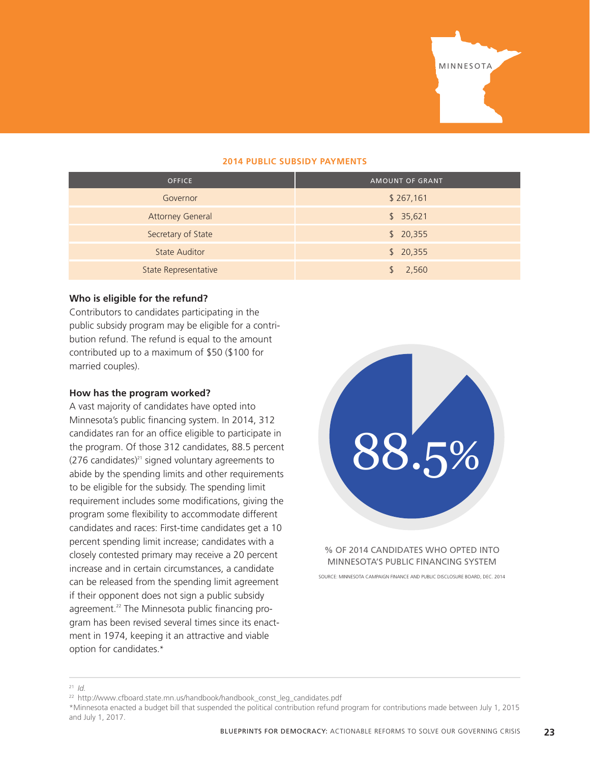MINNESOTA

**2014 PUBLIC SUBSIDY PAYMENTS**

| OFFICE | AMOUNT OF GRANT |
|---|---|
| Governor | $ 267,161 |
| Attorney General | $ 35,621 |
| Secretary of State | $ 20,355 |
| State Auditor | $ 20,355 |
| State Representative | $ 2,560 |

**Who is eligible for the refund?**

Contributors to candidates participating in the public subsidy program may be eligible for a contribution refund. The refund is equal to the amount contributed up to a maximum of $50 ($100 for married couples).

**How has the program worked?**

A vast majority of candidates have opted into Minnesota's public financing system. In 2014, 312 candidates ran for an office eligible to participate in the program. Of those 312 candidates, 88.5 percent (276 candidates)[21] signed voluntary agreements to abide by the spending limits and other requirements to be eligible for the subsidy. The spending limit requirement includes some modifications, giving the program some flexibility to accommodate different candidates and races: First-time candidates get a 10 percent spending limit increase; candidates with a closely contested primary may receive a 20 percent increase and in certain circumstances, a candidate can be released from the spending limit agreement if their opponent does not sign a public subsidy agreement.[22] The Minnesota public financing program has been revised several times since its enactment in 1974, keeping it an attractive and viable option for candidates.*

88.5%

% OF 2014 CANDIDATES WHO OPTED INTO MINNESOTA'S PUBLIC FINANCING SYSTEM

SOURCE: MINNESOTA CAMPAIGN FINANCE AND PUBLIC DISCLOSURE BOARD, DEC. 2014

---

[21] *Id.*

[22] http://www.cfboard.state.mn.us/handbook/handbook_const_leg_candidates.pdf

*Minnesota enacted a budget bill that suspended the political contribution refund program for contributions made between July 1, 2015 and July 1, 2017.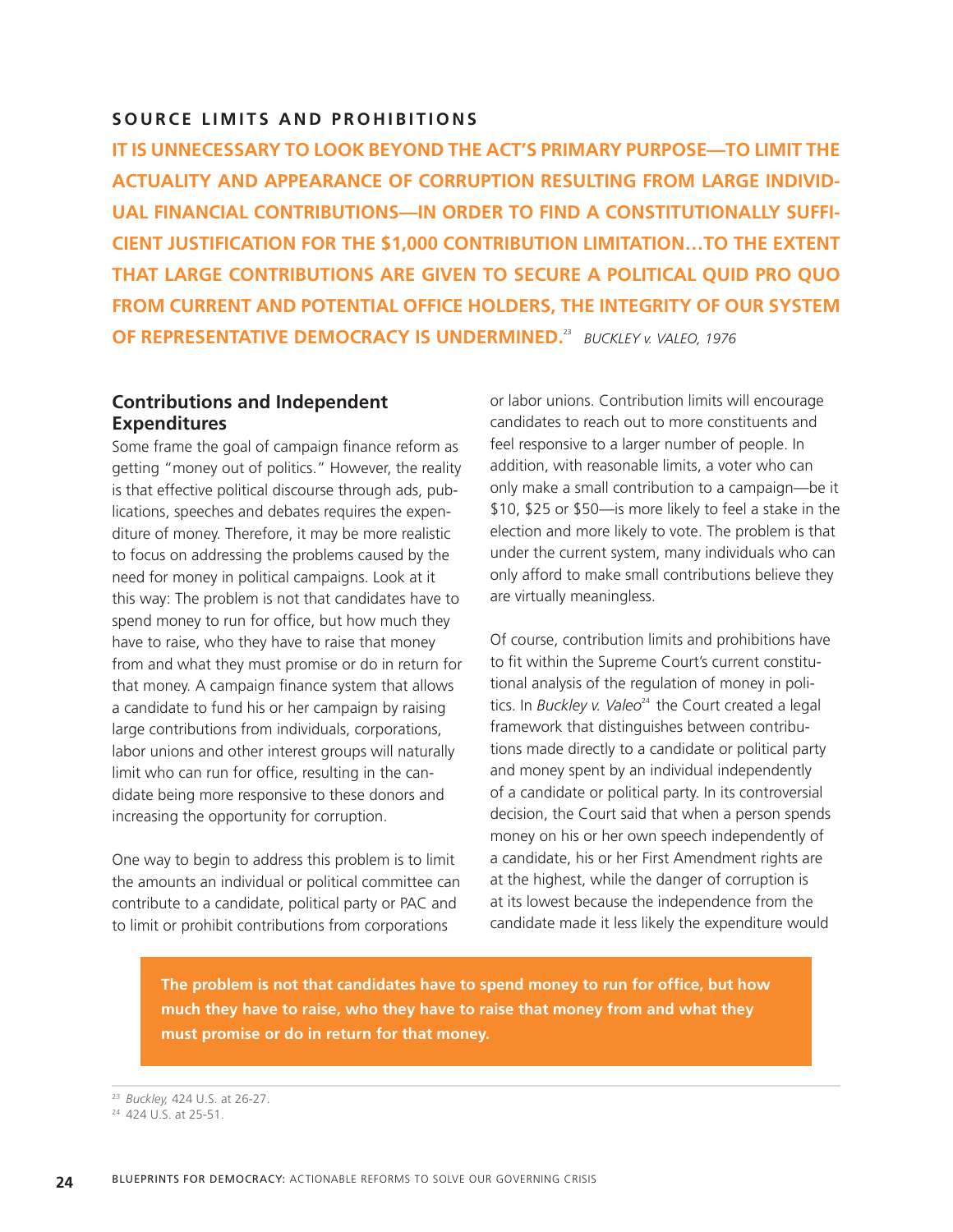## SOURCE LIMITS AND PROHIBITIONS

**IT IS UNNECESSARY TO LOOK BEYOND THE ACT'S PRIMARY PURPOSE—TO LIMIT THE ACTUALITY AND APPEARANCE OF CORRUPTION RESULTING FROM LARGE INDIVIDUAL FINANCIAL CONTRIBUTIONS—IN ORDER TO FIND A CONSTITUTIONALLY SUFFICIENT JUSTIFICATION FOR THE $1,000 CONTRIBUTION LIMITATION…TO THE EXTENT THAT LARGE CONTRIBUTIONS ARE GIVEN TO SECURE A POLITICAL QUID PRO QUO FROM CURRENT AND POTENTIAL OFFICE HOLDERS, THE INTEGRITY OF OUR SYSTEM OF REPRESENTATIVE DEMOCRACY IS UNDERMINED.**[23] *BUCKLEY v. VALEO, 1976*

### Contributions and Independent Expenditures

Some frame the goal of campaign finance reform as getting "money out of politics." However, the reality is that effective political discourse through ads, publications, speeches and debates requires the expenditure of money. Therefore, it may be more realistic to focus on addressing the problems caused by the need for money in political campaigns. Look at it this way: The problem is not that candidates have to spend money to run for office, but how much they have to raise, who they have to raise that money from and what they must promise or do in return for that money. A campaign finance system that allows a candidate to fund his or her campaign by raising large contributions from individuals, corporations, labor unions and other interest groups will naturally limit who can run for office, resulting in the candidate being more responsive to these donors and increasing the opportunity for corruption.

One way to begin to address this problem is to limit the amounts an individual or political committee can contribute to a candidate, political party or PAC and to limit or prohibit contributions from corporations or labor unions. Contribution limits will encourage candidates to reach out to more constituents and feel responsive to a larger number of people. In addition, with reasonable limits, a voter who can only make a small contribution to a campaign—be it $10, $25 or $50—is more likely to feel a stake in the election and more likely to vote. The problem is that under the current system, many individuals who can only afford to make small contributions believe they are virtually meaningless.

Of course, contribution limits and prohibitions have to fit within the Supreme Court's current constitutional analysis of the regulation of money in politics. In *Buckley v. Valeo*[24] the Court created a legal framework that distinguishes between contributions made directly to a candidate or political party and money spent by an individual independently of a candidate or political party. In its controversial decision, the Court said that when a person spends money on his or her own speech independently of a candidate, his or her First Amendment rights are at the highest, while the danger of corruption is at its lowest because the independence from the candidate made it less likely the expenditure would

**The problem is not that candidates have to spend money to run for office, but how much they have to raise, who they have to raise that money from and what they must promise or do in return for that money.**

[23] *Buckley,* 424 U.S. at 26-27.

[24] 424 U.S. at 25-51.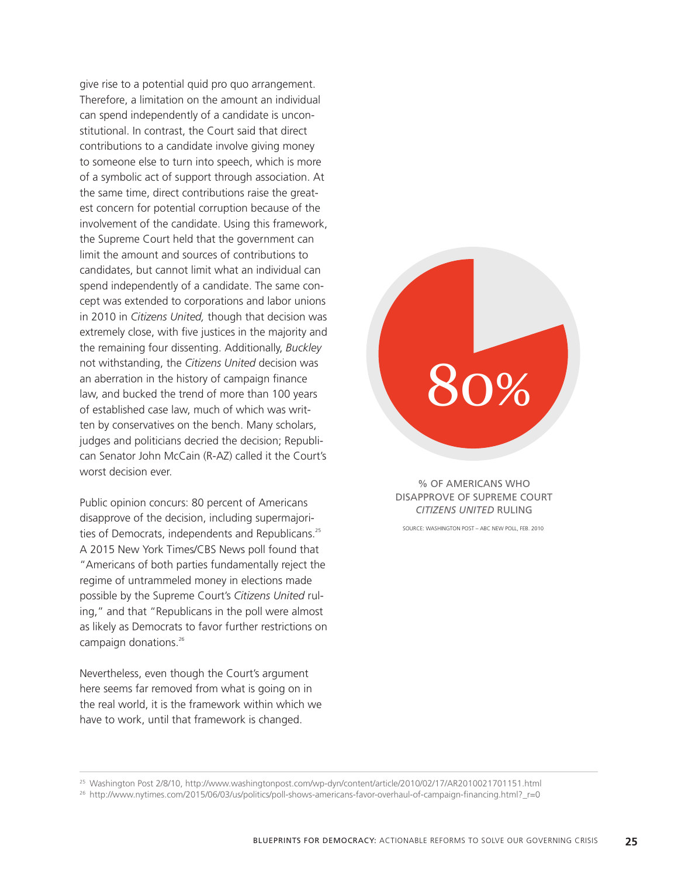give rise to a potential quid pro quo arrangement. Therefore, a limitation on the amount an individual can spend independently of a candidate is unconstitutional. In contrast, the Court said that direct contributions to a candidate involve giving money to someone else to turn into speech, which is more of a symbolic act of support through association. At the same time, direct contributions raise the greatest concern for potential corruption because of the involvement of the candidate. Using this framework, the Supreme Court held that the government can limit the amount and sources of contributions to candidates, but cannot limit what an individual can spend independently of a candidate. The same concept was extended to corporations and labor unions in 2010 in *Citizens United,* though that decision was extremely close, with five justices in the majority and the remaining four dissenting. Additionally, *Buckley* not withstanding, the *Citizens United* decision was an aberration in the history of campaign finance law, and bucked the trend of more than 100 years of established case law, much of which was written by conservatives on the bench. Many scholars, judges and politicians decried the decision; Republican Senator John McCain (R-AZ) called it the Court's worst decision ever.

Public opinion concurs: 80 percent of Americans disapprove of the decision, including supermajorities of Democrats, independents and Republicans.[25] A 2015 New York Times/CBS News poll found that "Americans of both parties fundamentally reject the regime of untrammeled money in elections made possible by the Supreme Court's *Citizens United* ruling," and that "Republicans in the poll were almost as likely as Democrats to favor further restrictions on campaign donations.[26]

Nevertheless, even though the Court's argument here seems far removed from what is going on in the real world, it is the framework within which we have to work, until that framework is changed.

80%

% OF AMERICANS WHO DISAPPROVE OF SUPREME COURT *CITIZENS UNITED* RULING

SOURCE: WASHINGTON POST – ABC NEW POLL, FEB. 2010

---

[25] Washington Post 2/8/10, http://www.washingtonpost.com/wp-dyn/content/article/2010/02/17/AR2010021701151.html

[26] http://www.nytimes.com/2015/06/03/us/politics/poll-shows-americans-favor-overhaul-of-campaign-financing.html?_r=0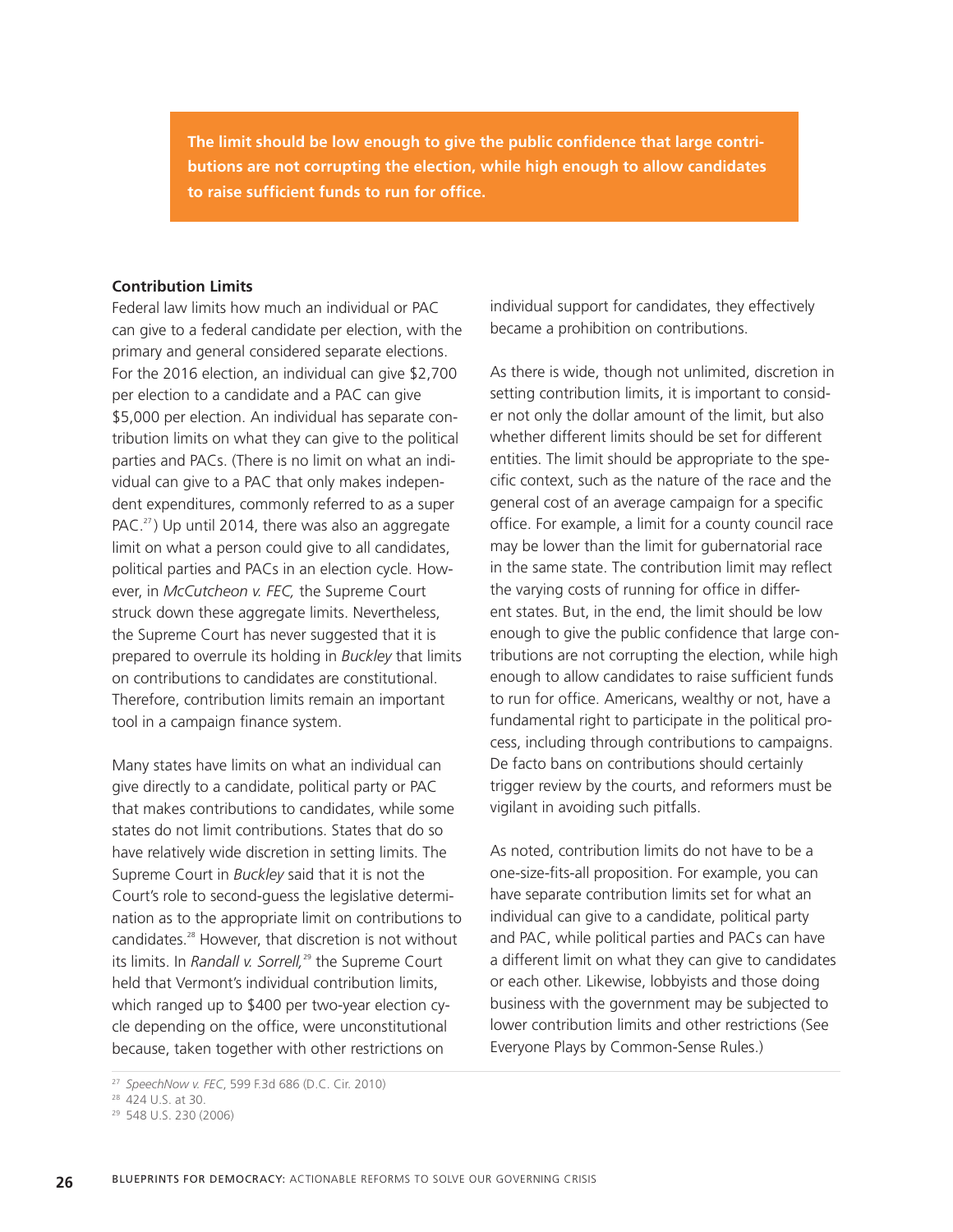**The limit should be low enough to give the public confidence that large contributions are not corrupting the election, while high enough to allow candidates to raise sufficient funds to run for office.**

**Contribution Limits**

Federal law limits how much an individual or PAC can give to a federal candidate per election, with the primary and general considered separate elections. For the 2016 election, an individual can give $2,700 per election to a candidate and a PAC can give $5,000 per election. An individual has separate contribution limits on what they can give to the political parties and PACs. (There is no limit on what an individual can give to a PAC that only makes independent expenditures, commonly referred to as a super PAC.[27]) Up until 2014, there was also an aggregate limit on what a person could give to all candidates, political parties and PACs in an election cycle. However, in *McCutcheon v. FEC,* the Supreme Court struck down these aggregate limits. Nevertheless, the Supreme Court has never suggested that it is prepared to overrule its holding in *Buckley* that limits on contributions to candidates are constitutional. Therefore, contribution limits remain an important tool in a campaign finance system.

Many states have limits on what an individual can give directly to a candidate, political party or PAC that makes contributions to candidates, while some states do not limit contributions. States that do so have relatively wide discretion in setting limits. The Supreme Court in *Buckley* said that it is not the Court's role to second-guess the legislative determination as to the appropriate limit on contributions to candidates.[28] However, that discretion is not without its limits. In *Randall v. Sorrell,*[29] the Supreme Court held that Vermont's individual contribution limits, which ranged up to $400 per two-year election cycle depending on the office, were unconstitutional because, taken together with other restrictions on individual support for candidates, they effectively became a prohibition on contributions.

As there is wide, though not unlimited, discretion in setting contribution limits, it is important to consider not only the dollar amount of the limit, but also whether different limits should be set for different entities. The limit should be appropriate to the specific context, such as the nature of the race and the general cost of an average campaign for a specific office. For example, a limit for a county council race may be lower than the limit for gubernatorial race in the same state. The contribution limit may reflect the varying costs of running for office in different states. But, in the end, the limit should be low enough to give the public confidence that large contributions are not corrupting the election, while high enough to allow candidates to raise sufficient funds to run for office. Americans, wealthy or not, have a fundamental right to participate in the political process, including through contributions to campaigns. De facto bans on contributions should certainly trigger review by the courts, and reformers must be vigilant in avoiding such pitfalls.

As noted, contribution limits do not have to be a one-size-fits-all proposition. For example, you can have separate contribution limits set for what an individual can give to a candidate, political party and PAC, while political parties and PACs can have a different limit on what they can give to candidates or each other. Likewise, lobbyists and those doing business with the government may be subjected to lower contribution limits and other restrictions (See Everyone Plays by Common-Sense Rules.)

---

[27] *SpeechNow v. FEC*, 599 F.3d 686 (D.C. Cir. 2010)

[28] 424 U.S. at 30.

[29] 548 U.S. 230 (2006)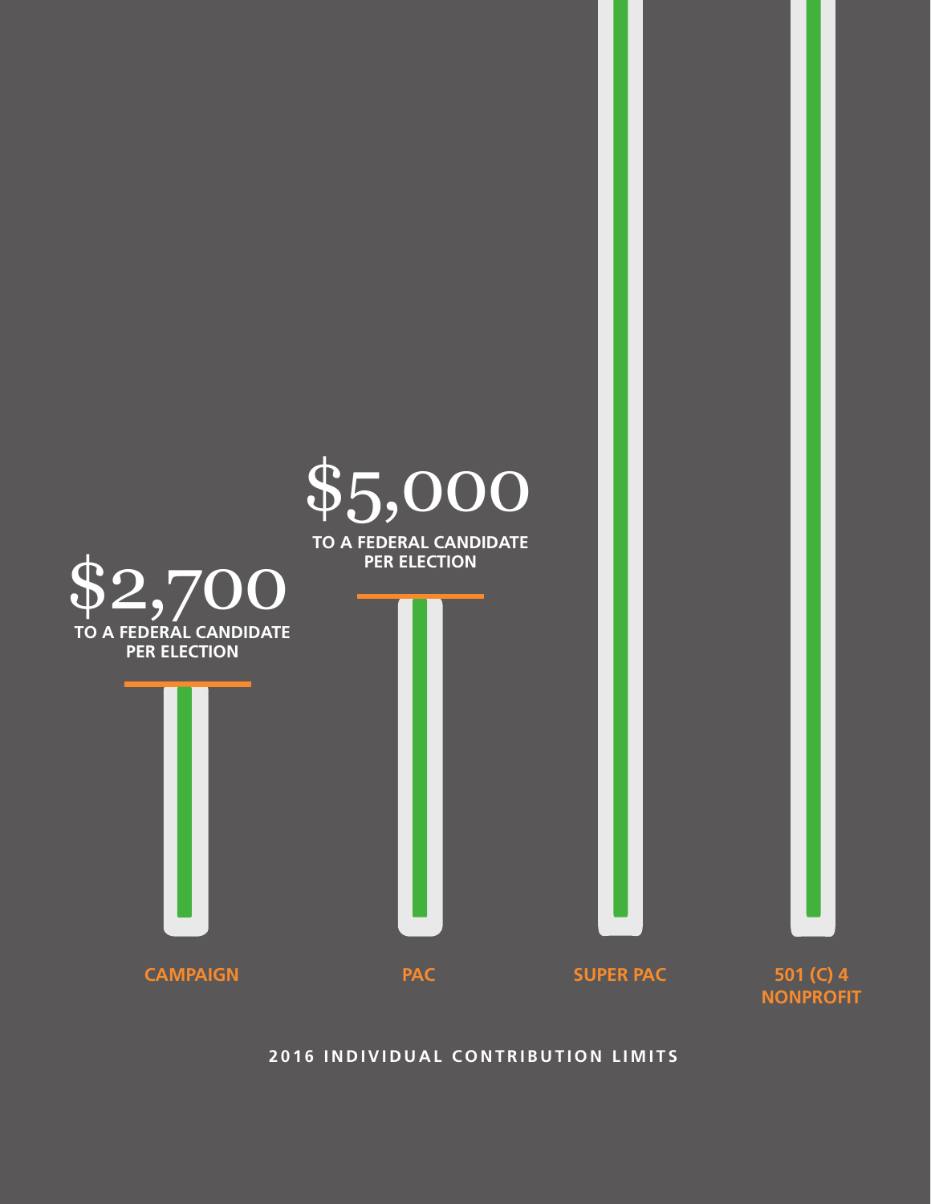$2,700
**TO A FEDERAL CANDIDATE PER ELECTION**

$5,000
**TO A FEDERAL CANDIDATE PER ELECTION**

**CAMPAIGN**

**PAC**

**SUPER PAC**

**501 (C) 4 NONPROFIT**

**2016 INDIVIDUAL CONTRIBUTION LIMITS**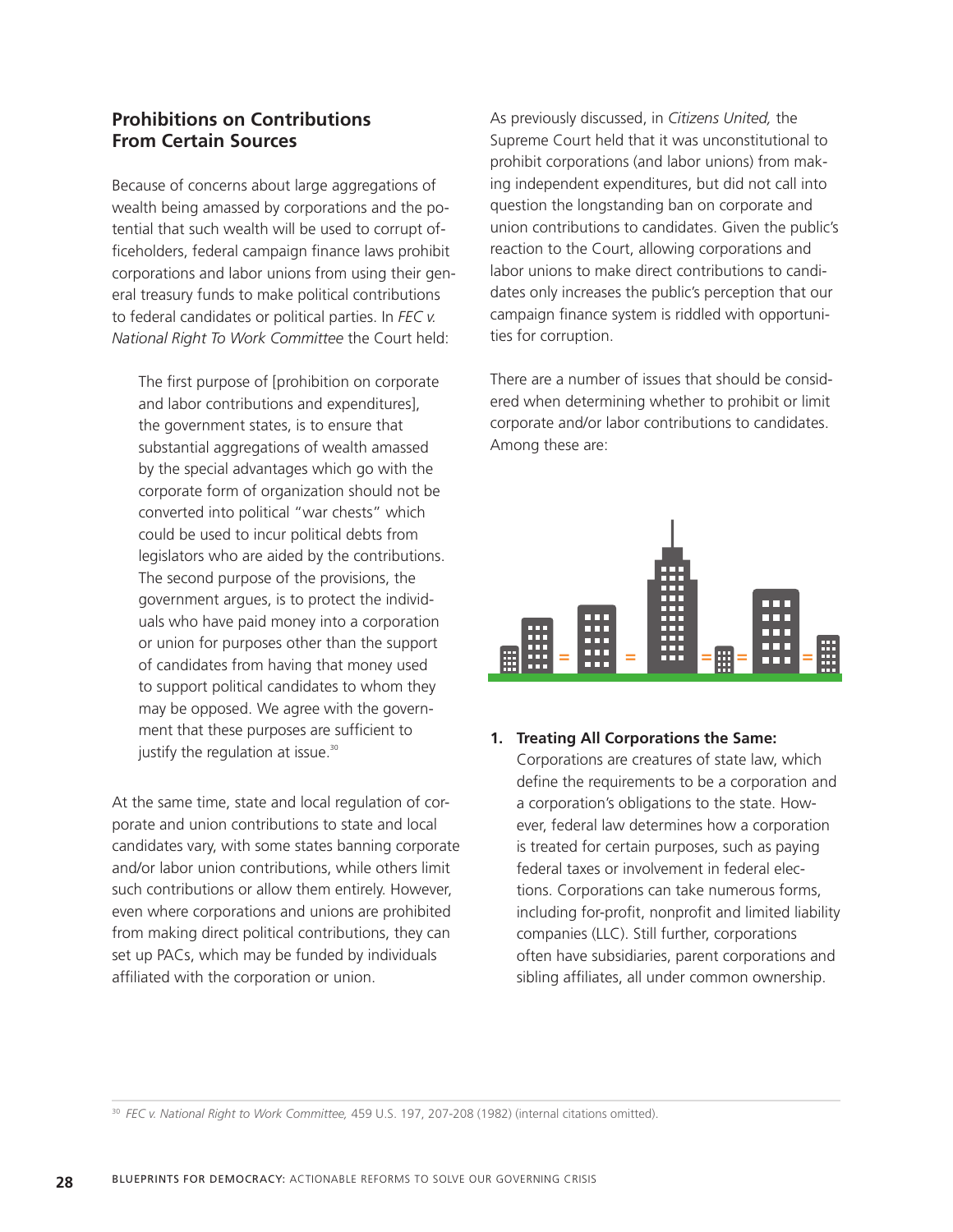## Prohibitions on Contributions From Certain Sources

Because of concerns about large aggregations of wealth being amassed by corporations and the potential that such wealth will be used to corrupt officeholders, federal campaign finance laws prohibit corporations and labor unions from using their general treasury funds to make political contributions to federal candidates or political parties. In *FEC v. National Right To Work Committee* the Court held:

> The first purpose of [prohibition on corporate and labor contributions and expenditures], the government states, is to ensure that substantial aggregations of wealth amassed by the special advantages which go with the corporate form of organization should not be converted into political "war chests" which could be used to incur political debts from legislators who are aided by the contributions. The second purpose of the provisions, the government argues, is to protect the individuals who have paid money into a corporation or union for purposes other than the support of candidates from having that money used to support political candidates to whom they may be opposed. We agree with the government that these purposes are sufficient to justify the regulation at issue.[30]

At the same time, state and local regulation of corporate and union contributions to state and local candidates vary, with some states banning corporate and/or labor union contributions, while others limit such contributions or allow them entirely. However, even where corporations and unions are prohibited from making direct political contributions, they can set up PACs, which may be funded by individuals affiliated with the corporation or union.

As previously discussed, in *Citizens United,* the Supreme Court held that it was unconstitutional to prohibit corporations (and labor unions) from making independent expenditures, but did not call into question the longstanding ban on corporate and union contributions to candidates. Given the public's reaction to the Court, allowing corporations and labor unions to make direct contributions to candidates only increases the public's perception that our campaign finance system is riddled with opportunities for corruption.

There are a number of issues that should be considered when determining whether to prohibit or limit corporate and/or labor contributions to candidates. Among these are:

1. **Treating All Corporations the Same:** Corporations are creatures of state law, which define the requirements to be a corporation and a corporation's obligations to the state. However, federal law determines how a corporation is treated for certain purposes, such as paying federal taxes or involvement in federal elections. Corporations can take numerous forms, including for-profit, nonprofit and limited liability companies (LLC). Still further, corporations often have subsidiaries, parent corporations and sibling affiliates, all under common ownership.

[30] *FEC v. National Right to Work Committee,* 459 U.S. 197, 207-208 (1982) (internal citations omitted).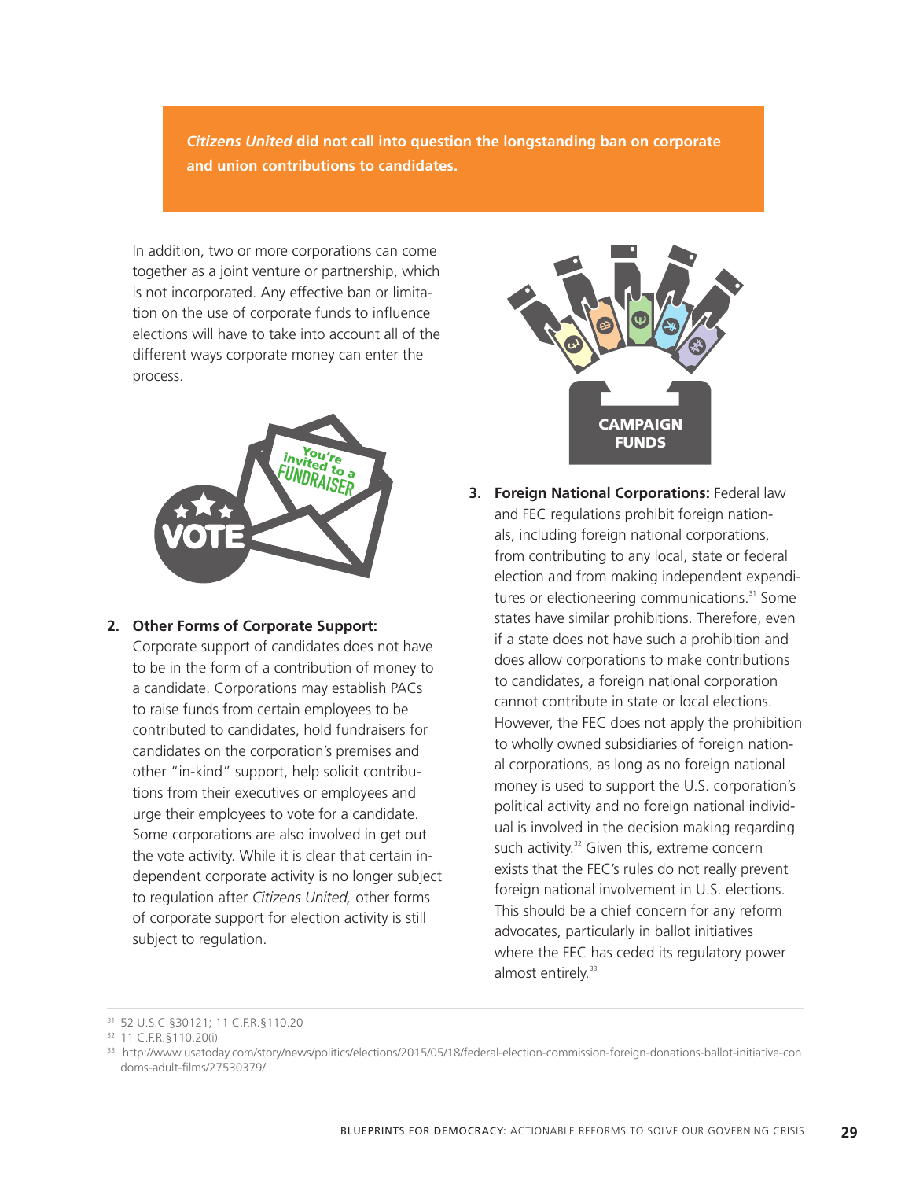***Citizens United* did not call into question the longstanding ban on corporate and union contributions to candidates.**

In addition, two or more corporations can come together as a joint venture or partnership, which is not incorporated. Any effective ban or limitation on the use of corporate funds to influence elections will have to take into account all of the different ways corporate money can enter the process.

2. **Other Forms of Corporate Support:** Corporate support of candidates does not have to be in the form of a contribution of money to a candidate. Corporations may establish PACs to raise funds from certain employees to be contributed to candidates, hold fundraisers for candidates on the corporation's premises and other "in-kind" support, help solicit contributions from their executives or employees and urge their employees to vote for a candidate. Some corporations are also involved in get out the vote activity. While it is clear that certain independent corporate activity is no longer subject to regulation after *Citizens United,* other forms of corporate support for election activity is still subject to regulation.

3. **Foreign National Corporations:** Federal law and FEC regulations prohibit foreign nationals, including foreign national corporations, from contributing to any local, state or federal election and from making independent expenditures or electioneering communications.[31] Some states have similar prohibitions. Therefore, even if a state does not have such a prohibition and does allow corporations to make contributions to candidates, a foreign national corporation cannot contribute in state or local elections. However, the FEC does not apply the prohibition to wholly owned subsidiaries of foreign national corporations, as long as no foreign national money is used to support the U.S. corporation's political activity and no foreign national individual is involved in the decision making regarding such activity.[32] Given this, extreme concern exists that the FEC's rules do not really prevent foreign national involvement in U.S. elections. This should be a chief concern for any reform advocates, particularly in ballot initiatives where the FEC has ceded its regulatory power almost entirely.[33]

---

[31] 52 U.S.C §30121; 11 C.F.R.§110.20

[32] 11 C.F.R.§110.20(i)

[33] http://www.usatoday.com/story/news/politics/elections/2015/05/18/federal-election-commission-foreign-donations-ballot-initiative-condoms-adult-films/27530379/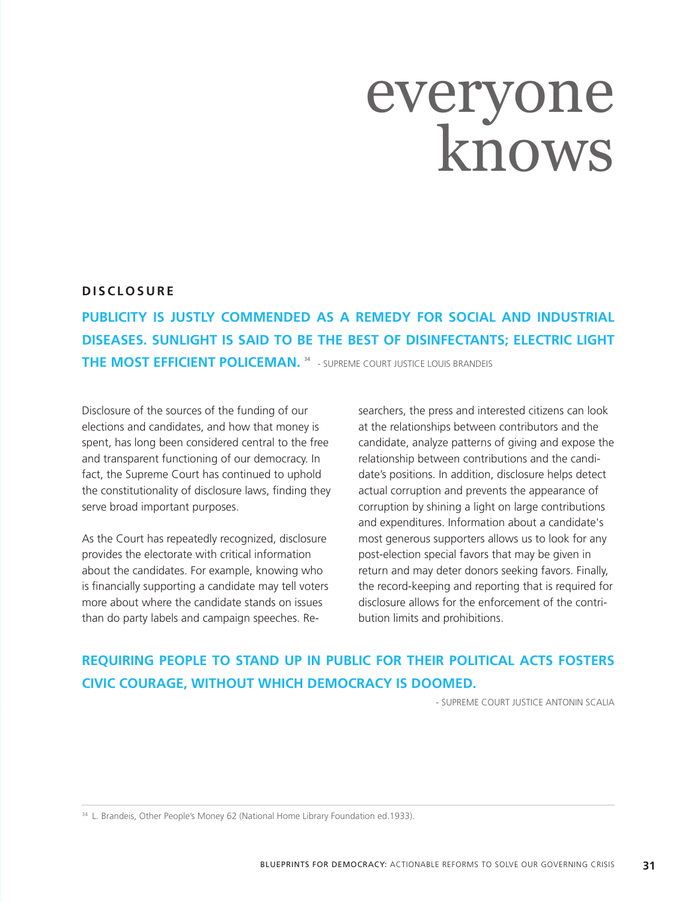# everyone knows

## DISCLOSURE

**PUBLICITY IS JUSTLY COMMENDED AS A REMEDY FOR SOCIAL AND INDUSTRIAL DISEASES. SUNLIGHT IS SAID TO BE THE BEST OF DISINFECTANTS; ELECTRIC LIGHT THE MOST EFFICIENT POLICEMAN.** [34] - SUPREME COURT JUSTICE LOUIS BRANDEIS

Disclosure of the sources of the funding of our elections and candidates, and how that money is spent, has long been considered central to the free and transparent functioning of our democracy. In fact, the Supreme Court has continued to uphold the constitutionality of disclosure laws, finding they serve broad important purposes.

As the Court has repeatedly recognized, disclosure provides the electorate with critical information about the candidates. For example, knowing who is financially supporting a candidate may tell voters more about where the candidate stands on issues than do party labels and campaign speeches. Researchers, the press and interested citizens can look at the relationships between contributors and the candidate, analyze patterns of giving and expose the relationship between contributions and the candidate's positions. In addition, disclosure helps detect actual corruption and prevents the appearance of corruption by shining a light on large contributions and expenditures. Information about a candidate's most generous supporters allows us to look for any post-election special favors that may be given in return and may deter donors seeking favors. Finally, the record-keeping and reporting that is required for disclosure allows for the enforcement of the contribution limits and prohibitions.

**REQUIRING PEOPLE TO STAND UP IN PUBLIC FOR THEIR POLITICAL ACTS FOSTERS CIVIC COURAGE, WITHOUT WHICH DEMOCRACY IS DOOMED.**

- SUPREME COURT JUSTICE ANTONIN SCALIA

---

[34] L. Brandeis, Other People's Money 62 (National Home Library Foundation ed.1933).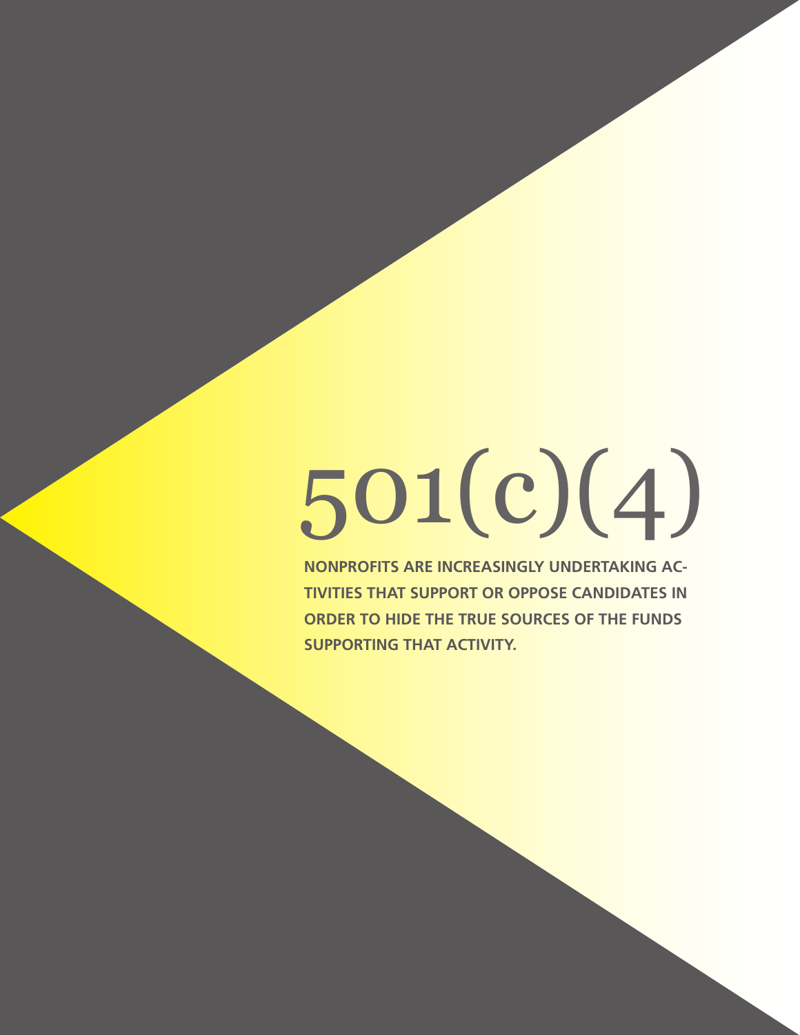# 501(c)(4)

**NONPROFITS ARE INCREASINGLY UNDERTAKING ACTIVITIES THAT SUPPORT OR OPPOSE CANDIDATES IN ORDER TO HIDE THE TRUE SOURCES OF THE FUNDS SUPPORTING THAT ACTIVITY.**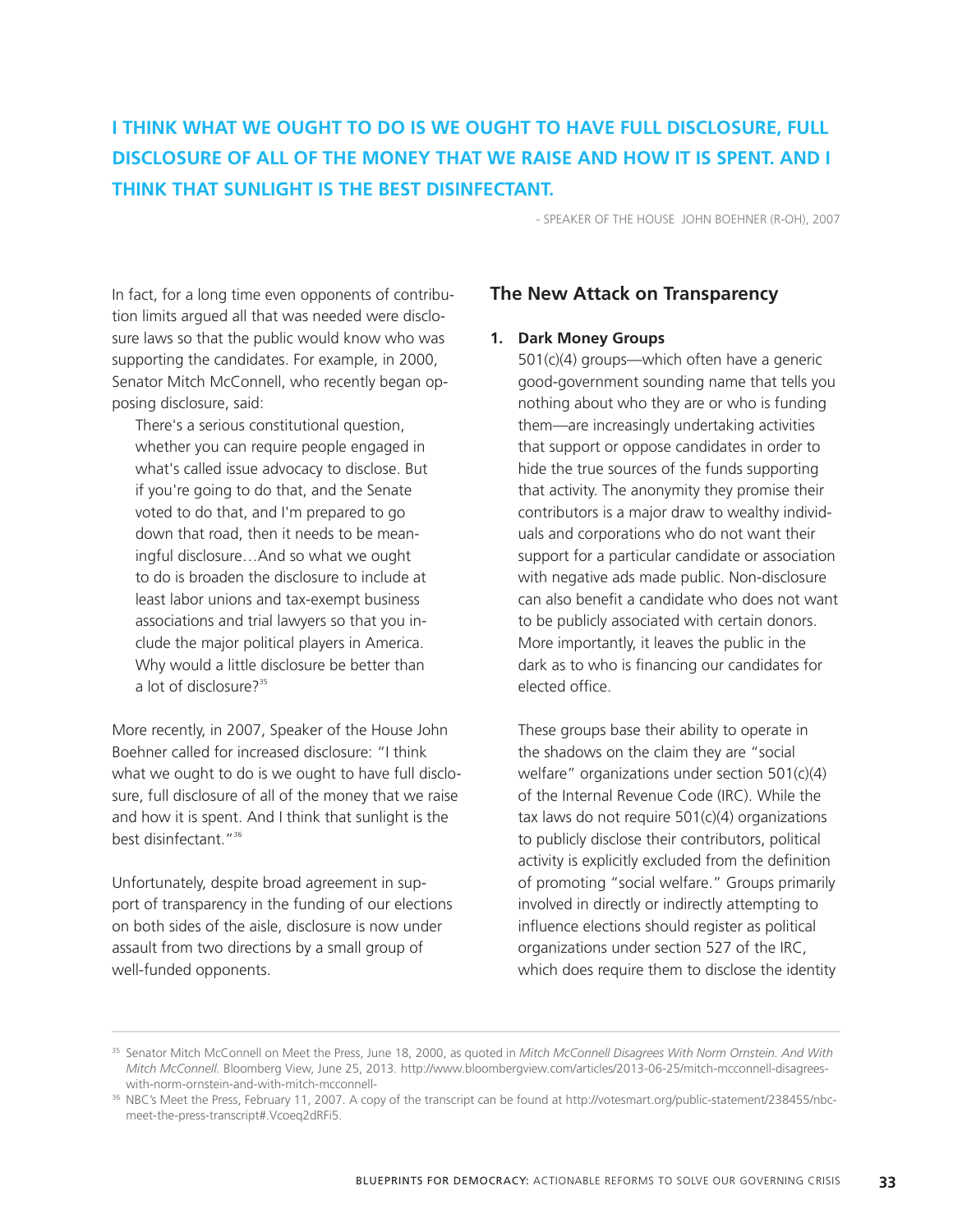**I THINK WHAT WE OUGHT TO DO IS WE OUGHT TO HAVE FULL DISCLOSURE, FULL DISCLOSURE OF ALL OF THE MONEY THAT WE RAISE AND HOW IT IS SPENT. AND I THINK THAT SUNLIGHT IS THE BEST DISINFECTANT.**

- SPEAKER OF THE HOUSE JOHN BOEHNER (R-OH), 2007

In fact, for a long time even opponents of contribution limits argued all that was needed were disclosure laws so that the public would know who was supporting the candidates. For example, in 2000, Senator Mitch McConnell, who recently began opposing disclosure, said:

> There's a serious constitutional question, whether you can require people engaged in what's called issue advocacy to disclose. But if you're going to do that, and the Senate voted to do that, and I'm prepared to go down that road, then it needs to be meaningful disclosure…And so what we ought to do is broaden the disclosure to include at least labor unions and tax-exempt business associations and trial lawyers so that you include the major political players in America. Why would a little disclosure be better than a lot of disclosure?[35]

More recently, in 2007, Speaker of the House John Boehner called for increased disclosure: "I think what we ought to do is we ought to have full disclosure, full disclosure of all of the money that we raise and how it is spent. And I think that sunlight is the best disinfectant."[36]

Unfortunately, despite broad agreement in support of transparency in the funding of our elections on both sides of the aisle, disclosure is now under assault from two directions by a small group of well-funded opponents.

## The New Attack on Transparency

1. **Dark Money Groups**

   501(c)(4) groups—which often have a generic good-government sounding name that tells you nothing about who they are or who is funding them—are increasingly undertaking activities that support or oppose candidates in order to hide the true sources of the funds supporting that activity. The anonymity they promise their contributors is a major draw to wealthy individuals and corporations who do not want their support for a particular candidate or association with negative ads made public. Non-disclosure can also benefit a candidate who does not want to be publicly associated with certain donors. More importantly, it leaves the public in the dark as to who is financing our candidates for elected office.

   These groups base their ability to operate in the shadows on the claim they are "social welfare" organizations under section 501(c)(4) of the Internal Revenue Code (IRC). While the tax laws do not require 501(c)(4) organizations to publicly disclose their contributors, political activity is explicitly excluded from the definition of promoting "social welfare." Groups primarily involved in directly or indirectly attempting to influence elections should register as political organizations under section 527 of the IRC, which does require them to disclose the identity

---

[35] Senator Mitch McConnell on Meet the Press, June 18, 2000, as quoted in *Mitch McConnell Disagrees With Norm Ornstein. And With Mitch McConnell.* Bloomberg View, June 25, 2013. http://www.bloombergview.com/articles/2013-06-25/mitch-mcconnell-disagrees-with-norm-ornstein-and-with-mitch-mcconnell-

[36] NBC's Meet the Press, February 11, 2007. A copy of the transcript can be found at http://votesmart.org/public-statement/238455/nbc-meet-the-press-transcript#.Vcoeq2dRFi5.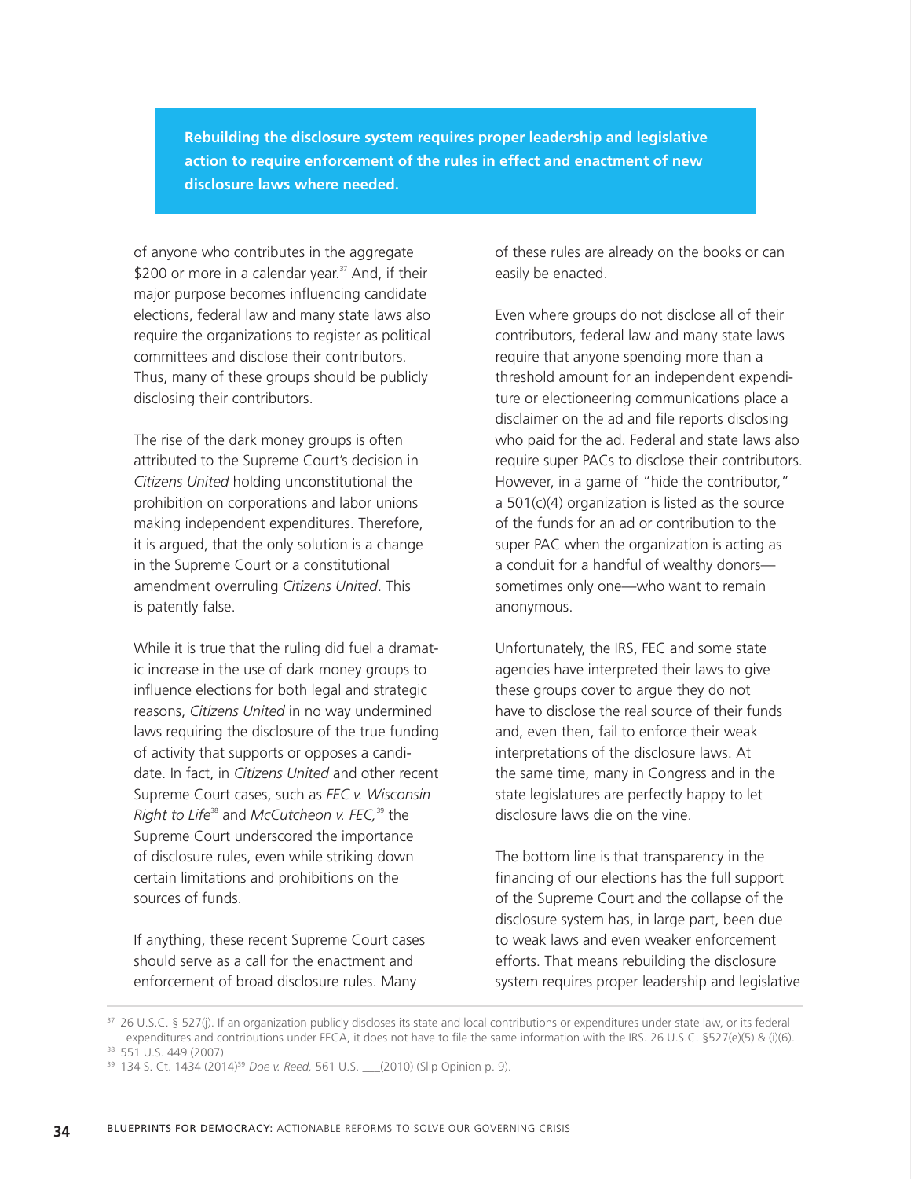**Rebuilding the disclosure system requires proper leadership and legislative action to require enforcement of the rules in effect and enactment of new disclosure laws where needed.**

of anyone who contributes in the aggregate $200 or more in a calendar year.[37] And, if their major purpose becomes influencing candidate elections, federal law and many state laws also require the organizations to register as political committees and disclose their contributors. Thus, many of these groups should be publicly disclosing their contributors.

The rise of the dark money groups is often attributed to the Supreme Court's decision in *Citizens United* holding unconstitutional the prohibition on corporations and labor unions making independent expenditures. Therefore, it is argued, that the only solution is a change in the Supreme Court or a constitutional amendment overruling *Citizens United*. This is patently false.

While it is true that the ruling did fuel a dramatic increase in the use of dark money groups to influence elections for both legal and strategic reasons, *Citizens United* in no way undermined laws requiring the disclosure of the true funding of activity that supports or opposes a candidate. In fact, in *Citizens United* and other recent Supreme Court cases, such as *FEC v. Wisconsin Right to Life*[38] and *McCutcheon v. FEC,*[39] the Supreme Court underscored the importance of disclosure rules, even while striking down certain limitations and prohibitions on the sources of funds.

If anything, these recent Supreme Court cases should serve as a call for the enactment and enforcement of broad disclosure rules. Many of these rules are already on the books or can easily be enacted.

Even where groups do not disclose all of their contributors, federal law and many state laws require that anyone spending more than a threshold amount for an independent expenditure or electioneering communications place a disclaimer on the ad and file reports disclosing who paid for the ad. Federal and state laws also require super PACs to disclose their contributors. However, in a game of "hide the contributor," a 501(c)(4) organization is listed as the source of the funds for an ad or contribution to the super PAC when the organization is acting as a conduit for a handful of wealthy donors—sometimes only one—who want to remain anonymous.

Unfortunately, the IRS, FEC and some state agencies have interpreted their laws to give these groups cover to argue they do not have to disclose the real source of their funds and, even then, fail to enforce their weak interpretations of the disclosure laws. At the same time, many in Congress and in the state legislatures are perfectly happy to let disclosure laws die on the vine.

The bottom line is that transparency in the financing of our elections has the full support of the Supreme Court and the collapse of the disclosure system has, in large part, been due to weak laws and even weaker enforcement efforts. That means rebuilding the disclosure system requires proper leadership and legislative

---

[37] 26 U.S.C. § 527(j). If an organization publicly discloses its state and local contributions or expenditures under state law, or its federal expenditures and contributions under FECA, it does not have to file the same information with the IRS. 26 U.S.C. §527(e)(5) & (i)(6).

[38] 551 U.S. 449 (2007)

[39] 134 S. Ct. 1434 (2014)[39] *Doe v. Reed,* 561 U.S. ___(2010) (Slip Opinion p. 9).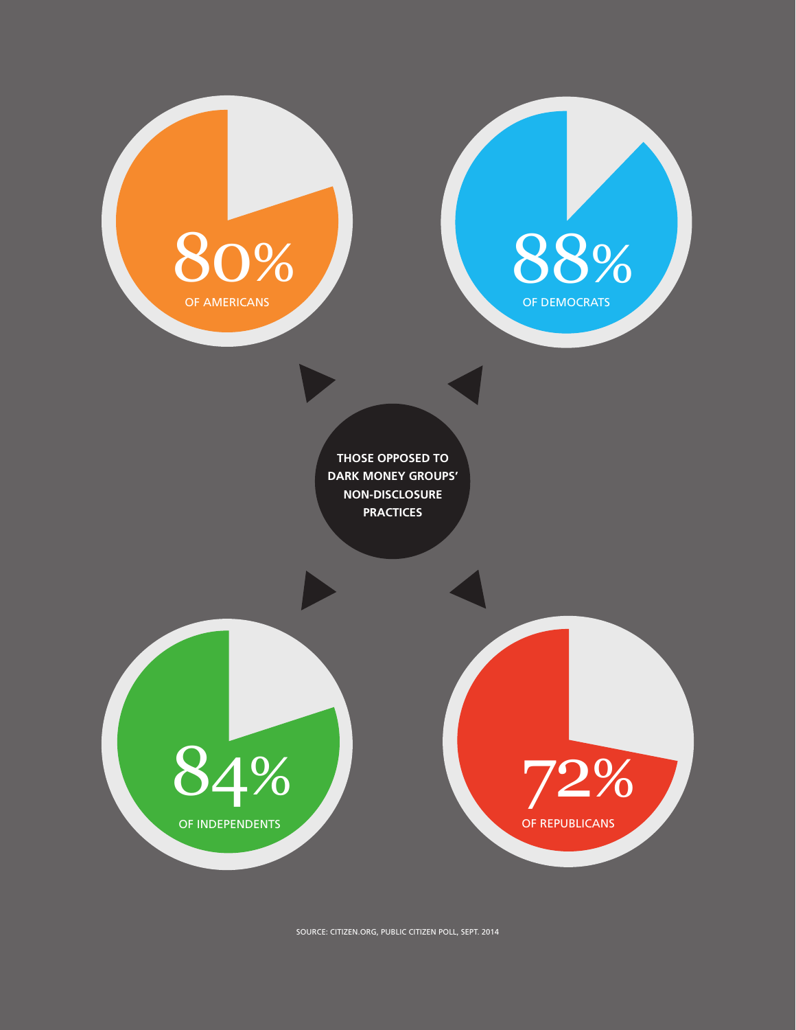**THOSE OPPOSED TO DARK MONEY GROUPS' NON-DISCLOSURE PRACTICES**

80% OF AMERICANS

88% OF DEMOCRATS

84% OF INDEPENDENTS

72% OF REPUBLICANS

SOURCE: CITIZEN.ORG, PUBLIC CITIZEN POLL, SEPT. 2014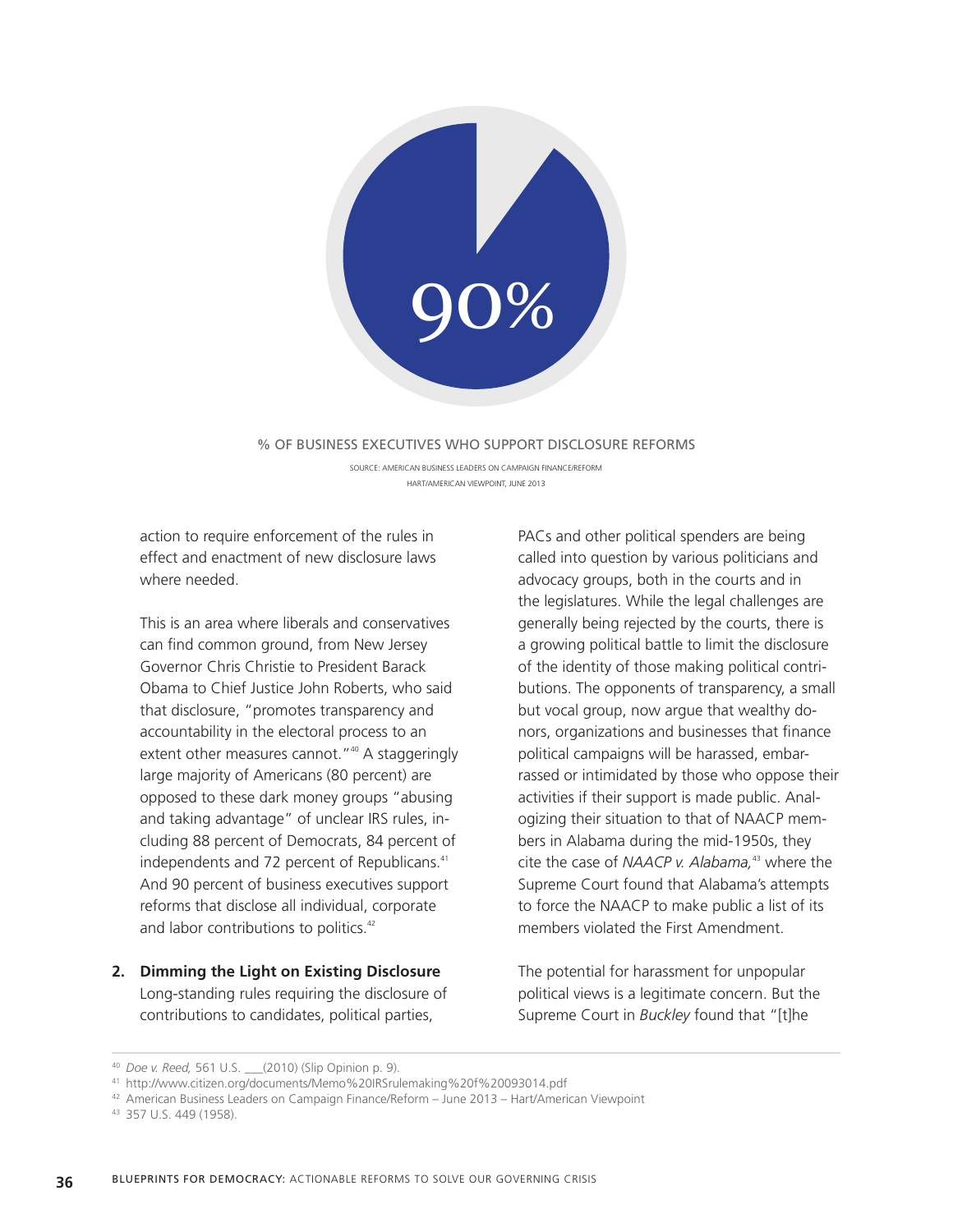90%

% OF BUSINESS EXECUTIVES WHO SUPPORT DISCLOSURE REFORMS

SOURCE: AMERICAN BUSINESS LEADERS ON CAMPAIGN FINANCE/REFORM HART/AMERICAN VIEWPOINT, JUNE 2013

action to require enforcement of the rules in effect and enactment of new disclosure laws where needed.

This is an area where liberals and conservatives can find common ground, from New Jersey Governor Chris Christie to President Barack Obama to Chief Justice John Roberts, who said that disclosure, "promotes transparency and accountability in the electoral process to an extent other measures cannot."[40] A staggeringly large majority of Americans (80 percent) are opposed to these dark money groups "abusing and taking advantage" of unclear IRS rules, including 88 percent of Democrats, 84 percent of independents and 72 percent of Republicans.[41] And 90 percent of business executives support reforms that disclose all individual, corporate and labor contributions to politics.[42]

2. **Dimming the Light on Existing Disclosure**
   Long-standing rules requiring the disclosure of contributions to candidates, political parties, PACs and other political spenders are being called into question by various politicians and advocacy groups, both in the courts and in the legislatures. While the legal challenges are generally being rejected by the courts, there is a growing political battle to limit the disclosure of the identity of those making political contributions. The opponents of transparency, a small but vocal group, now argue that wealthy donors, organizations and businesses that finance political campaigns will be harassed, embarrassed or intimidated by those who oppose their activities if their support is made public. Analogizing their situation to that of NAACP members in Alabama during the mid-1950s, they cite the case of *NAACP v. Alabama,*[43] where the Supreme Court found that Alabama's attempts to force the NAACP to make public a list of its members violated the First Amendment.

The potential for harassment for unpopular political views is a legitimate concern. But the Supreme Court in *Buckley* found that "[t]he

---

[40] *Doe v. Reed,* 561 U.S. ___(2010) (Slip Opinion p. 9).

[41] http://www.citizen.org/documents/Memo%20IRSrulemaking%20f%20093014.pdf

[42] American Business Leaders on Campaign Finance/Reform – June 2013 – Hart/American Viewpoint

[43] 357 U.S. 449 (1958).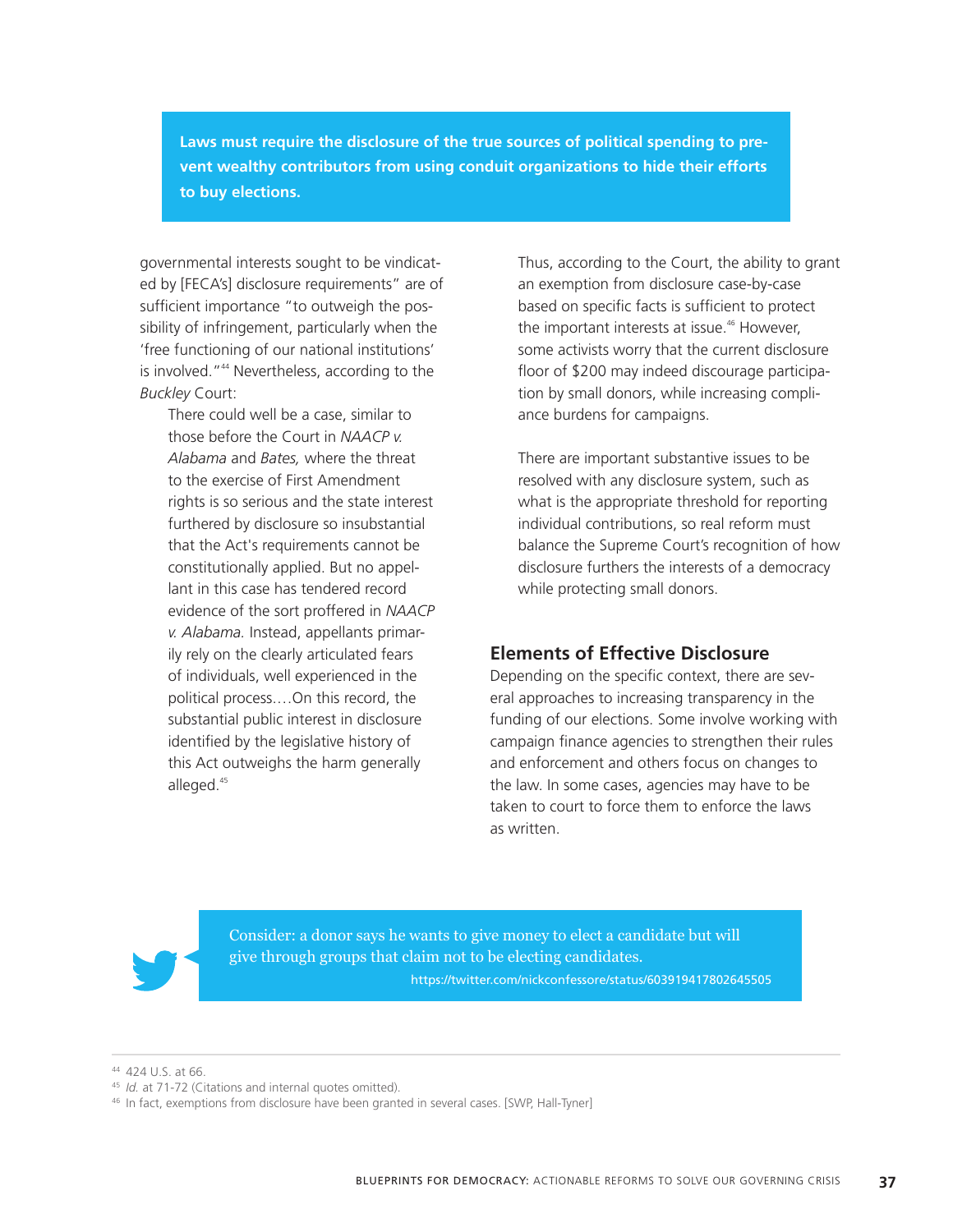**Laws must require the disclosure of the true sources of political spending to prevent wealthy contributors from using conduit organizations to hide their efforts to buy elections.**

governmental interests sought to be vindicated by [FECA's] disclosure requirements" are of sufficient importance "to outweigh the possibility of infringement, particularly when the 'free functioning of our national institutions' is involved."[44] Nevertheless, according to the *Buckley* Court:

> There could well be a case, similar to those before the Court in *NAACP v. Alabama* and *Bates,* where the threat to the exercise of First Amendment rights is so serious and the state interest furthered by disclosure so insubstantial that the Act's requirements cannot be constitutionally applied. But no appellant in this case has tendered record evidence of the sort proffered in *NAACP v. Alabama.* Instead, appellants primarily rely on the clearly articulated fears of individuals, well experienced in the political process.…On this record, the substantial public interest in disclosure identified by the legislative history of this Act outweighs the harm generally alleged.[45]

Thus, according to the Court, the ability to grant an exemption from disclosure case-by-case based on specific facts is sufficient to protect the important interests at issue.[46] However, some activists worry that the current disclosure floor of $200 may indeed discourage participation by small donors, while increasing compliance burdens for campaigns.

There are important substantive issues to be resolved with any disclosure system, such as what is the appropriate threshold for reporting individual contributions, so real reform must balance the Supreme Court's recognition of how disclosure furthers the interests of a democracy while protecting small donors.

## Elements of Effective Disclosure

Depending on the specific context, there are several approaches to increasing transparency in the funding of our elections. Some involve working with campaign finance agencies to strengthen their rules and enforcement and others focus on changes to the law. In some cases, agencies may have to be taken to court to force them to enforce the laws as written.

> Consider: a donor says he wants to give money to elect a candidate but will give through groups that claim not to be electing candidates.
> https://twitter.com/nickconfessore/status/603919417802645505

---

[44] 424 U.S. at 66.

[45] *Id.* at 71-72 (Citations and internal quotes omitted).

[46] In fact, exemptions from disclosure have been granted in several cases. [SWP, Hall-Tyner]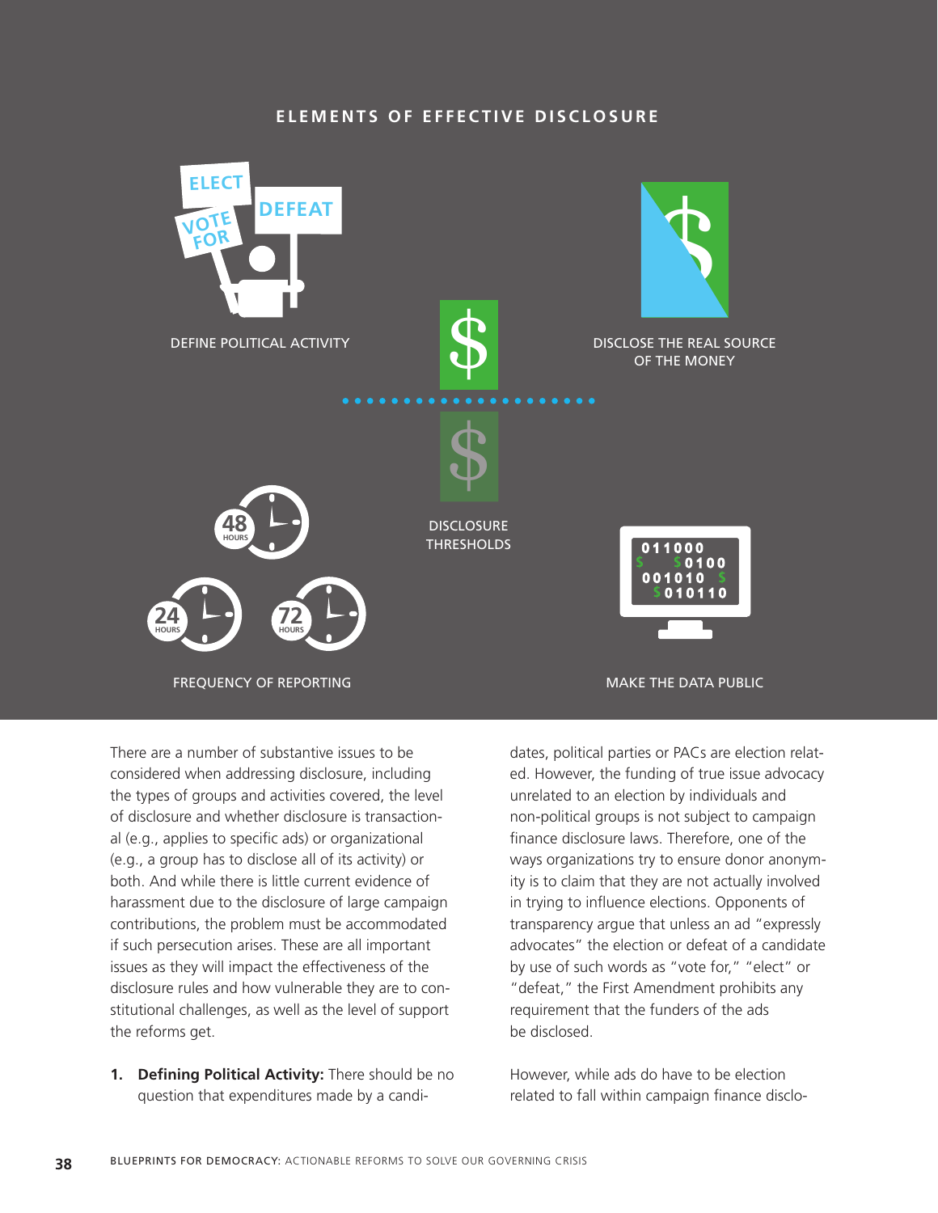## ELEMENTS OF EFFECTIVE DISCLOSURE

DEFINE POLITICAL ACTIVITY

DISCLOSE THE REAL SOURCE OF THE MONEY

DISCLOSURE THRESHOLDS

FREQUENCY OF REPORTING

MAKE THE DATA PUBLIC

There are a number of substantive issues to be considered when addressing disclosure, including the types of groups and activities covered, the level of disclosure and whether disclosure is transactional (e.g., applies to specific ads) or organizational (e.g., a group has to disclose all of its activity) or both. And while there is little current evidence of harassment due to the disclosure of large campaign contributions, the problem must be accommodated if such persecution arises. These are all important issues as they will impact the effectiveness of the disclosure rules and how vulnerable they are to constitutional challenges, as well as the level of support the reforms get.

1. **Defining Political Activity:** There should be no question that expenditures made by a candidates, political parties or PACs are election related. However, the funding of true issue advocacy unrelated to an election by individuals and non-political groups is not subject to campaign finance disclosure laws. Therefore, one of the ways organizations try to ensure donor anonymity is to claim that they are not actually involved in trying to influence elections. Opponents of transparency argue that unless an ad "expressly advocates" the election or defeat of a candidate by use of such words as "vote for," "elect" or "defeat," the First Amendment prohibits any requirement that the funders of the ads be disclosed.

   However, while ads do have to be election related to fall within campaign finance disclo-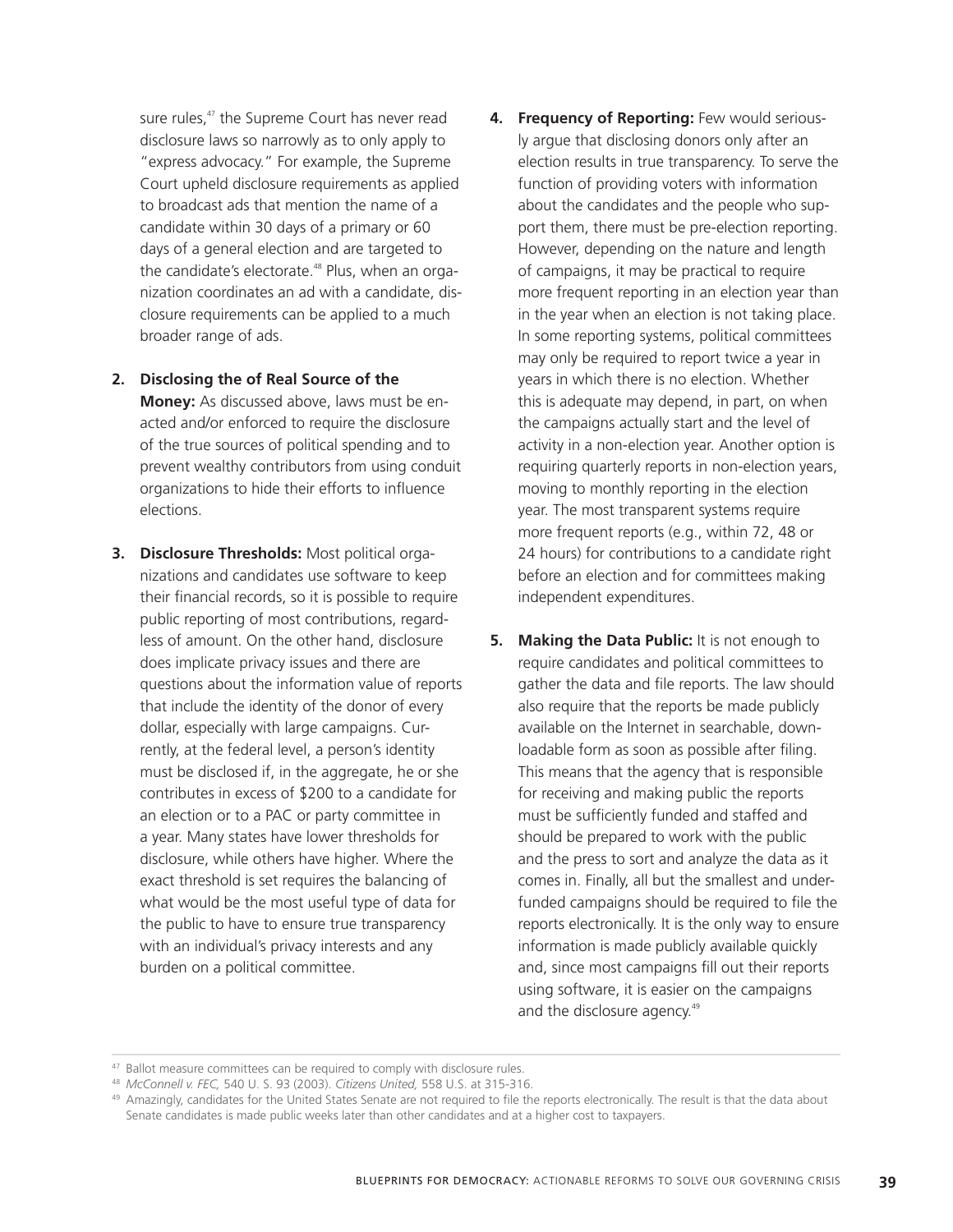sure rules,[47] the Supreme Court has never read disclosure laws so narrowly as to only apply to "express advocacy." For example, the Supreme Court upheld disclosure requirements as applied to broadcast ads that mention the name of a candidate within 30 days of a primary or 60 days of a general election and are targeted to the candidate's electorate.[48] Plus, when an organization coordinates an ad with a candidate, disclosure requirements can be applied to a much broader range of ads.

2. **Disclosing the of Real Source of the Money:** As discussed above, laws must be enacted and/or enforced to require the disclosure of the true sources of political spending and to prevent wealthy contributors from using conduit organizations to hide their efforts to influence elections.

3. **Disclosure Thresholds:** Most political organizations and candidates use software to keep their financial records, so it is possible to require public reporting of most contributions, regardless of amount. On the other hand, disclosure does implicate privacy issues and there are questions about the information value of reports that include the identity of the donor of every dollar, especially with large campaigns. Currently, at the federal level, a person's identity must be disclosed if, in the aggregate, he or she contributes in excess of $200 to a candidate for an election or to a PAC or party committee in a year. Many states have lower thresholds for disclosure, while others have higher. Where the exact threshold is set requires the balancing of what would be the most useful type of data for the public to have to ensure true transparency with an individual's privacy interests and any burden on a political committee.

4. **Frequency of Reporting:** Few would seriously argue that disclosing donors only after an election results in true transparency. To serve the function of providing voters with information about the candidates and the people who support them, there must be pre-election reporting. However, depending on the nature and length of campaigns, it may be practical to require more frequent reporting in an election year than in the year when an election is not taking place. In some reporting systems, political committees may only be required to report twice a year in years in which there is no election. Whether this is adequate may depend, in part, on when the campaigns actually start and the level of activity in a non-election year. Another option is requiring quarterly reports in non-election years, moving to monthly reporting in the election year. The most transparent systems require more frequent reports (e.g., within 72, 48 or 24 hours) for contributions to a candidate right before an election and for committees making independent expenditures.

5. **Making the Data Public:** It is not enough to require candidates and political committees to gather the data and file reports. The law should also require that the reports be made publicly available on the Internet in searchable, downloadable form as soon as possible after filing. This means that the agency that is responsible for receiving and making public the reports must be sufficiently funded and staffed and should be prepared to work with the public and the press to sort and analyze the data as it comes in. Finally, all but the smallest and underfunded campaigns should be required to file the reports electronically. It is the only way to ensure information is made publicly available quickly and, since most campaigns fill out their reports using software, it is easier on the campaigns and the disclosure agency.[49]

---

[47] Ballot measure committees can be required to comply with disclosure rules.

[48] *McConnell v. FEC,* 540 U. S. 93 (2003). *Citizens United,* 558 U.S. at 315-316.

[49] Amazingly, candidates for the United States Senate are not required to file the reports electronically. The result is that the data about Senate candidates is made public weeks later than other candidates and at a higher cost to taxpayers.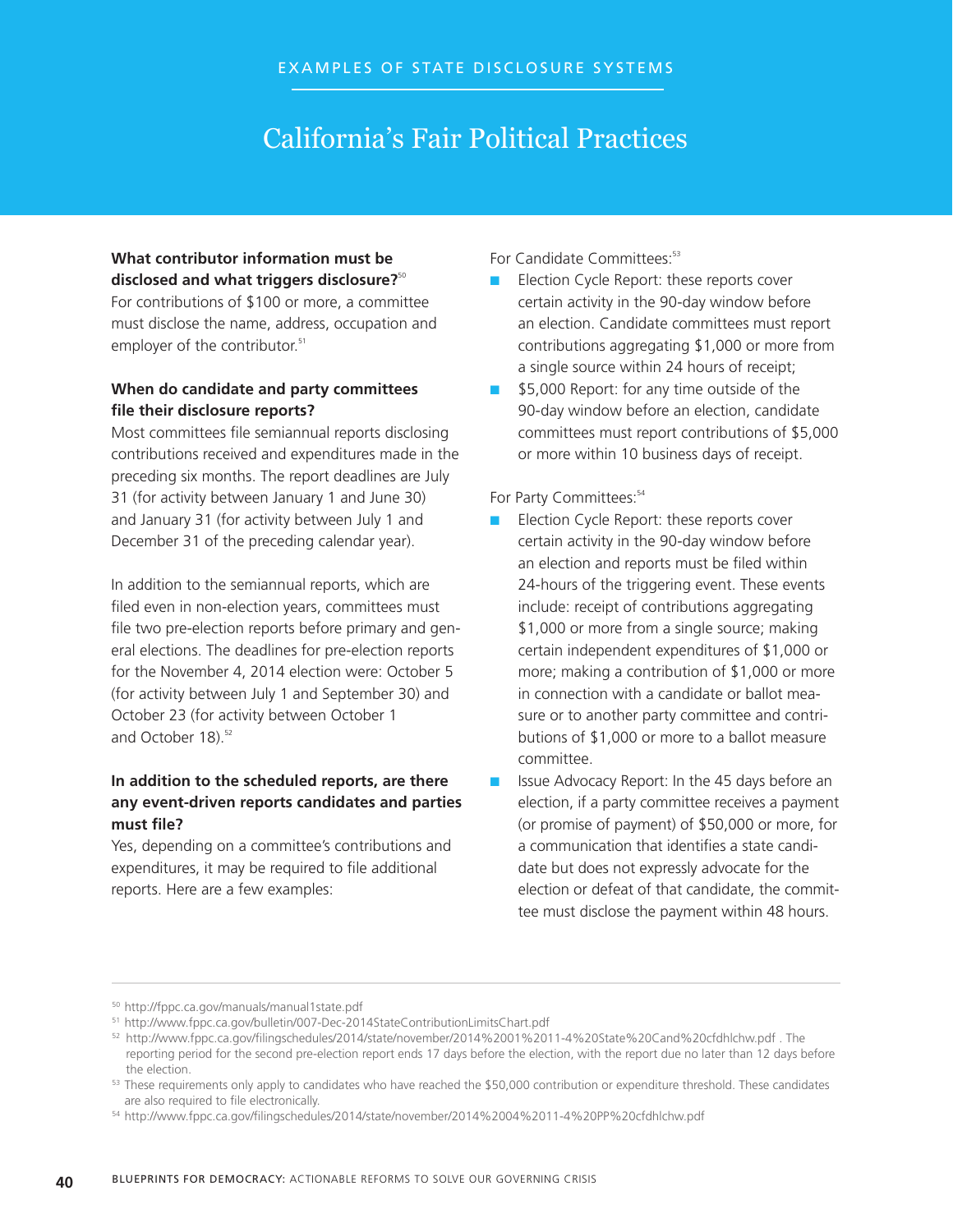EXAMPLES OF STATE DISCLOSURE SYSTEMS

# California's Fair Political Practices

**What contributor information must be disclosed and what triggers disclosure?**[50]

For contributions of $100 or more, a committee must disclose the name, address, occupation and employer of the contributor.[51]

**When do candidate and party committees file their disclosure reports?**

Most committees file semiannual reports disclosing contributions received and expenditures made in the preceding six months. The report deadlines are July 31 (for activity between January 1 and June 30) and January 31 (for activity between July 1 and December 31 of the preceding calendar year).

In addition to the semiannual reports, which are filed even in non-election years, committees must file two pre-election reports before primary and general elections. The deadlines for pre-election reports for the November 4, 2014 election were: October 5 (for activity between July 1 and September 30) and October 23 (for activity between October 1 and October 18).[52]

**In addition to the scheduled reports, are there any event-driven reports candidates and parties must file?**

Yes, depending on a committee's contributions and expenditures, it may be required to file additional reports. Here are a few examples:

For Candidate Committees:[53]

- Election Cycle Report: these reports cover certain activity in the 90-day window before an election. Candidate committees must report contributions aggregating $1,000 or more from a single source within 24 hours of receipt;
- $5,000 Report: for any time outside of the 90-day window before an election, candidate committees must report contributions of $5,000 or more within 10 business days of receipt.

For Party Committees:[54]

- Election Cycle Report: these reports cover certain activity in the 90-day window before an election and reports must be filed within 24-hours of the triggering event. These events include: receipt of contributions aggregating $1,000 or more from a single source; making certain independent expenditures of $1,000 or more; making a contribution of $1,000 or more in connection with a candidate or ballot measure or to another party committee and contributions of $1,000 or more to a ballot measure committee.
- Issue Advocacy Report: In the 45 days before an election, if a party committee receives a payment (or promise of payment) of $50,000 or more, for a communication that identifies a state candidate but does not expressly advocate for the election or defeat of that candidate, the committee must disclose the payment within 48 hours.

---

[50] http://fppc.ca.gov/manuals/manual1state.pdf

[51] http://www.fppc.ca.gov/bulletin/007-Dec-2014StateContributionLimitsChart.pdf

[52] http://www.fppc.ca.gov/filingschedules/2014/state/november/2014%2001%2011-4%20State%20Cand%20cfdhlchw.pdf . The reporting period for the second pre-election report ends 17 days before the election, with the report due no later than 12 days before the election.

[53] These requirements only apply to candidates who have reached the $50,000 contribution or expenditure threshold. These candidates are also required to file electronically.

[54] http://www.fppc.ca.gov/filingschedules/2014/state/november/2014%2004%2011-4%20PP%20cfdhlchw.pdf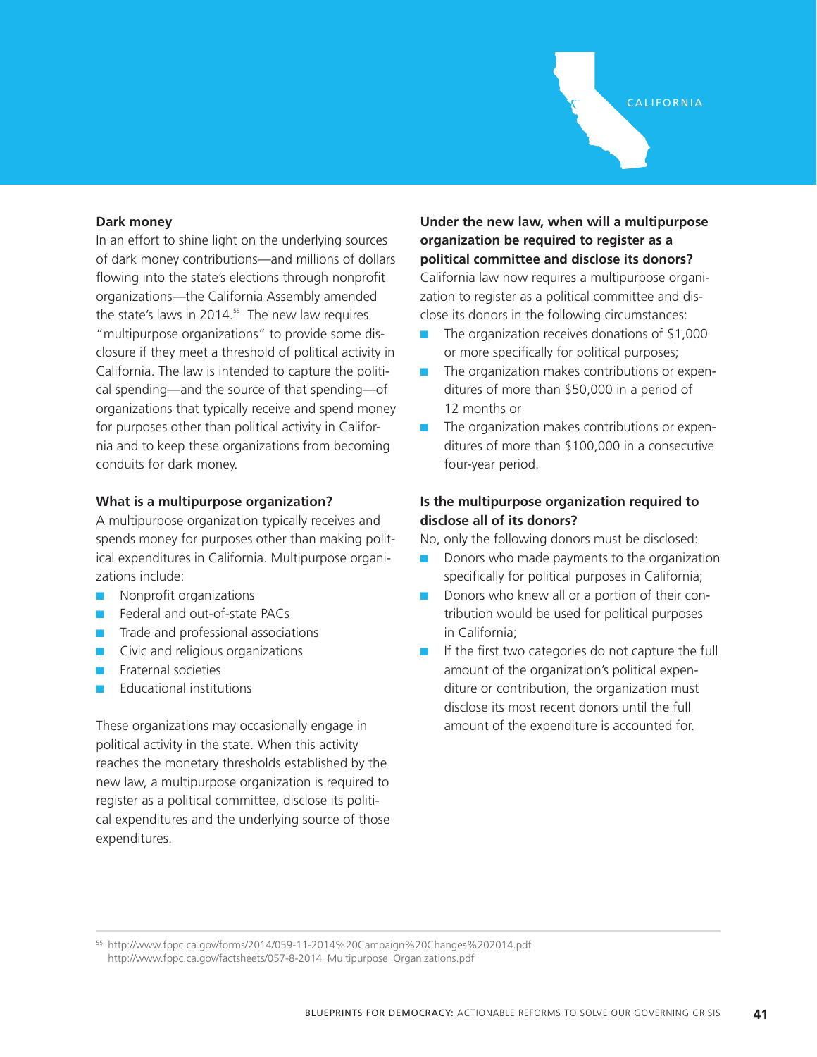CALIFORNIA

**Dark money**

In an effort to shine light on the underlying sources of dark money contributions—and millions of dollars flowing into the state's elections through nonprofit organizations—the California Assembly amended the state's laws in 2014.[55] The new law requires "multipurpose organizations" to provide some disclosure if they meet a threshold of political activity in California. The law is intended to capture the political spending—and the source of that spending—of organizations that typically receive and spend money for purposes other than political activity in California and to keep these organizations from becoming conduits for dark money.

**What is a multipurpose organization?**

A multipurpose organization typically receives and spends money for purposes other than making political expenditures in California. Multipurpose organizations include:

- Nonprofit organizations
- Federal and out-of-state PACs
- Trade and professional associations
- Civic and religious organizations
- Fraternal societies
- Educational institutions

These organizations may occasionally engage in political activity in the state. When this activity reaches the monetary thresholds established by the new law, a multipurpose organization is required to register as a political committee, disclose its political expenditures and the underlying source of those expenditures.

**Under the new law, when will a multipurpose organization be required to register as a political committee and disclose its donors?**

California law now requires a multipurpose organization to register as a political committee and disclose its donors in the following circumstances:

- The organization receives donations of $1,000 or more specifically for political purposes;
- The organization makes contributions or expenditures of more than $50,000 in a period of 12 months or
- The organization makes contributions or expenditures of more than $100,000 in a consecutive four-year period.

**Is the multipurpose organization required to disclose all of its donors?**

No, only the following donors must be disclosed:

- Donors who made payments to the organization specifically for political purposes in California;
- Donors who knew all or a portion of their contribution would be used for political purposes in California;
- If the first two categories do not capture the full amount of the organization's political expenditure or contribution, the organization must disclose its most recent donors until the full amount of the expenditure is accounted for.

---

[55] http://www.fppc.ca.gov/forms/2014/059-11-2014%20Campaign%20Changes%202014.pdf
http://www.fppc.ca.gov/factsheets/057-8-2014_Multipurpose_Organizations.pdf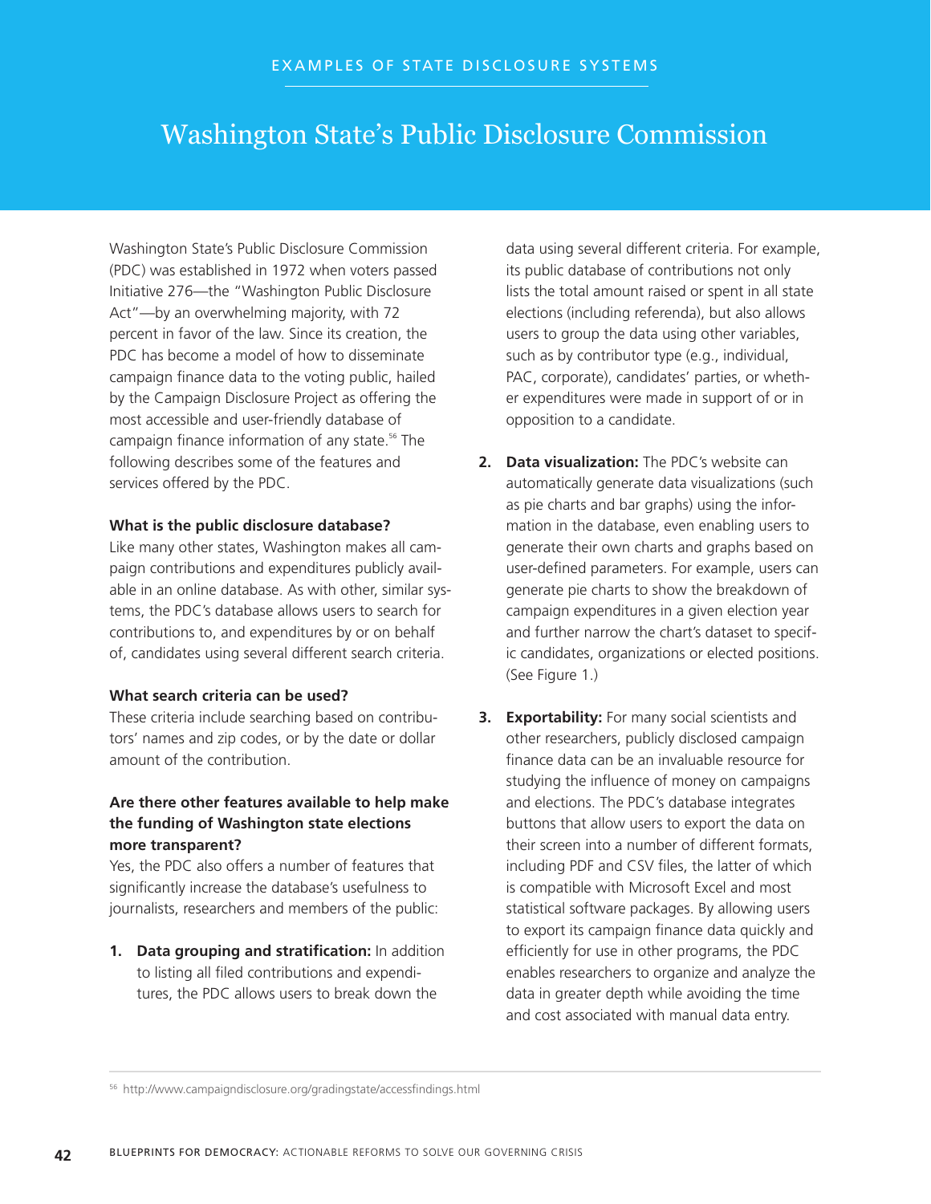EXAMPLES OF STATE DISCLOSURE SYSTEMS

# Washington State's Public Disclosure Commission

Washington State's Public Disclosure Commission (PDC) was established in 1972 when voters passed Initiative 276—the "Washington Public Disclosure Act"—by an overwhelming majority, with 72 percent in favor of the law. Since its creation, the PDC has become a model of how to disseminate campaign finance data to the voting public, hailed by the Campaign Disclosure Project as offering the most accessible and user-friendly database of campaign finance information of any state.[56] The following describes some of the features and services offered by the PDC.

**What is the public disclosure database?**
Like many other states, Washington makes all campaign contributions and expenditures publicly available in an online database. As with other, similar systems, the PDC's database allows users to search for contributions to, and expenditures by or on behalf of, candidates using several different search criteria.

**What search criteria can be used?**
These criteria include searching based on contributors' names and zip codes, or by the date or dollar amount of the contribution.

**Are there other features available to help make the funding of Washington state elections more transparent?**
Yes, the PDC also offers a number of features that significantly increase the database's usefulness to journalists, researchers and members of the public:

1. **Data grouping and stratification:** In addition to listing all filed contributions and expenditures, the PDC allows users to break down the data using several different criteria. For example, its public database of contributions not only lists the total amount raised or spent in all state elections (including referenda), but also allows users to group the data using other variables, such as by contributor type (e.g., individual, PAC, corporate), candidates' parties, or whether expenditures were made in support of or in opposition to a candidate.

2. **Data visualization:** The PDC's website can automatically generate data visualizations (such as pie charts and bar graphs) using the information in the database, even enabling users to generate their own charts and graphs based on user-defined parameters. For example, users can generate pie charts to show the breakdown of campaign expenditures in a given election year and further narrow the chart's dataset to specific candidates, organizations or elected positions. (See Figure 1.)

3. **Exportability:** For many social scientists and other researchers, publicly disclosed campaign finance data can be an invaluable resource for studying the influence of money on campaigns and elections. The PDC's database integrates buttons that allow users to export the data on their screen into a number of different formats, including PDF and CSV files, the latter of which is compatible with Microsoft Excel and most statistical software packages. By allowing users to export its campaign finance data quickly and efficiently for use in other programs, the PDC enables researchers to organize and analyze the data in greater depth while avoiding the time and cost associated with manual data entry.

---

[56] http://www.campaigndisclosure.org/gradingstate/accessfindings.html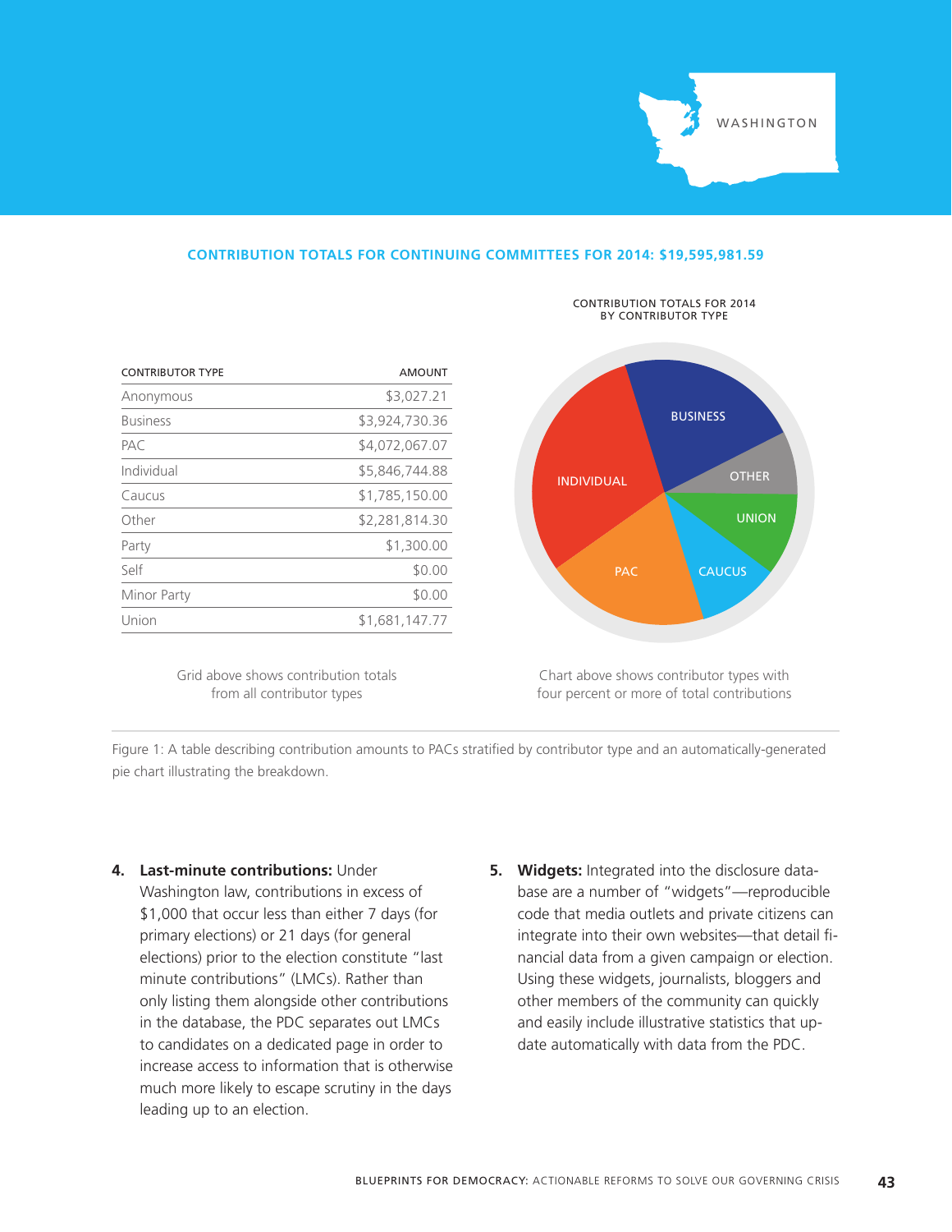WASHINGTON

**CONTRIBUTION TOTALS FOR CONTINUING COMMITTEES FOR 2014: $19,595,981.59**

| CONTRIBUTOR TYPE | AMOUNT |
|---|---|
| Anonymous | $3,027.21 |
| Business | $3,924,730.36 |
| PAC | $4,072,067.07 |
| Individual | $5,846,744.88 |
| Caucus | $1,785,150.00 |
| Other | $2,281,814.30 |
| Party | $1,300.00 |
| Self | $0.00 |
| Minor Party | $0.00 |
| Union | $1,681,147.77 |

Grid above shows contribution totals from all contributor types

CONTRIBUTION TOTALS FOR 2014 BY CONTRIBUTOR TYPE

Chart above shows contributor types with four percent or more of total contributions

Figure 1: A table describing contribution amounts to PACs stratified by contributor type and an automatically-generated pie chart illustrating the breakdown.

4. **Last-minute contributions:** Under Washington law, contributions in excess of $1,000 that occur less than either 7 days (for primary elections) or 21 days (for general elections) prior to the election constitute "last minute contributions" (LMCs). Rather than only listing them alongside other contributions in the database, the PDC separates out LMCs to candidates on a dedicated page in order to increase access to information that is otherwise much more likely to escape scrutiny in the days leading up to an election.

5. **Widgets:** Integrated into the disclosure database are a number of "widgets"—reproducible code that media outlets and private citizens can integrate into their own websites—that detail financial data from a given campaign or election. Using these widgets, journalists, bloggers and other members of the community can quickly and easily include illustrative statistics that update automatically with data from the PDC.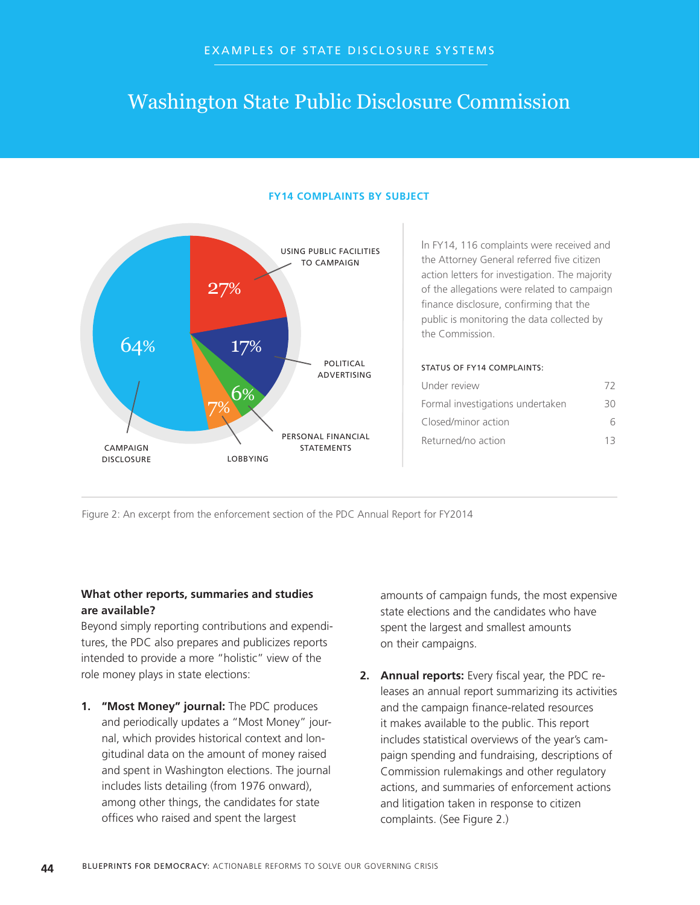EXAMPLES OF STATE DISCLOSURE SYSTEMS

# Washington State Public Disclosure Commission

**FY14 COMPLAINTS BY SUBJECT**

| Subject | Percentage |
|---|---|
| Campaign Disclosure | 64% |
| Using Public Facilities to Campaign | 27% |
| Political Advertising | 17% |
| Lobbying | 7% |
| Personal Financial Statements | 6% |

In FY14, 116 complaints were received and the Attorney General referred five citizen action letters for investigation. The majority of the allegations were related to campaign finance disclosure, confirming that the public is monitoring the data collected by the Commission.

STATUS OF FY14 COMPLAINTS:

| Status | Count |
|---|---|
| Under review | 72 |
| Formal investigations undertaken | 30 |
| Closed/minor action | 6 |
| Returned/no action | 13 |

Figure 2: An excerpt from the enforcement section of the PDC Annual Report for FY2014

**What other reports, summaries and studies are available?**
Beyond simply reporting contributions and expenditures, the PDC also prepares and publicizes reports intended to provide a more "holistic" view of the role money plays in state elections:

1. **"Most Money" journal:** The PDC produces and periodically updates a "Most Money" journal, which provides historical context and longitudinal data on the amount of money raised and spent in Washington elections. The journal includes lists detailing (from 1976 onward), among other things, the candidates for state offices who raised and spent the largest amounts of campaign funds, the most expensive state elections and the candidates who have spent the largest and smallest amounts on their campaigns.

2. **Annual reports:** Every fiscal year, the PDC releases an annual report summarizing its activities and the campaign finance-related resources it makes available to the public. This report includes statistical overviews of the year's campaign spending and fundraising, descriptions of Commission rulemakings and other regulatory actions, and summaries of enforcement actions and litigation taken in response to citizen complaints. (See Figure 2.)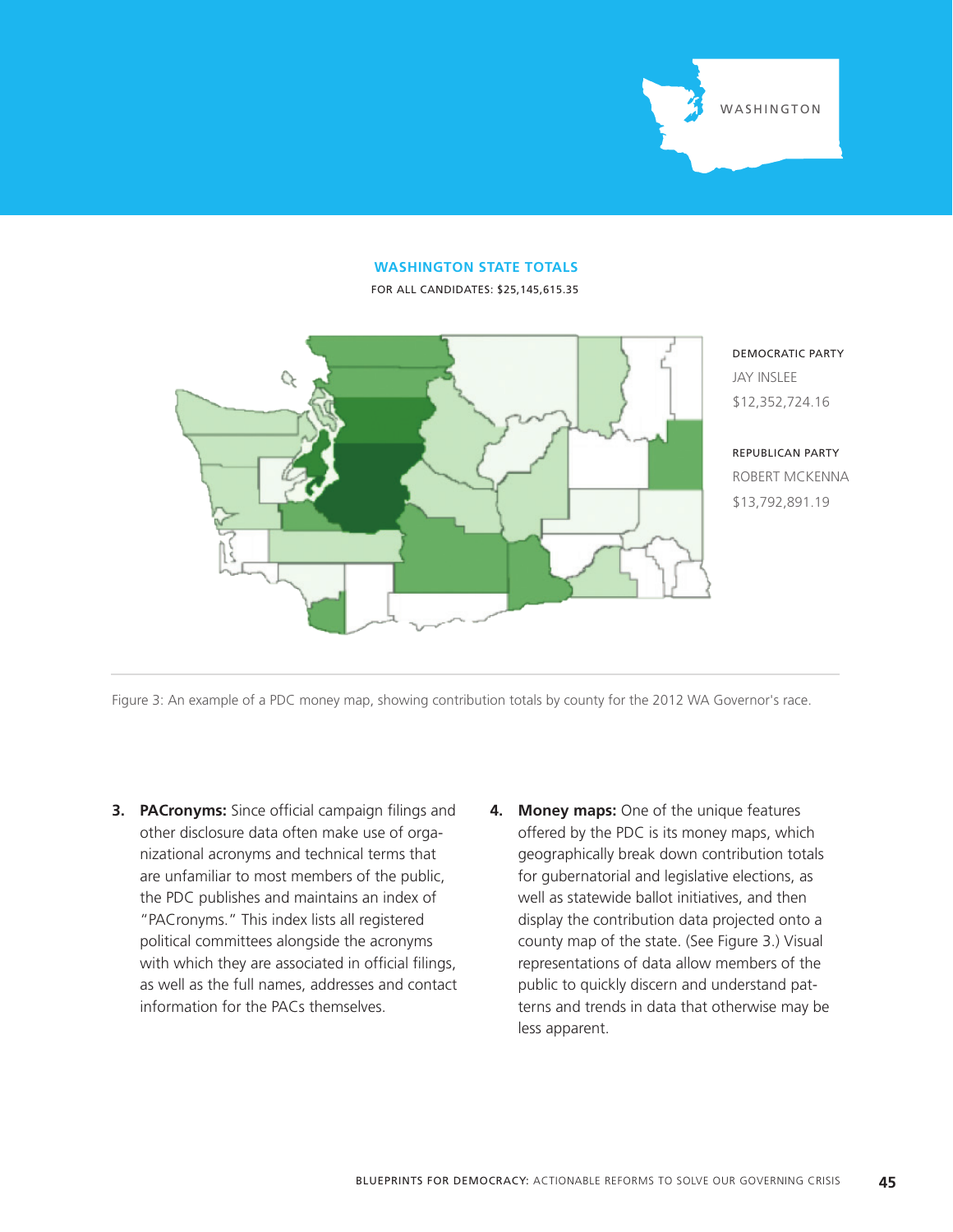WASHINGTON

**WASHINGTON STATE TOTALS**

FOR ALL CANDIDATES: $25,145,615.35

DEMOCRATIC PARTY
JAY INSLEE
$12,352,724.16

REPUBLICAN PARTY
ROBERT MCKENNA
$13,792,891.19

Figure 3: An example of a PDC money map, showing contribution totals by county for the 2012 WA Governor's race.

3. **PACronyms:** Since official campaign filings and other disclosure data often make use of organizational acronyms and technical terms that are unfamiliar to most members of the public, the PDC publishes and maintains an index of "PACronyms." This index lists all registered political committees alongside the acronyms with which they are associated in official filings, as well as the full names, addresses and contact information for the PACs themselves.

4. **Money maps:** One of the unique features offered by the PDC is its money maps, which geographically break down contribution totals for gubernatorial and legislative elections, as well as statewide ballot initiatives, and then display the contribution data projected onto a county map of the state. (See Figure 3.) Visual representations of data allow members of the public to quickly discern and understand patterns and trends in data that otherwise may be less apparent.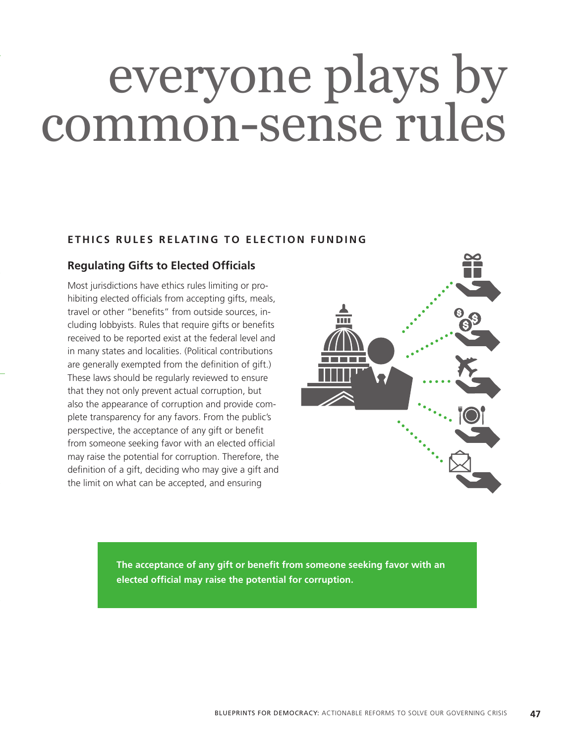# everyone plays by common-sense rules

### ETHICS RULES RELATING TO ELECTION FUNDING

#### Regulating Gifts to Elected Officials

Most jurisdictions have ethics rules limiting or prohibiting elected officials from accepting gifts, meals, travel or other "benefits" from outside sources, including lobbyists. Rules that require gifts or benefits received to be reported exist at the federal level and in many states and localities. (Political contributions are generally exempted from the definition of gift.) These laws should be regularly reviewed to ensure that they not only prevent actual corruption, but also the appearance of corruption and provide complete transparency for any favors. From the public's perspective, the acceptance of any gift or benefit from someone seeking favor with an elected official may raise the potential for corruption. Therefore, the definition of a gift, deciding who may give a gift and the limit on what can be accepted, and ensuring

**The acceptance of any gift or benefit from someone seeking favor with an elected official may raise the potential for corruption.**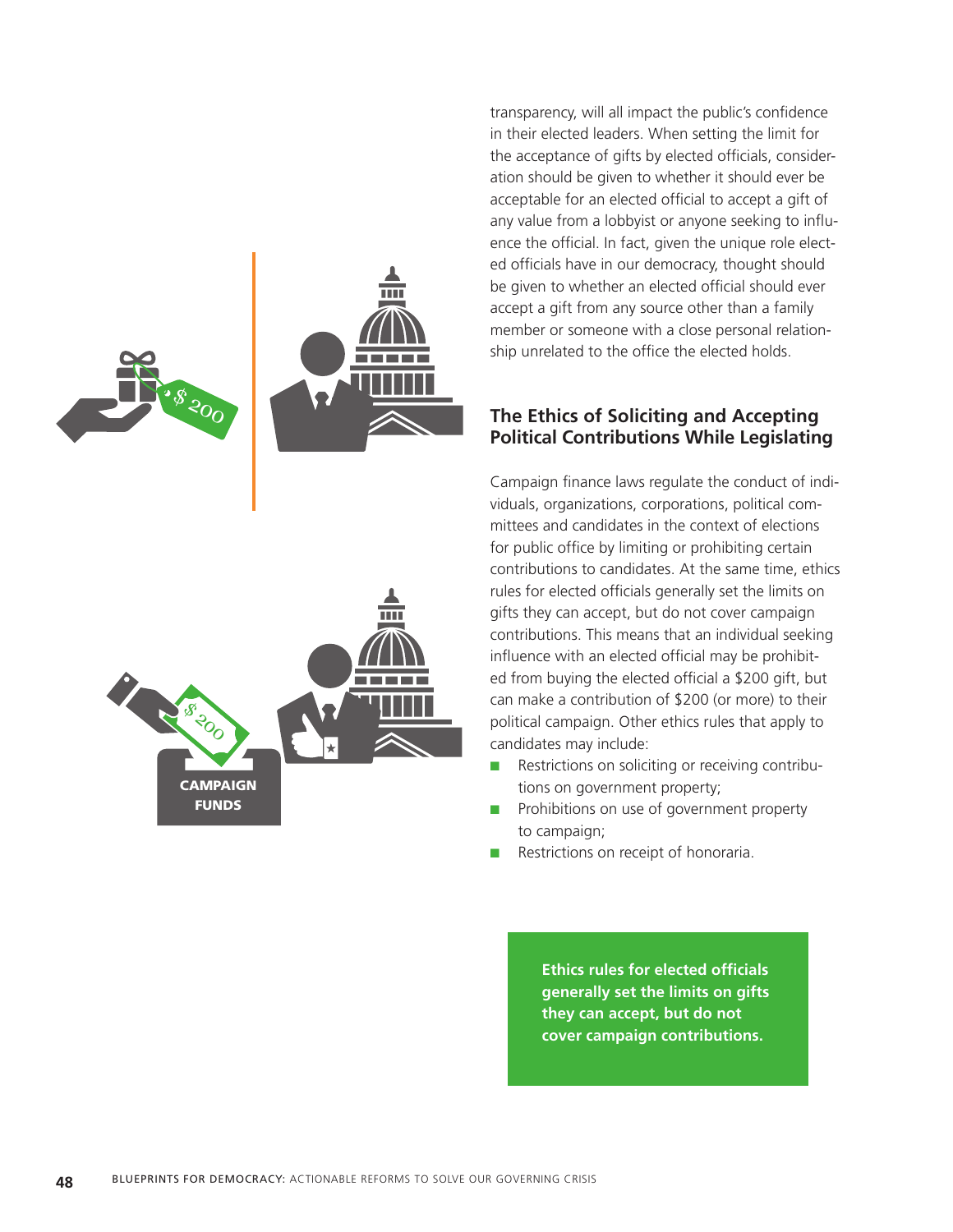transparency, will all impact the public's confidence in their elected leaders. When setting the limit for the acceptance of gifts by elected officials, consideration should be given to whether it should ever be acceptable for an elected official to accept a gift of any value from a lobbyist or anyone seeking to influence the official. In fact, given the unique role elected officials have in our democracy, thought should be given to whether an elected official should ever accept a gift from any source other than a family member or someone with a close personal relationship unrelated to the office the elected holds.

## The Ethics of Soliciting and Accepting Political Contributions While Legislating

Campaign finance laws regulate the conduct of individuals, organizations, corporations, political committees and candidates in the context of elections for public office by limiting or prohibiting certain contributions to candidates. At the same time, ethics rules for elected officials generally set the limits on gifts they can accept, but do not cover campaign contributions. This means that an individual seeking influence with an elected official may be prohibited from buying the elected official a $200 gift, but can make a contribution of $200 (or more) to their political campaign. Other ethics rules that apply to candidates may include:

- Restrictions on soliciting or receiving contributions on government property;
- Prohibitions on use of government property to campaign;
- Restrictions on receipt of honoraria.

**Ethics rules for elected officials generally set the limits on gifts they can accept, but do not cover campaign contributions.**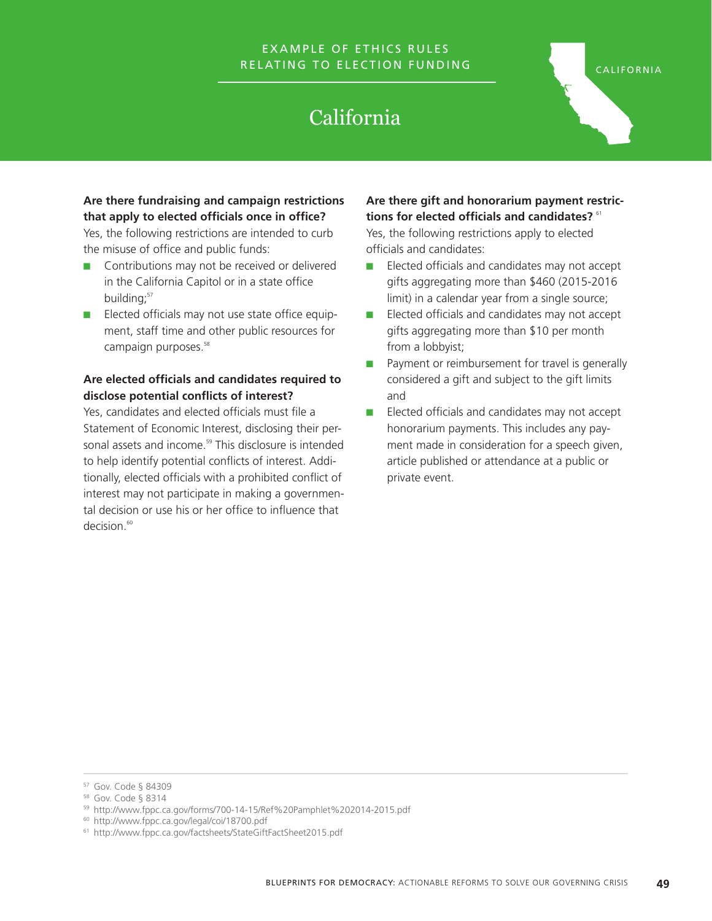EXAMPLE OF ETHICS RULES RELATING TO ELECTION FUNDING

# California

**Are there fundraising and campaign restrictions that apply to elected officials once in office?**

Yes, the following restrictions are intended to curb the misuse of office and public funds:

- Contributions may not be received or delivered in the California Capitol or in a state office building;[57]
- Elected officials may not use state office equipment, staff time and other public resources for campaign purposes.[58]

**Are elected officials and candidates required to disclose potential conflicts of interest?**

Yes, candidates and elected officials must file a Statement of Economic Interest, disclosing their personal assets and income.[59] This disclosure is intended to help identify potential conflicts of interest. Additionally, elected officials with a prohibited conflict of interest may not participate in making a governmental decision or use his or her office to influence that decision.[60]

**Are there gift and honorarium payment restrictions for elected officials and candidates?** [61]

Yes, the following restrictions apply to elected officials and candidates:

- Elected officials and candidates may not accept gifts aggregating more than $460 (2015-2016 limit) in a calendar year from a single source;
- Elected officials and candidates may not accept gifts aggregating more than $10 per month from a lobbyist;
- Payment or reimbursement for travel is generally considered a gift and subject to the gift limits and
- Elected officials and candidates may not accept honorarium payments. This includes any payment made in consideration for a speech given, article published or attendance at a public or private event.

---

[57] Gov. Code § 84309

[58] Gov. Code § 8314

[59] http://www.fppc.ca.gov/forms/700-14-15/Ref%20Pamphlet%202014-2015.pdf

[60] http://www.fppc.ca.gov/legal/coi/18700.pdf

[61] http://www.fppc.ca.gov/factsheets/StateGiftFactSheet2015.pdf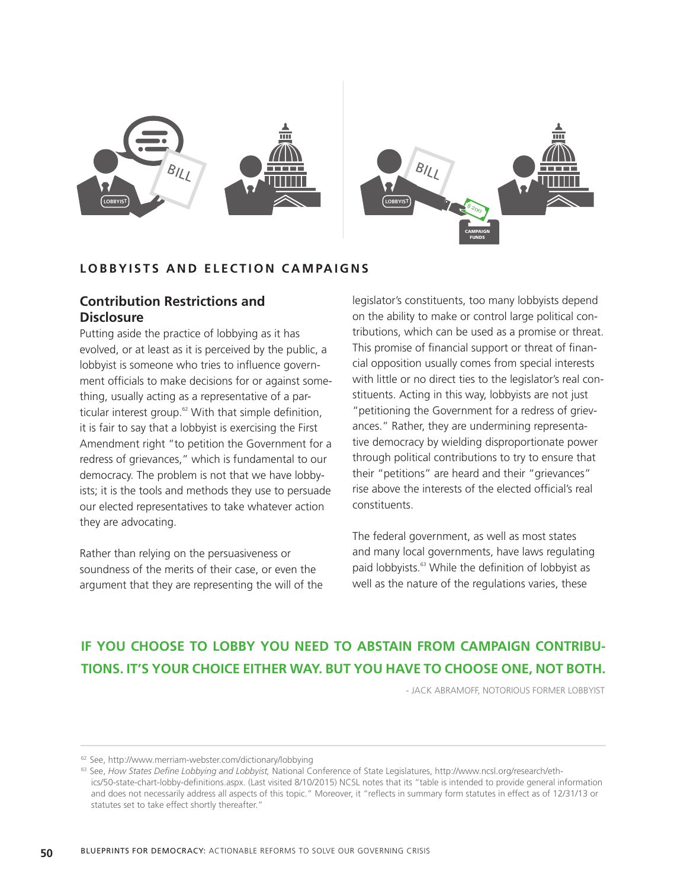## LOBBYISTS AND ELECTION CAMPAIGNS

### Contribution Restrictions and Disclosure

Putting aside the practice of lobbying as it has evolved, or at least as it is perceived by the public, a lobbyist is someone who tries to influence government officials to make decisions for or against something, usually acting as a representative of a particular interest group.[62] With that simple definition, it is fair to say that a lobbyist is exercising the First Amendment right "to petition the Government for a redress of grievances," which is fundamental to our democracy. The problem is not that we have lobbyists; it is the tools and methods they use to persuade our elected representatives to take whatever action they are advocating.

Rather than relying on the persuasiveness or soundness of the merits of their case, or even the argument that they are representing the will of the legislator's constituents, too many lobbyists depend on the ability to make or control large political contributions, which can be used as a promise or threat. This promise of financial support or threat of financial opposition usually comes from special interests with little or no direct ties to the legislator's real constituents. Acting in this way, lobbyists are not just "petitioning the Government for a redress of grievances." Rather, they are undermining representative democracy by wielding disproportionate power through political contributions to try to ensure that their "petitions" are heard and their "grievances" rise above the interests of the elected official's real constituents.

The federal government, as well as most states and many local governments, have laws regulating paid lobbyists.[63] While the definition of lobbyist as well as the nature of the regulations varies, these

**IF YOU CHOOSE TO LOBBY YOU NEED TO ABSTAIN FROM CAMPAIGN CONTRIBUTIONS. IT'S YOUR CHOICE EITHER WAY. BUT YOU HAVE TO CHOOSE ONE, NOT BOTH.**

- JACK ABRAMOFF, NOTORIOUS FORMER LOBBYIST

---

[62] See, http://www.merriam-webster.com/dictionary/lobbying

[63] See, *How States Define Lobbying and Lobbyist,* National Conference of State Legislatures, http://www.ncsl.org/research/ethics/50-state-chart-lobby-definitions.aspx. (Last visited 8/10/2015) NCSL notes that its "table is intended to provide general information and does not necessarily address all aspects of this topic." Moreover, it "reflects in summary form statutes in effect as of 12/31/13 or statutes set to take effect shortly thereafter."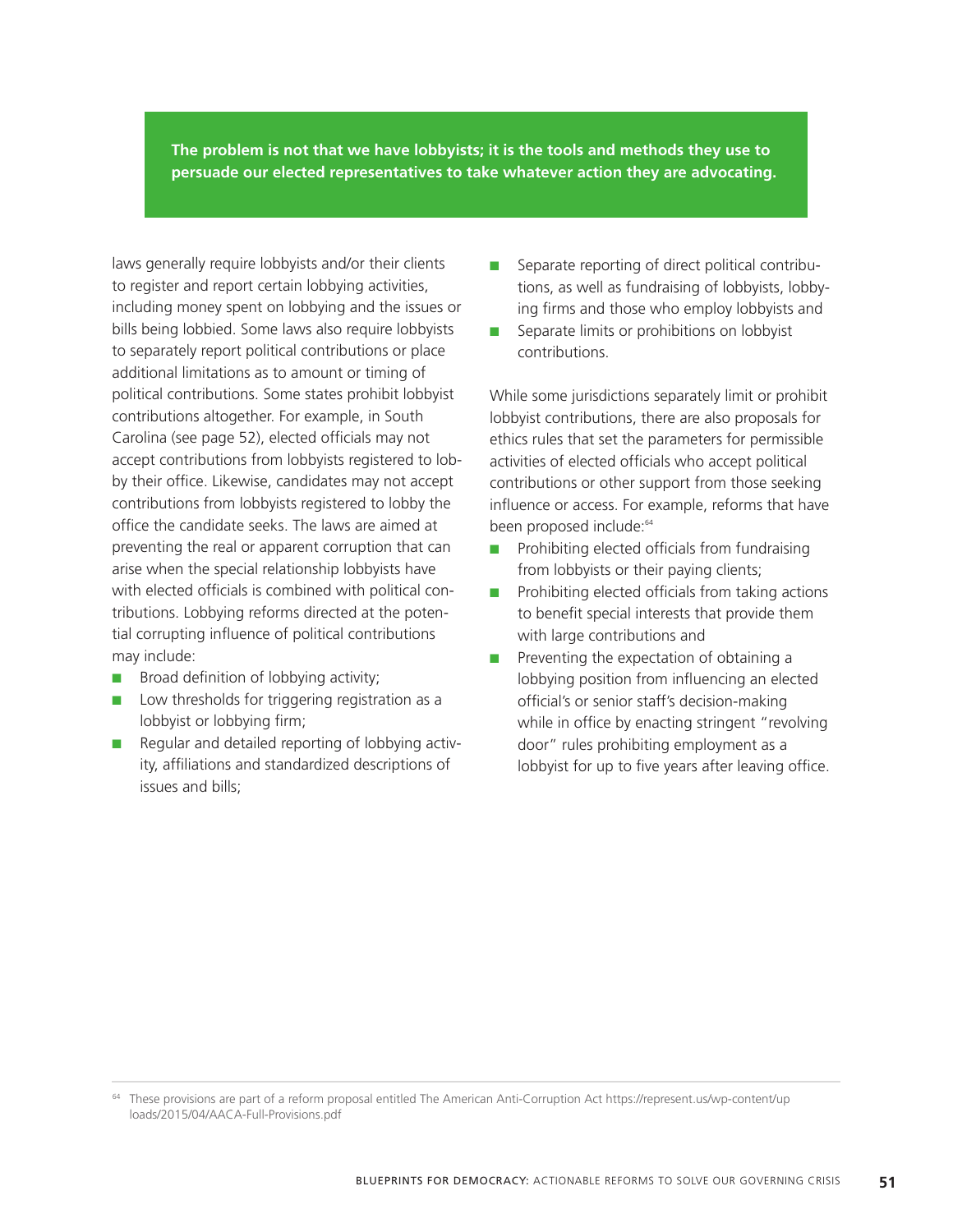**The problem is not that we have lobbyists; it is the tools and methods they use to persuade our elected representatives to take whatever action they are advocating.**

laws generally require lobbyists and/or their clients to register and report certain lobbying activities, including money spent on lobbying and the issues or bills being lobbied. Some laws also require lobbyists to separately report political contributions or place additional limitations as to amount or timing of political contributions. Some states prohibit lobbyist contributions altogether. For example, in South Carolina (see page 52), elected officials may not accept contributions from lobbyists registered to lobby their office. Likewise, candidates may not accept contributions from lobbyists registered to lobby the office the candidate seeks. The laws are aimed at preventing the real or apparent corruption that can arise when the special relationship lobbyists have with elected officials is combined with political contributions. Lobbying reforms directed at the potential corrupting influence of political contributions may include:

- Broad definition of lobbying activity;
- Low thresholds for triggering registration as a lobbyist or lobbying firm;
- Regular and detailed reporting of lobbying activity, affiliations and standardized descriptions of issues and bills;
- Separate reporting of direct political contributions, as well as fundraising of lobbyists, lobbying firms and those who employ lobbyists and
- Separate limits or prohibitions on lobbyist contributions.

While some jurisdictions separately limit or prohibit lobbyist contributions, there are also proposals for ethics rules that set the parameters for permissible activities of elected officials who accept political contributions or other support from those seeking influence or access. For example, reforms that have been proposed include:[64]

- Prohibiting elected officials from fundraising from lobbyists or their paying clients;
- Prohibiting elected officials from taking actions to benefit special interests that provide them with large contributions and
- Preventing the expectation of obtaining a lobbying position from influencing an elected official's or senior staff's decision-making while in office by enacting stringent "revolving door" rules prohibiting employment as a lobbyist for up to five years after leaving office.

---

[64] These provisions are part of a reform proposal entitled The American Anti-Corruption Act https://represent.us/wp-content/uploads/2015/04/AACA-Full-Provisions.pdf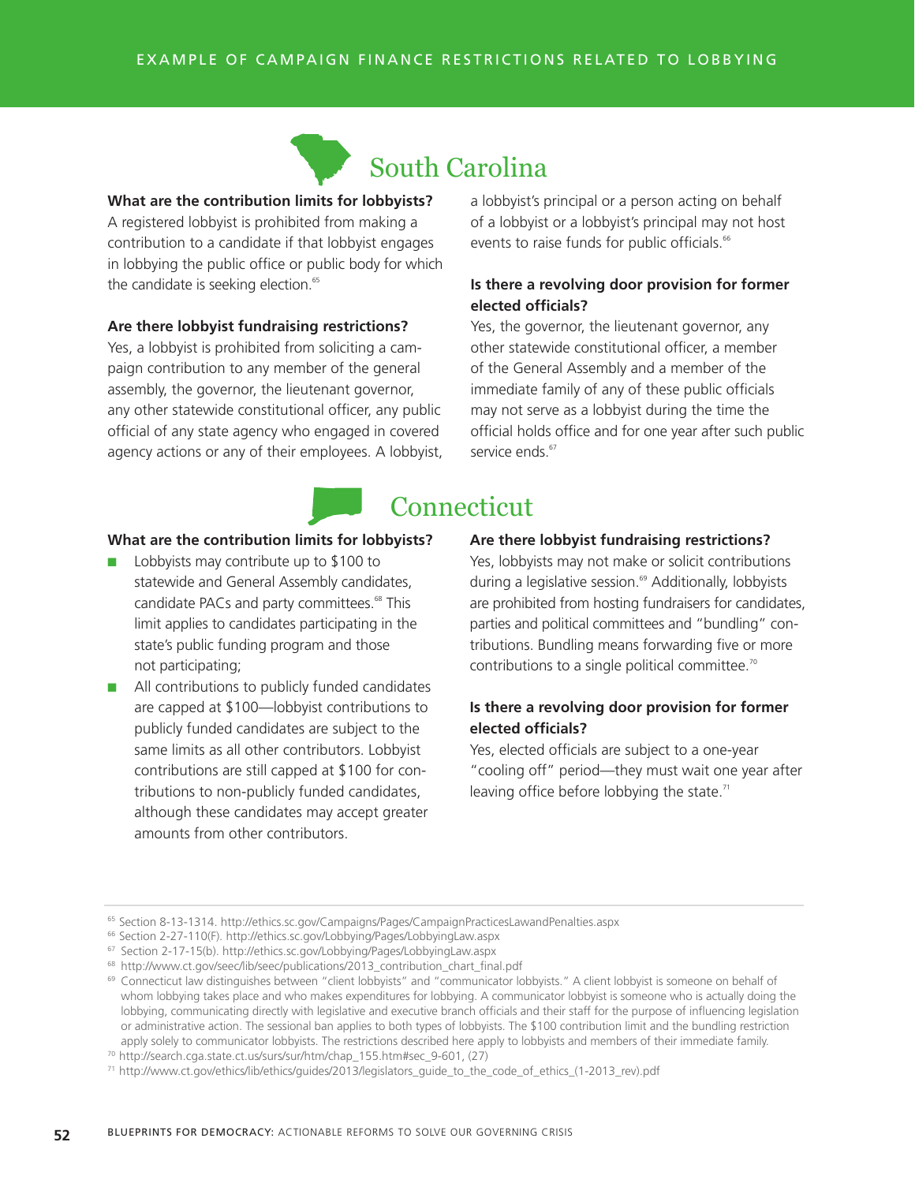## South Carolina

**What are the contribution limits for lobbyists?**
A registered lobbyist is prohibited from making a contribution to a candidate if that lobbyist engages in lobbying the public office or public body for which the candidate is seeking election.[65]

**Are there lobbyist fundraising restrictions?**
Yes, a lobbyist is prohibited from soliciting a campaign contribution to any member of the general assembly, the governor, the lieutenant governor, any other statewide constitutional officer, any public official of any state agency who engaged in covered agency actions or any of their employees. A lobbyist, a lobbyist's principal or a person acting on behalf of a lobbyist or a lobbyist's principal may not host events to raise funds for public officials.[66]

**Is there a revolving door provision for former elected officials?**
Yes, the governor, the lieutenant governor, any other statewide constitutional officer, a member of the General Assembly and a member of the immediate family of any of these public officials may not serve as a lobbyist during the time the official holds office and for one year after such public service ends.[67]

## Connecticut

**What are the contribution limits for lobbyists?**

- Lobbyists may contribute up to $100 to statewide and General Assembly candidates, candidate PACs and party committees.[68] This limit applies to candidates participating in the state's public funding program and those not participating;
- All contributions to publicly funded candidates are capped at $100—lobbyist contributions to publicly funded candidates are subject to the same limits as all other contributors. Lobbyist contributions are still capped at $100 for contributions to non-publicly funded candidates, although these candidates may accept greater amounts from other contributors.

**Are there lobbyist fundraising restrictions?**
Yes, lobbyists may not make or solicit contributions during a legislative session.[69] Additionally, lobbyists are prohibited from hosting fundraisers for candidates, parties and political committees and "bundling" contributions. Bundling means forwarding five or more contributions to a single political committee.[70]

**Is there a revolving door provision for former elected officials?**
Yes, elected officials are subject to a one-year "cooling off" period—they must wait one year after leaving office before lobbying the state.[71]

---

[65] Section 8-13-1314. http://ethics.sc.gov/Campaigns/Pages/CampaignPracticesLawandPenalties.aspx
[66] Section 2-27-110(F). http://ethics.sc.gov/Lobbying/Pages/LobbyingLaw.aspx
[67] Section 2-17-15(b). http://ethics.sc.gov/Lobbying/Pages/LobbyingLaw.aspx
[68] http://www.ct.gov/seec/lib/seec/publications/2013_contribution_chart_final.pdf
[69] Connecticut law distinguishes between "client lobbyists" and "communicator lobbyists." A client lobbyist is someone on behalf of whom lobbying takes place and who makes expenditures for lobbying. A communicator lobbyist is someone who is actually doing the lobbying, communicating directly with legislative and executive branch officials and their staff for the purpose of influencing legislation or administrative action. The sessional ban applies to both types of lobbyists. The $100 contribution limit and the bundling restriction apply solely to communicator lobbyists. The restrictions described here apply to lobbyists and members of their immediate family.
[70] http://search.cga.state.ct.us/surs/sur/htm/chap_155.htm#sec_9-601, (27)
[71] http://www.ct.gov/ethics/lib/ethics/guides/2013/legislators_guide_to_the_code_of_ethics_(1-2013_rev).pdf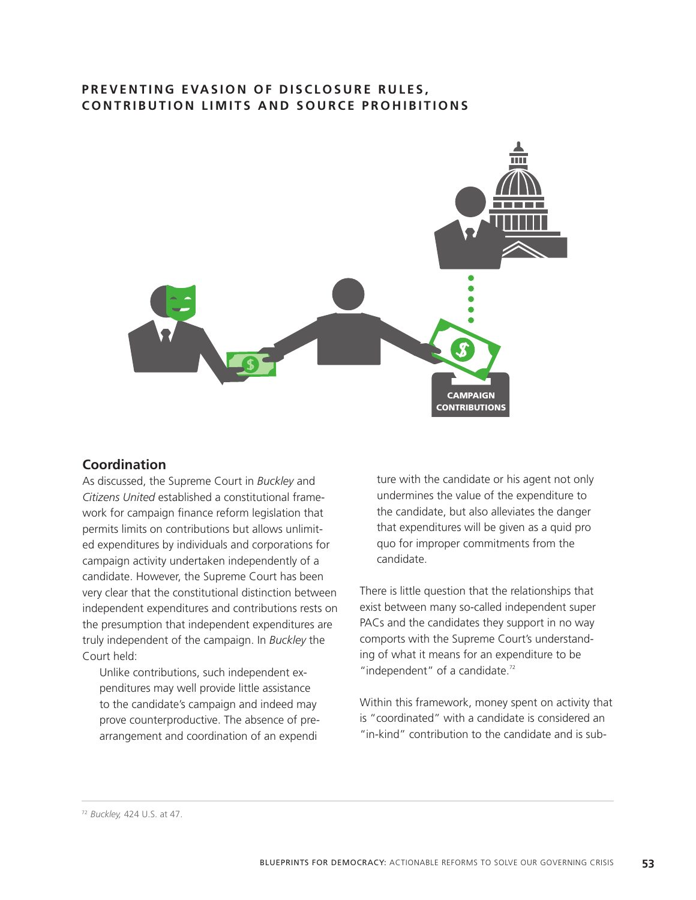## PREVENTING EVASION OF DISCLOSURE RULES, CONTRIBUTION LIMITS AND SOURCE PROHIBITIONS

### Coordination

As discussed, the Supreme Court in *Buckley* and *Citizens United* established a constitutional framework for campaign finance reform legislation that permits limits on contributions but allows unlimited expenditures by individuals and corporations for campaign activity undertaken independently of a candidate. However, the Supreme Court has been very clear that the constitutional distinction between independent expenditures and contributions rests on the presumption that independent expenditures are truly independent of the campaign. In *Buckley* the Court held:

> Unlike contributions, such independent expenditures may well provide little assistance to the candidate's campaign and indeed may prove counterproductive. The absence of prearrangement and coordination of an expenditure with the candidate or his agent not only undermines the value of the expenditure to the candidate, but also alleviates the danger that expenditures will be given as a quid pro quo for improper commitments from the candidate.

There is little question that the relationships that exist between many so-called independent super PACs and the candidates they support in no way comports with the Supreme Court's understanding of what it means for an expenditure to be "independent" of a candidate.[72]

Within this framework, money spent on activity that is "coordinated" with a candidate is considered an "in-kind" contribution to the candidate and is sub-

---

[72] *Buckley,* 424 U.S. at 47.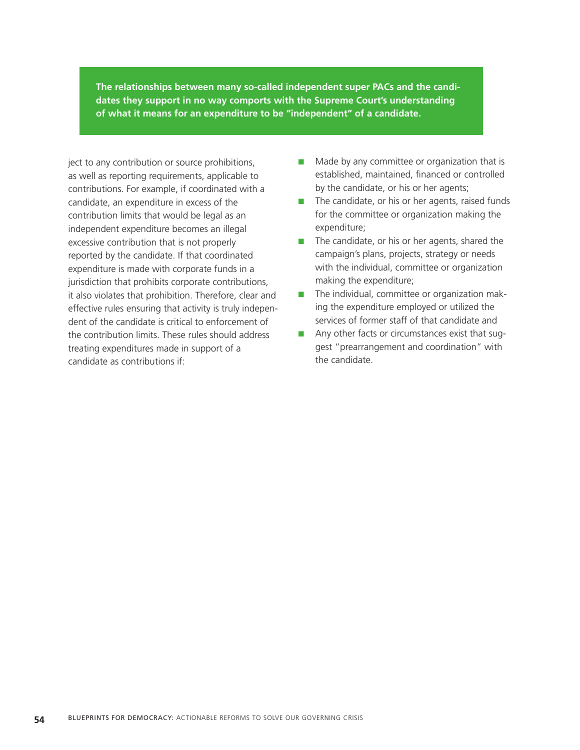**The relationships between many so-called independent super PACs and the candidates they support in no way comports with the Supreme Court's understanding of what it means for an expenditure to be "independent" of a candidate.**

ject to any contribution or source prohibitions, as well as reporting requirements, applicable to contributions. For example, if coordinated with a candidate, an expenditure in excess of the contribution limits that would be legal as an independent expenditure becomes an illegal excessive contribution that is not properly reported by the candidate. If that coordinated expenditure is made with corporate funds in a jurisdiction that prohibits corporate contributions, it also violates that prohibition. Therefore, clear and effective rules ensuring that activity is truly independent of the candidate is critical to enforcement of the contribution limits. These rules should address treating expenditures made in support of a candidate as contributions if:

- Made by any committee or organization that is established, maintained, financed or controlled by the candidate, or his or her agents;
- The candidate, or his or her agents, raised funds for the committee or organization making the expenditure;
- The candidate, or his or her agents, shared the campaign's plans, projects, strategy or needs with the individual, committee or organization making the expenditure;
- The individual, committee or organization making the expenditure employed or utilized the services of former staff of that candidate and
- Any other facts or circumstances exist that suggest "prearrangement and coordination" with the candidate.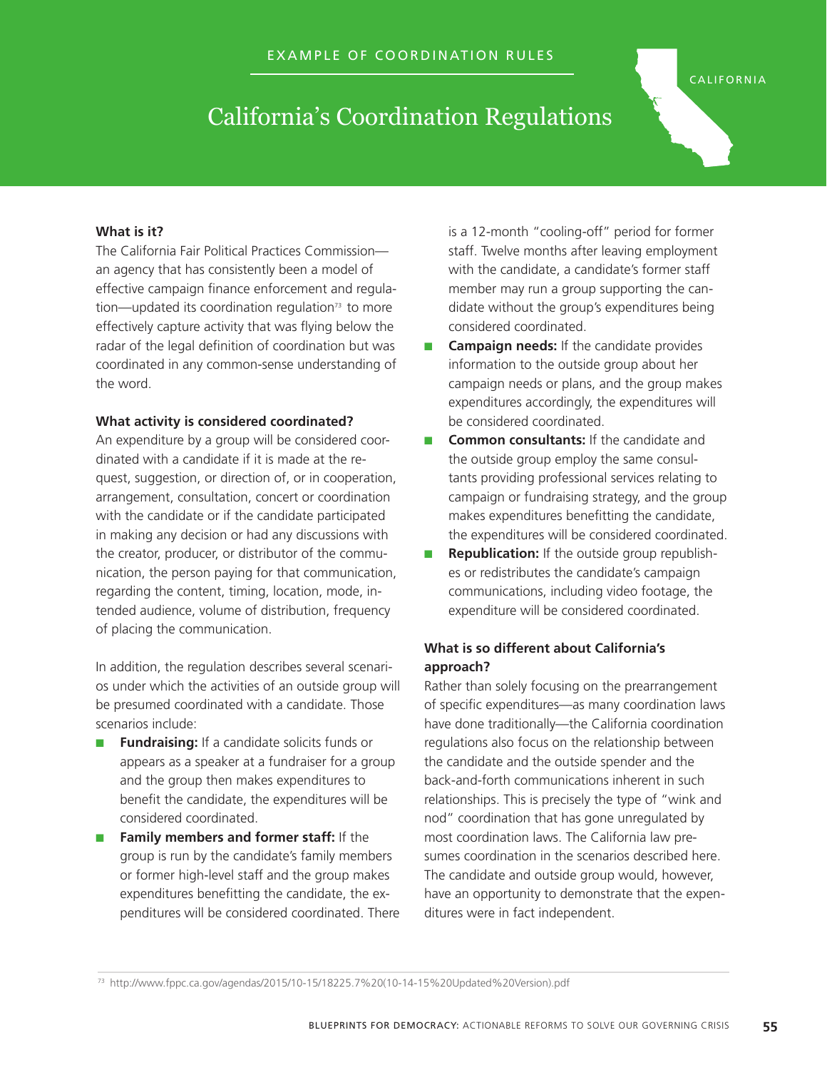EXAMPLE OF COORDINATION RULES

CALIFORNIA

# California's Coordination Regulations

**What is it?**

The California Fair Political Practices Commission—an agency that has consistently been a model of effective campaign finance enforcement and regulation—updated its coordination regulation[73] to more effectively capture activity that was flying below the radar of the legal definition of coordination but was coordinated in any common-sense understanding of the word.

**What activity is considered coordinated?**

An expenditure by a group will be considered coordinated with a candidate if it is made at the request, suggestion, or direction of, or in cooperation, arrangement, consultation, concert or coordination with the candidate or if the candidate participated in making any decision or had any discussions with the creator, producer, or distributor of the communication, the person paying for that communication, regarding the content, timing, location, mode, intended audience, volume of distribution, frequency of placing the communication.

In addition, the regulation describes several scenarios under which the activities of an outside group will be presumed coordinated with a candidate. Those scenarios include:

- **Fundraising:** If a candidate solicits funds or appears as a speaker at a fundraiser for a group and the group then makes expenditures to benefit the candidate, the expenditures will be considered coordinated.
- **Family members and former staff:** If the group is run by the candidate's family members or former high-level staff and the group makes expenditures benefitting the candidate, the expenditures will be considered coordinated. There is a 12-month "cooling-off" period for former staff. Twelve months after leaving employment with the candidate, a candidate's former staff member may run a group supporting the candidate without the group's expenditures being considered coordinated.
- **Campaign needs:** If the candidate provides information to the outside group about her campaign needs or plans, and the group makes expenditures accordingly, the expenditures will be considered coordinated.
- **Common consultants:** If the candidate and the outside group employ the same consultants providing professional services relating to campaign or fundraising strategy, and the group makes expenditures benefitting the candidate, the expenditures will be considered coordinated.
- **Republication:** If the outside group republishes or redistributes the candidate's campaign communications, including video footage, the expenditure will be considered coordinated.

**What is so different about California's approach?**

Rather than solely focusing on the prearrangement of specific expenditures—as many coordination laws have done traditionally—the California coordination regulations also focus on the relationship between the candidate and the outside spender and the back-and-forth communications inherent in such relationships. This is precisely the type of "wink and nod" coordination that has gone unregulated by most coordination laws. The California law presumes coordination in the scenarios described here. The candidate and outside group would, however, have an opportunity to demonstrate that the expenditures were in fact independent.

[73] http://www.fppc.ca.gov/agendas/2015/10-15/18225.7%20(10-14-15%20Updated%20Version).pdf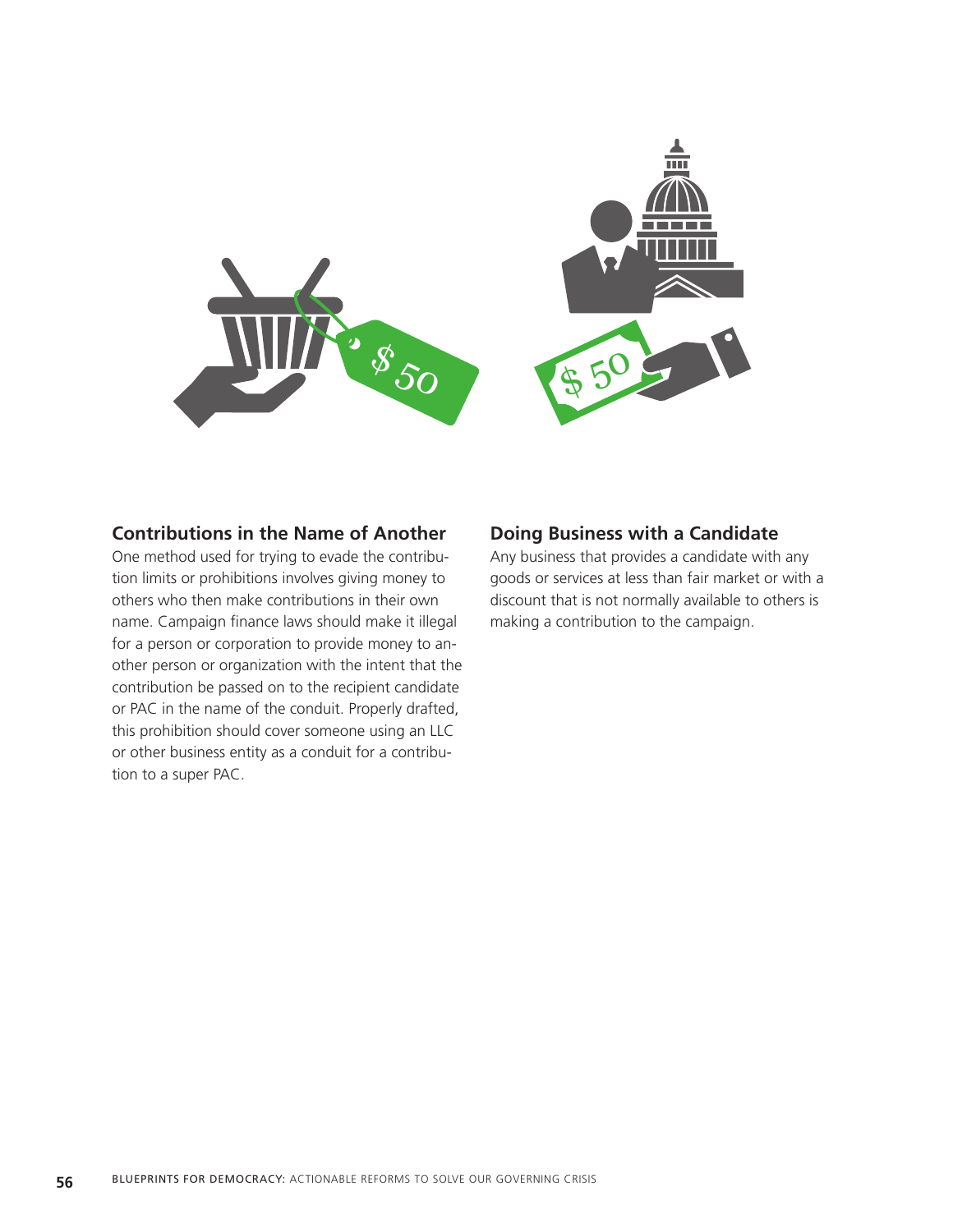## Contributions in the Name of Another

One method used for trying to evade the contribution limits or prohibitions involves giving money to others who then make contributions in their own name. Campaign finance laws should make it illegal for a person or corporation to provide money to another person or organization with the intent that the contribution be passed on to the recipient candidate or PAC in the name of the conduit. Properly drafted, this prohibition should cover someone using an LLC or other business entity as a conduit for a contribution to a super PAC.

## Doing Business with a Candidate

Any business that provides a candidate with any goods or services at less than fair market or with a discount that is not normally available to others is making a contribution to the campaign.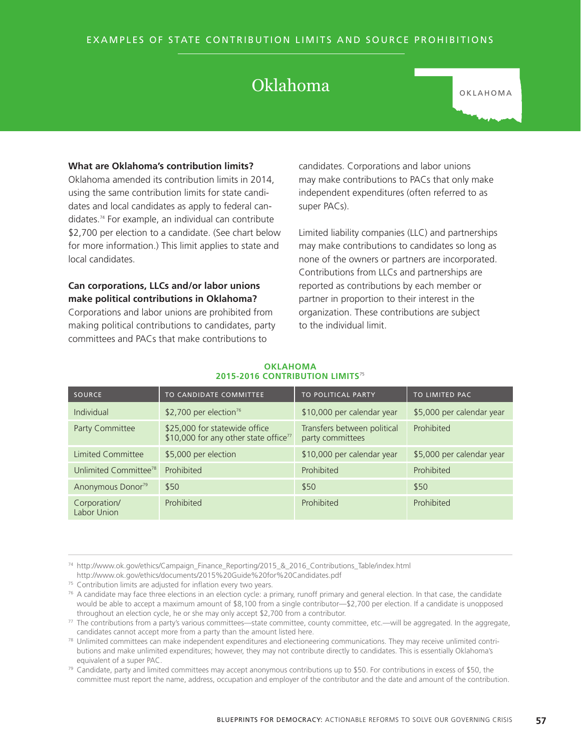EXAMPLES OF STATE CONTRIBUTION LIMITS AND SOURCE PROHIBITIONS

# Oklahoma

OKLAHOMA

**What are Oklahoma's contribution limits?**
Oklahoma amended its contribution limits in 2014, using the same contribution limits for state candidates and local candidates as apply to federal candidates.[74] For example, an individual can contribute $2,700 per election to a candidate. (See chart below for more information.) This limit applies to state and local candidates.

**Can corporations, LLCs and/or labor unions make political contributions in Oklahoma?**
Corporations and labor unions are prohibited from making political contributions to candidates, party committees and PACs that make contributions to candidates. Corporations and labor unions may make contributions to PACs that only make independent expenditures (often referred to as super PACs).

Limited liability companies (LLC) and partnerships may make contributions to candidates so long as none of the owners or partners are incorporated. Contributions from LLCs and partnerships are reported as contributions by each member or partner in proportion to their interest in the organization. These contributions are subject to the individual limit.

**OKLAHOMA**
**2015-2016 CONTRIBUTION LIMITS**[75]

| SOURCE | TO CANDIDATE COMMITTEE | TO POLITICAL PARTY | TO LIMITED PAC |
|---|---|---|---|
| Individual | $2,700 per election[76] | $10,000 per calendar year | $5,000 per calendar year |
| Party Committee | $25,000 for statewide office<br>$10,000 for any other state office[77] | Transfers between political party committees | Prohibited |
| Limited Committee | $5,000 per election | $10,000 per calendar year | $5,000 per calendar year |
| Unlimited Committee[78] | Prohibited | Prohibited | Prohibited |
| Anonymous Donor[79] | $50 | $50 | $50 |
| Corporation/ Labor Union | Prohibited | Prohibited | Prohibited |

[74] http://www.ok.gov/ethics/Campaign_Finance_Reporting/2015_&_2016_Contributions_Table/index.html
http://www.ok.gov/ethics/documents/2015%20Guide%20for%20Candidates.pdf

[75] Contribution limits are adjusted for inflation every two years.

[76] A candidate may face three elections in an election cycle: a primary, runoff primary and general election. In that case, the candidate would be able to accept a maximum amount of $8,100 from a single contributor—$2,700 per election. If a candidate is unopposed throughout an election cycle, he or she may only accept $2,700 from a contributor.

[77] The contributions from a party's various committees—state committee, county committee, etc.—will be aggregated. In the aggregate, candidates cannot accept more from a party than the amount listed here.

[78] Unlimited committees can make independent expenditures and electioneering communications. They may receive unlimited contributions and make unlimited expenditures; however, they may not contribute directly to candidates. This is essentially Oklahoma's equivalent of a super PAC.

[79] Candidate, party and limited committees may accept anonymous contributions up to $50. For contributions in excess of $50, the committee must report the name, address, occupation and employer of the contributor and the date and amount of the contribution.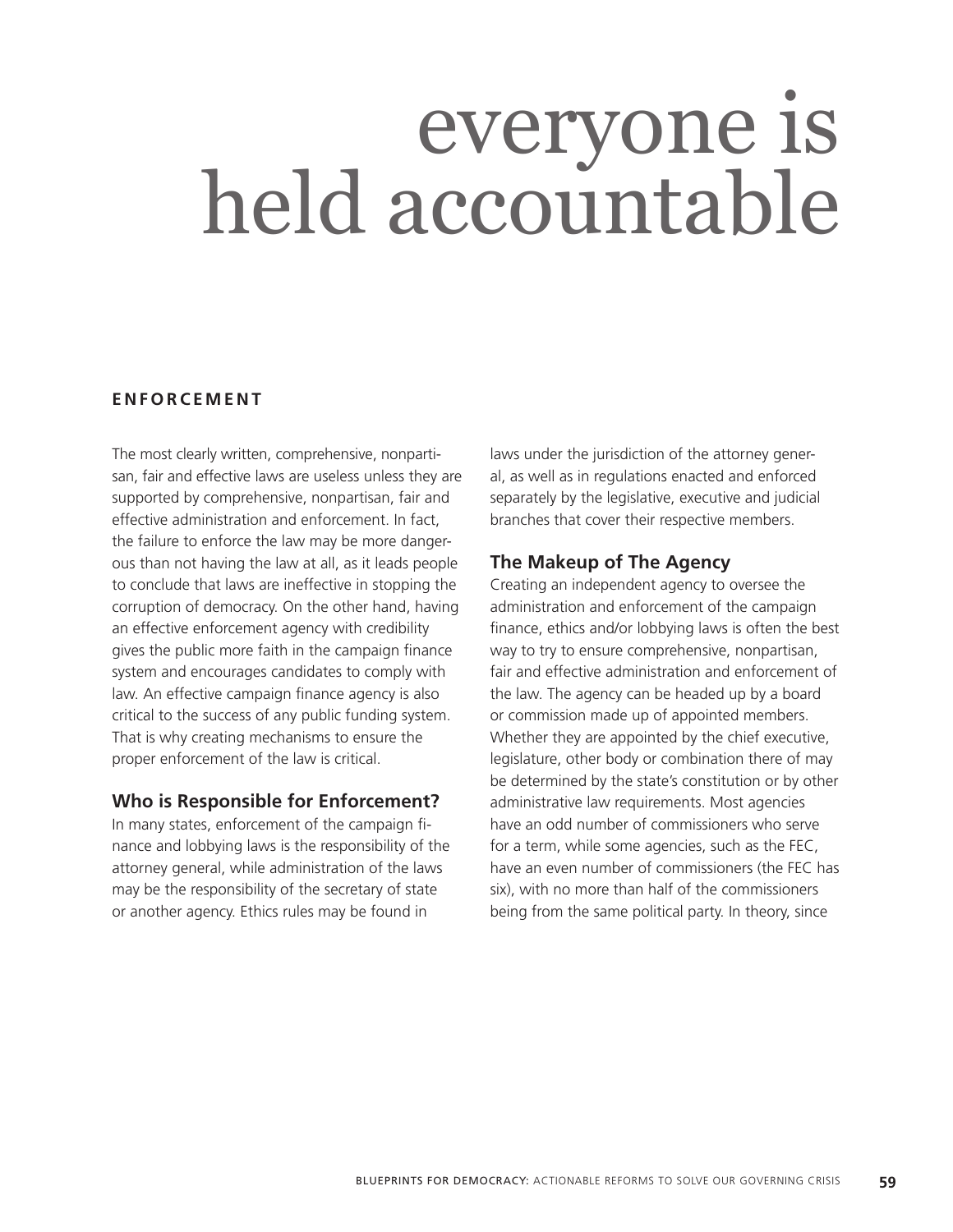# everyone is held accountable

## ENFORCEMENT

The most clearly written, comprehensive, nonpartisan, fair and effective laws are useless unless they are supported by comprehensive, nonpartisan, fair and effective administration and enforcement. In fact, the failure to enforce the law may be more dangerous than not having the law at all, as it leads people to conclude that laws are ineffective in stopping the corruption of democracy. On the other hand, having an effective enforcement agency with credibility gives the public more faith in the campaign finance system and encourages candidates to comply with law. An effective campaign finance agency is also critical to the success of any public funding system. That is why creating mechanisms to ensure the proper enforcement of the law is critical.

### Who is Responsible for Enforcement?

In many states, enforcement of the campaign finance and lobbying laws is the responsibility of the attorney general, while administration of the laws may be the responsibility of the secretary of state or another agency. Ethics rules may be found in laws under the jurisdiction of the attorney general, as well as in regulations enacted and enforced separately by the legislative, executive and judicial branches that cover their respective members.

### The Makeup of The Agency

Creating an independent agency to oversee the administration and enforcement of the campaign finance, ethics and/or lobbying laws is often the best way to try to ensure comprehensive, nonpartisan, fair and effective administration and enforcement of the law. The agency can be headed up by a board or commission made up of appointed members. Whether they are appointed by the chief executive, legislature, other body or combination there of may be determined by the state's constitution or by other administrative law requirements. Most agencies have an odd number of commissioners who serve for a term, while some agencies, such as the FEC, have an even number of commissioners (the FEC has six), with no more than half of the commissioners being from the same political party. In theory, since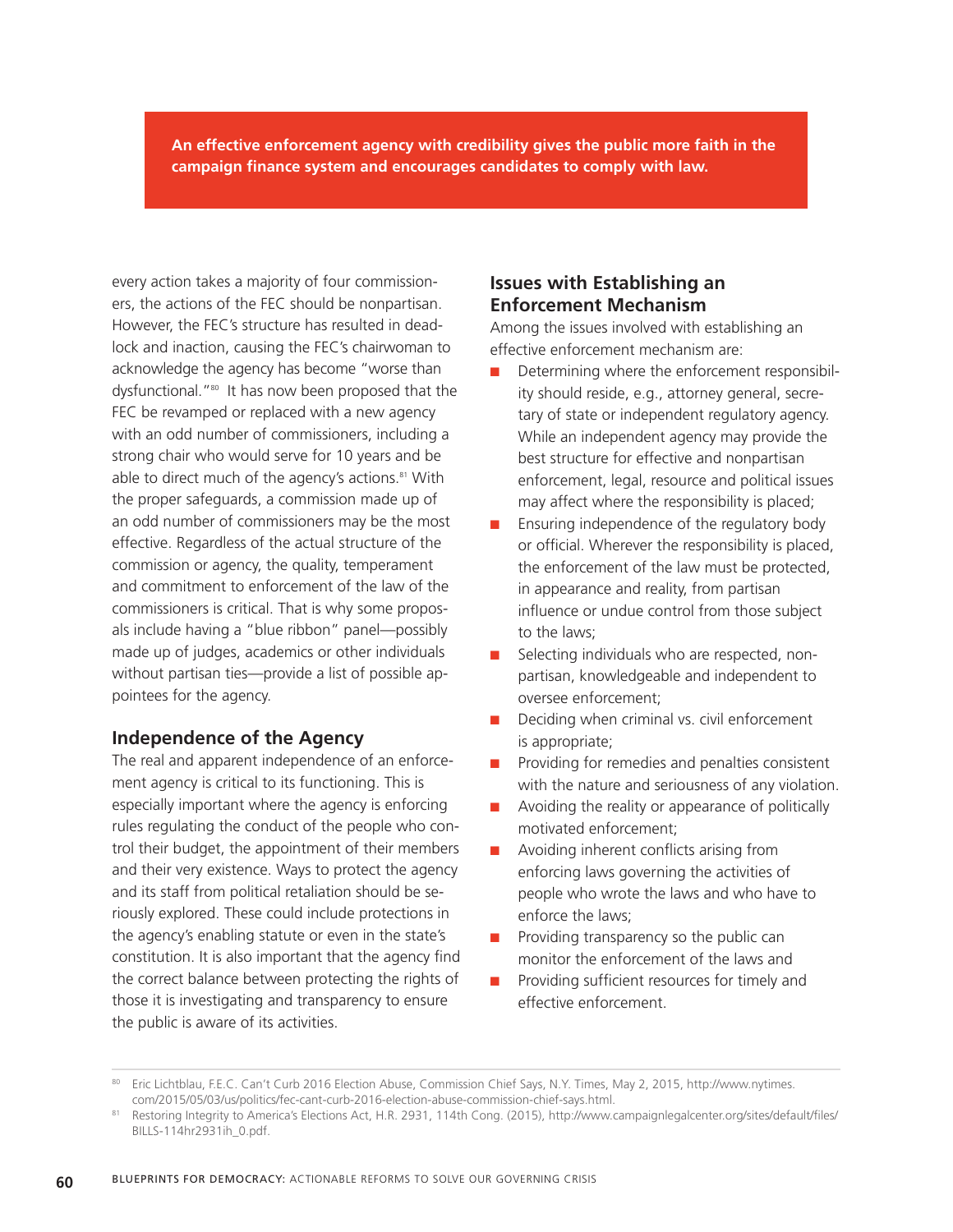**An effective enforcement agency with credibility gives the public more faith in the campaign finance system and encourages candidates to comply with law.**

every action takes a majority of four commissioners, the actions of the FEC should be nonpartisan. However, the FEC's structure has resulted in deadlock and inaction, causing the FEC's chairwoman to acknowledge the agency has become "worse than dysfunctional."[80] It has now been proposed that the FEC be revamped or replaced with a new agency with an odd number of commissioners, including a strong chair who would serve for 10 years and be able to direct much of the agency's actions.[81] With the proper safeguards, a commission made up of an odd number of commissioners may be the most effective. Regardless of the actual structure of the commission or agency, the quality, temperament and commitment to enforcement of the law of the commissioners is critical. That is why some proposals include having a "blue ribbon" panel—possibly made up of judges, academics or other individuals without partisan ties—provide a list of possible appointees for the agency.

## Independence of the Agency

The real and apparent independence of an enforcement agency is critical to its functioning. This is especially important where the agency is enforcing rules regulating the conduct of the people who control their budget, the appointment of their members and their very existence. Ways to protect the agency and its staff from political retaliation should be seriously explored. These could include protections in the agency's enabling statute or even in the state's constitution. It is also important that the agency find the correct balance between protecting the rights of those it is investigating and transparency to ensure the public is aware of its activities.

## Issues with Establishing an Enforcement Mechanism

Among the issues involved with establishing an effective enforcement mechanism are:

- Determining where the enforcement responsibility should reside, e.g., attorney general, secretary of state or independent regulatory agency. While an independent agency may provide the best structure for effective and nonpartisan enforcement, legal, resource and political issues may affect where the responsibility is placed;
- Ensuring independence of the regulatory body or official. Wherever the responsibility is placed, the enforcement of the law must be protected, in appearance and reality, from partisan influence or undue control from those subject to the laws;
- Selecting individuals who are respected, nonpartisan, knowledgeable and independent to oversee enforcement;
- Deciding when criminal vs. civil enforcement is appropriate;
- Providing for remedies and penalties consistent with the nature and seriousness of any violation.
- Avoiding the reality or appearance of politically motivated enforcement;
- Avoiding inherent conflicts arising from enforcing laws governing the activities of people who wrote the laws and who have to enforce the laws;
- Providing transparency so the public can monitor the enforcement of the laws and
- Providing sufficient resources for timely and effective enforcement.

---

[80] Eric Lichtblau, F.E.C. Can't Curb 2016 Election Abuse, Commission Chief Says, N.Y. Times, May 2, 2015, http://www.nytimes.com/2015/05/03/us/politics/fec-cant-curb-2016-election-abuse-commission-chief-says.html.

[81] Restoring Integrity to America's Elections Act, H.R. 2931, 114th Cong. (2015), http://www.campaignlegalcenter.org/sites/default/files/BILLS-114hr2931ih_0.pdf.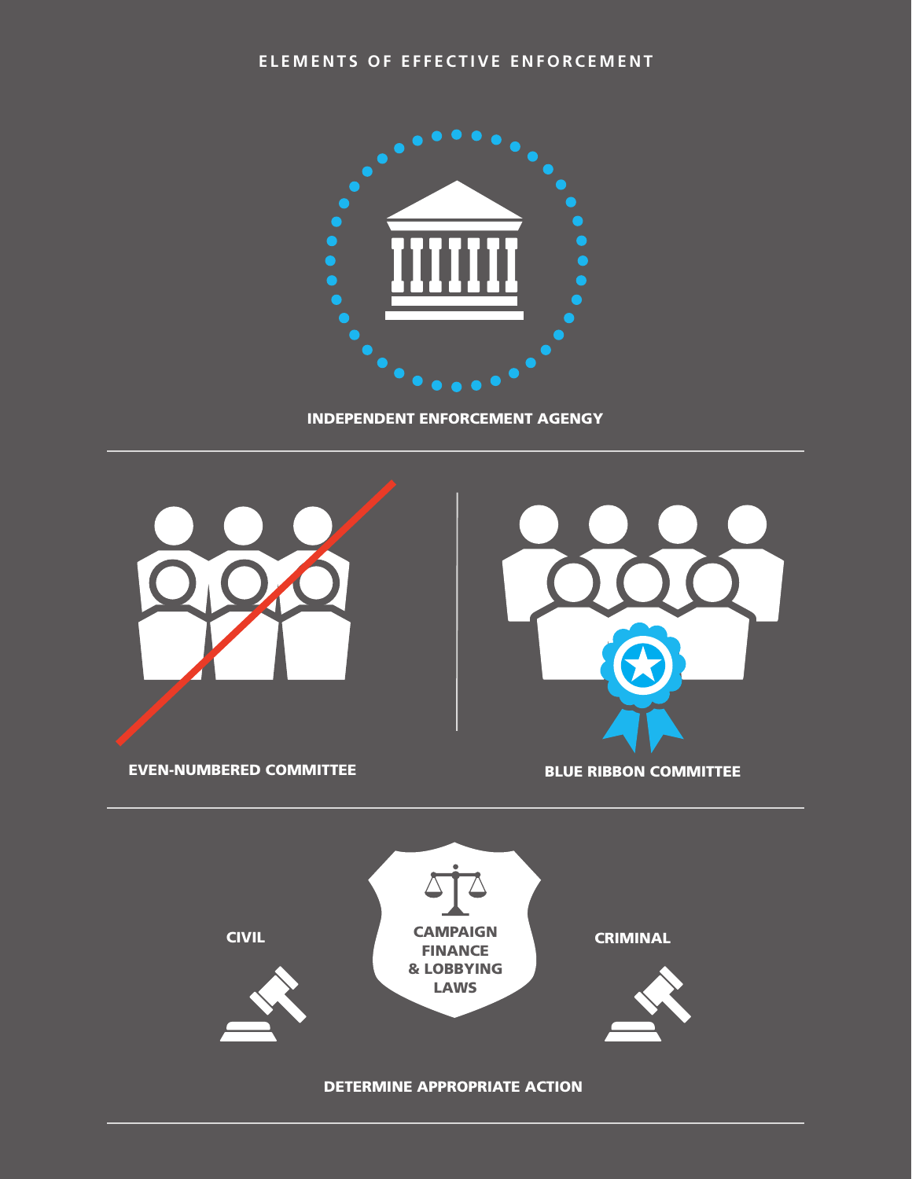ELEMENTS OF EFFECTIVE ENFORCEMENT

INDEPENDENT ENFORCEMENT AGENGY

EVEN-NUMBERED COMMITTEE

BLUE RIBBON COMMITTEE

CIVIL

CAMPAIGN FINANCE & LOBBYING LAWS

CRIMINAL

DETERMINE APPROPRIATE ACTION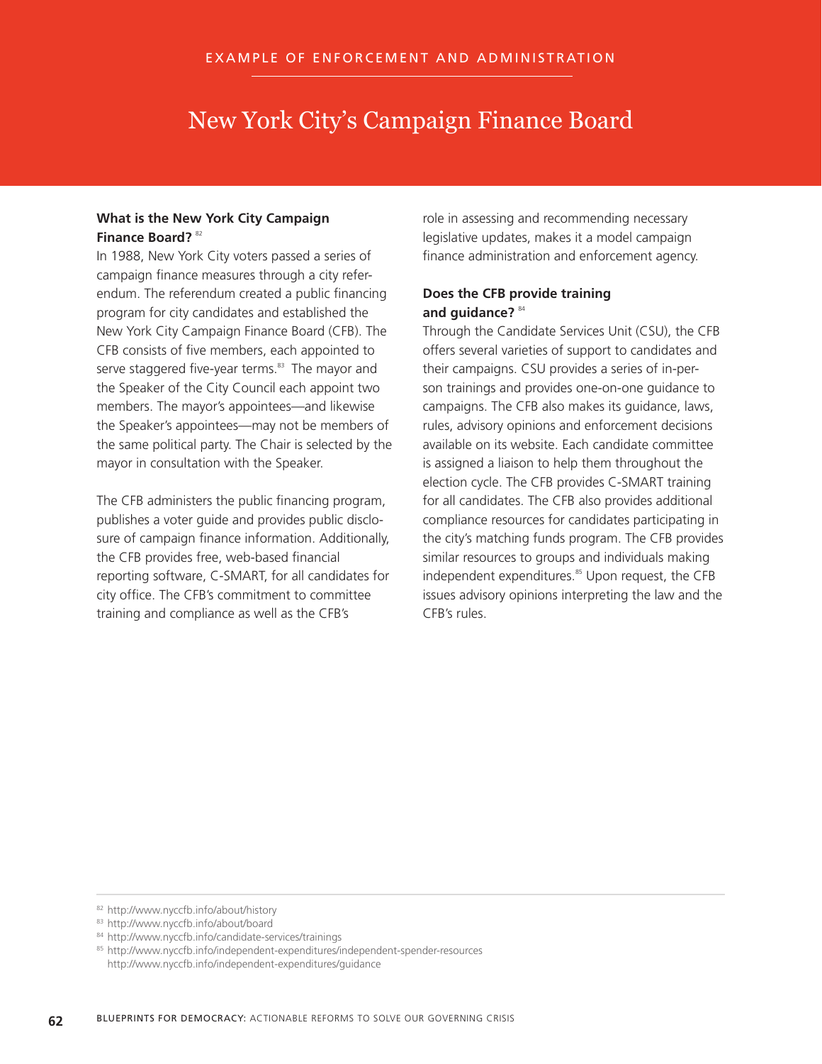EXAMPLE OF ENFORCEMENT AND ADMINISTRATION

# New York City's Campaign Finance Board

### What is the New York City Campaign Finance Board? [82]

In 1988, New York City voters passed a series of campaign finance measures through a city referendum. The referendum created a public financing program for city candidates and established the New York City Campaign Finance Board (CFB). The CFB consists of five members, each appointed to serve staggered five-year terms.[83] The mayor and the Speaker of the City Council each appoint two members. The mayor's appointees—and likewise the Speaker's appointees—may not be members of the same political party. The Chair is selected by the mayor in consultation with the Speaker.

The CFB administers the public financing program, publishes a voter guide and provides public disclosure of campaign finance information. Additionally, the CFB provides free, web-based financial reporting software, C-SMART, for all candidates for city office. The CFB's commitment to committee training and compliance as well as the CFB's role in assessing and recommending necessary legislative updates, makes it a model campaign finance administration and enforcement agency.

### Does the CFB provide training and guidance? [84]

Through the Candidate Services Unit (CSU), the CFB offers several varieties of support to candidates and their campaigns. CSU provides a series of in-person trainings and provides one-on-one guidance to campaigns. The CFB also makes its guidance, laws, rules, advisory opinions and enforcement decisions available on its website. Each candidate committee is assigned a liaison to help them throughout the election cycle. The CFB provides C-SMART training for all candidates. The CFB also provides additional compliance resources for candidates participating in the city's matching funds program. The CFB provides similar resources to groups and individuals making independent expenditures.[85] Upon request, the CFB issues advisory opinions interpreting the law and the CFB's rules.

---

[82] http://www.nyccfb.info/about/history
[83] http://www.nyccfb.info/about/board
[84] http://www.nyccfb.info/candidate-services/trainings
[85] http://www.nyccfb.info/independent-expenditures/independent-spender-resources
http://www.nyccfb.info/independent-expenditures/guidance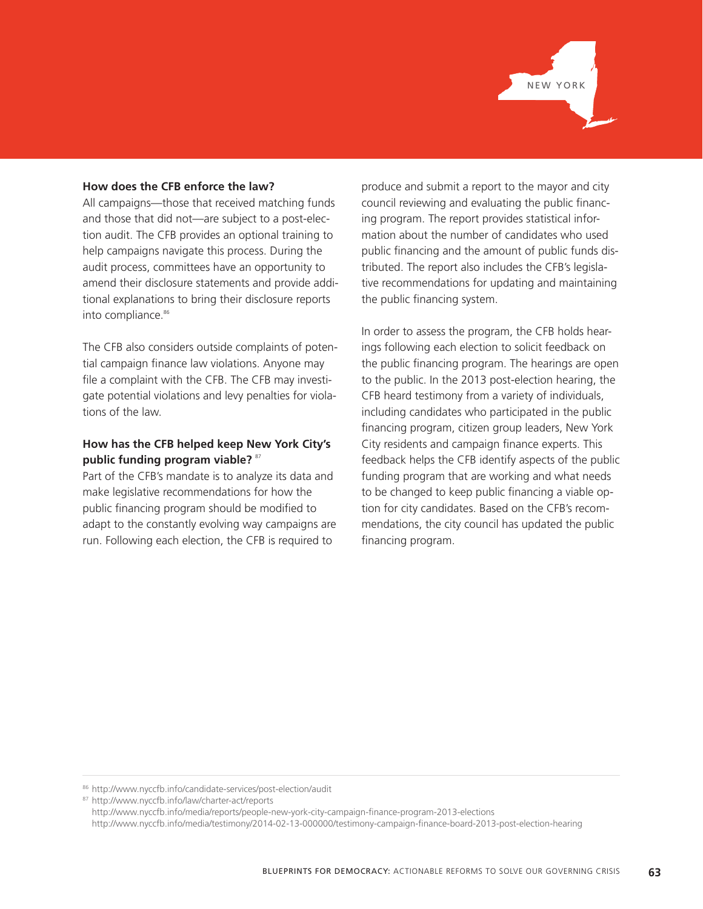### How does the CFB enforce the law?

All campaigns—those that received matching funds and those that did not—are subject to a post-election audit. The CFB provides an optional training to help campaigns navigate this process. During the audit process, committees have an opportunity to amend their disclosure statements and provide additional explanations to bring their disclosure reports into compliance.[86]

The CFB also considers outside complaints of potential campaign finance law violations. Anyone may file a complaint with the CFB. The CFB may investigate potential violations and levy penalties for violations of the law.

### How has the CFB helped keep New York City's public funding program viable? [87]

Part of the CFB's mandate is to analyze its data and make legislative recommendations for how the public financing program should be modified to adapt to the constantly evolving way campaigns are run. Following each election, the CFB is required to produce and submit a report to the mayor and city council reviewing and evaluating the public financing program. The report provides statistical information about the number of candidates who used public financing and the amount of public funds distributed. The report also includes the CFB's legislative recommendations for updating and maintaining the public financing system.

In order to assess the program, the CFB holds hearings following each election to solicit feedback on the public financing program. The hearings are open to the public. In the 2013 post-election hearing, the CFB heard testimony from a variety of individuals, including candidates who participated in the public financing program, citizen group leaders, New York City residents and campaign finance experts. This feedback helps the CFB identify aspects of the public funding program that are working and what needs to be changed to keep public financing a viable option for city candidates. Based on the CFB's recommendations, the city council has updated the public financing program.

---

[86] http://www.nyccfb.info/candidate-services/post-election/audit

[87] http://www.nyccfb.info/law/charter-act/reports
http://www.nyccfb.info/media/reports/people-new-york-city-campaign-finance-program-2013-elections
http://www.nyccfb.info/media/testimony/2014-02-13-000000/testimony-campaign-finance-board-2013-post-election-hearing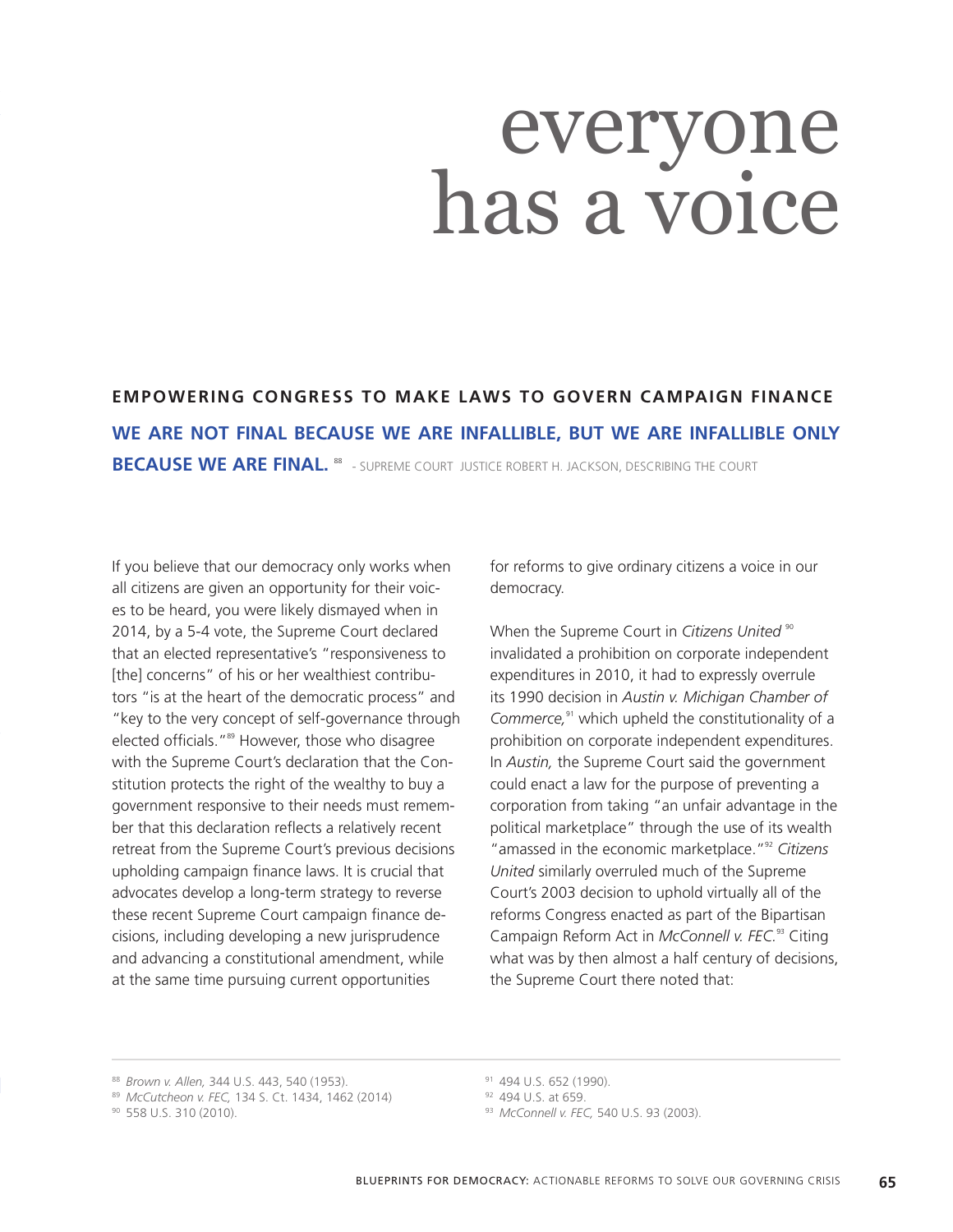# everyone has a voice

## EMPOWERING CONGRESS TO MAKE LAWS TO GOVERN CAMPAIGN FINANCE

**WE ARE NOT FINAL BECAUSE WE ARE INFALLIBLE, BUT WE ARE INFALLIBLE ONLY BECAUSE WE ARE FINAL.** [88] - SUPREME COURT JUSTICE ROBERT H. JACKSON, DESCRIBING THE COURT

If you believe that our democracy only works when all citizens are given an opportunity for their voices to be heard, you were likely dismayed when in 2014, by a 5-4 vote, the Supreme Court declared that an elected representative's "responsiveness to [the] concerns" of his or her wealthiest contributors "is at the heart of the democratic process" and "key to the very concept of self-governance through elected officials."[89] However, those who disagree with the Supreme Court's declaration that the Constitution protects the right of the wealthy to buy a government responsive to their needs must remember that this declaration reflects a relatively recent retreat from the Supreme Court's previous decisions upholding campaign finance laws. It is crucial that advocates develop a long-term strategy to reverse these recent Supreme Court campaign finance decisions, including developing a new jurisprudence and advancing a constitutional amendment, while at the same time pursuing current opportunities for reforms to give ordinary citizens a voice in our democracy.

When the Supreme Court in *Citizens United* [90] invalidated a prohibition on corporate independent expenditures in 2010, it had to expressly overrule its 1990 decision in *Austin v. Michigan Chamber of Commerce,*[91] which upheld the constitutionality of a prohibition on corporate independent expenditures. In *Austin,* the Supreme Court said the government could enact a law for the purpose of preventing a corporation from taking "an unfair advantage in the political marketplace" through the use of its wealth "amassed in the economic marketplace."[92] *Citizens United* similarly overruled much of the Supreme Court's 2003 decision to uphold virtually all of the reforms Congress enacted as part of the Bipartisan Campaign Reform Act in *McConnell v. FEC.*[93] Citing what was by then almost a half century of decisions, the Supreme Court there noted that:

---

[88] *Brown v. Allen,* 344 U.S. 443, 540 (1953).

[89] *McCutcheon v. FEC,* 134 S. Ct. 1434, 1462 (2014)

[90] 558 U.S. 310 (2010).

[91] 494 U.S. 652 (1990).

[92] 494 U.S. at 659.

[93] *McConnell v. FEC,* 540 U.S. 93 (2003).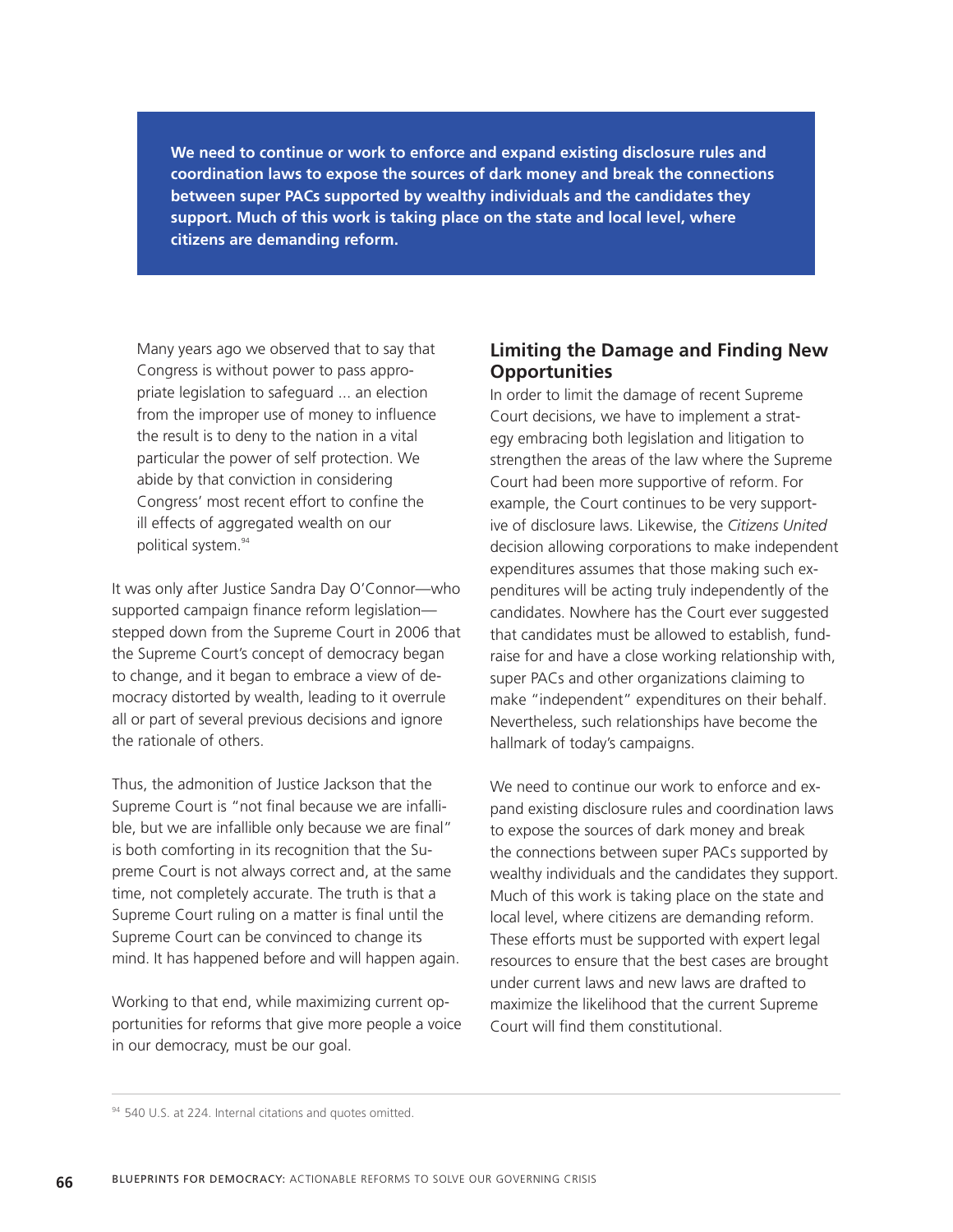**We need to continue or work to enforce and expand existing disclosure rules and coordination laws to expose the sources of dark money and break the connections between super PACs supported by wealthy individuals and the candidates they support. Much of this work is taking place on the state and local level, where citizens are demanding reform.**

> Many years ago we observed that to say that Congress is without power to pass appropriate legislation to safeguard ... an election from the improper use of money to influence the result is to deny to the nation in a vital particular the power of self protection. We abide by that conviction in considering Congress' most recent effort to confine the ill effects of aggregated wealth on our political system.[94]

It was only after Justice Sandra Day O'Connor—who supported campaign finance reform legislation—stepped down from the Supreme Court in 2006 that the Supreme Court's concept of democracy began to change, and it began to embrace a view of democracy distorted by wealth, leading to it overrule all or part of several previous decisions and ignore the rationale of others.

Thus, the admonition of Justice Jackson that the Supreme Court is "not final because we are infallible, but we are infallible only because we are final" is both comforting in its recognition that the Supreme Court is not always correct and, at the same time, not completely accurate. The truth is that a Supreme Court ruling on a matter is final until the Supreme Court can be convinced to change its mind. It has happened before and will happen again.

Working to that end, while maximizing current opportunities for reforms that give more people a voice in our democracy, must be our goal.

## Limiting the Damage and Finding New Opportunities

In order to limit the damage of recent Supreme Court decisions, we have to implement a strategy embracing both legislation and litigation to strengthen the areas of the law where the Supreme Court had been more supportive of reform. For example, the Court continues to be very supportive of disclosure laws. Likewise, the *Citizens United* decision allowing corporations to make independent expenditures assumes that those making such expenditures will be acting truly independently of the candidates. Nowhere has the Court ever suggested that candidates must be allowed to establish, fundraise for and have a close working relationship with, super PACs and other organizations claiming to make "independent" expenditures on their behalf. Nevertheless, such relationships have become the hallmark of today's campaigns.

We need to continue our work to enforce and expand existing disclosure rules and coordination laws to expose the sources of dark money and break the connections between super PACs supported by wealthy individuals and the candidates they support. Much of this work is taking place on the state and local level, where citizens are demanding reform. These efforts must be supported with expert legal resources to ensure that the best cases are brought under current laws and new laws are drafted to maximize the likelihood that the current Supreme Court will find them constitutional.

---

[94] 540 U.S. at 224. Internal citations and quotes omitted.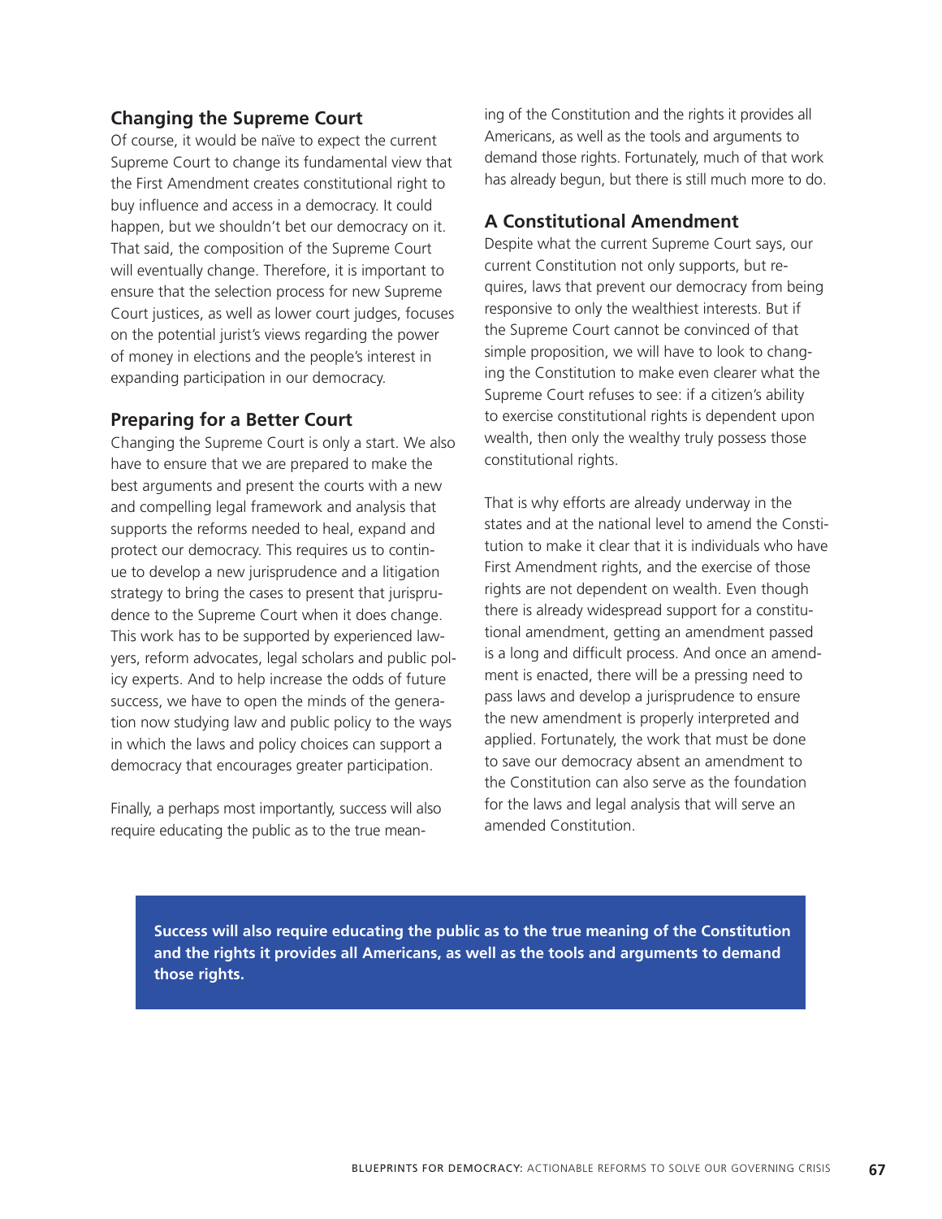## Changing the Supreme Court

Of course, it would be naïve to expect the current Supreme Court to change its fundamental view that the First Amendment creates constitutional right to buy influence and access in a democracy. It could happen, but we shouldn't bet our democracy on it. That said, the composition of the Supreme Court will eventually change. Therefore, it is important to ensure that the selection process for new Supreme Court justices, as well as lower court judges, focuses on the potential jurist's views regarding the power of money in elections and the people's interest in expanding participation in our democracy.

## Preparing for a Better Court

Changing the Supreme Court is only a start. We also have to ensure that we are prepared to make the best arguments and present the courts with a new and compelling legal framework and analysis that supports the reforms needed to heal, expand and protect our democracy. This requires us to continue to develop a new jurisprudence and a litigation strategy to bring the cases to present that jurisprudence to the Supreme Court when it does change. This work has to be supported by experienced lawyers, reform advocates, legal scholars and public policy experts. And to help increase the odds of future success, we have to open the minds of the generation now studying law and public policy to the ways in which the laws and policy choices can support a democracy that encourages greater participation.

Finally, a perhaps most importantly, success will also require educating the public as to the true meaning of the Constitution and the rights it provides all Americans, as well as the tools and arguments to demand those rights. Fortunately, much of that work has already begun, but there is still much more to do.

## A Constitutional Amendment

Despite what the current Supreme Court says, our current Constitution not only supports, but requires, laws that prevent our democracy from being responsive to only the wealthiest interests. But if the Supreme Court cannot be convinced of that simple proposition, we will have to look to changing the Constitution to make even clearer what the Supreme Court refuses to see: if a citizen's ability to exercise constitutional rights is dependent upon wealth, then only the wealthy truly possess those constitutional rights.

That is why efforts are already underway in the states and at the national level to amend the Constitution to make it clear that it is individuals who have First Amendment rights, and the exercise of those rights are not dependent on wealth. Even though there is already widespread support for a constitutional amendment, getting an amendment passed is a long and difficult process. And once an amendment is enacted, there will be a pressing need to pass laws and develop a jurisprudence to ensure the new amendment is properly interpreted and applied. Fortunately, the work that must be done to save our democracy absent an amendment to the Constitution can also serve as the foundation for the laws and legal analysis that will serve an amended Constitution.

**Success will also require educating the public as to the true meaning of the Constitution and the rights it provides all Americans, as well as the tools and arguments to demand those rights.**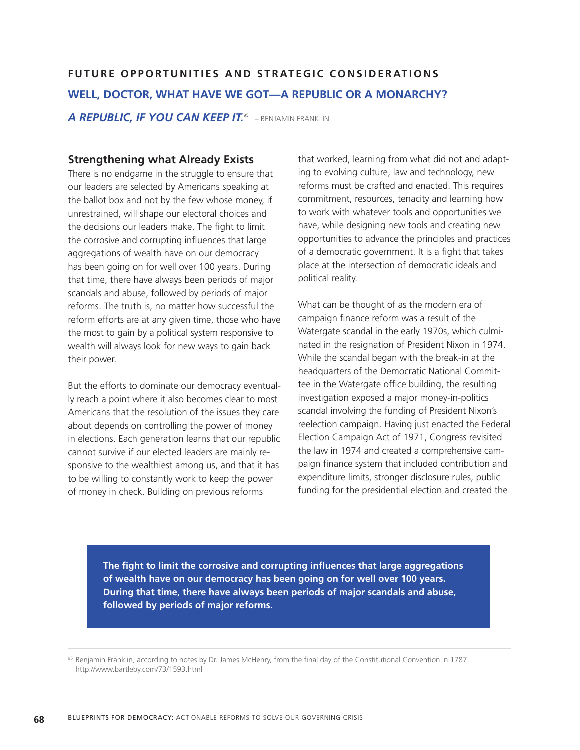FUTURE OPPORTUNITIES AND STRATEGIC CONSIDERATIONS

## WELL, DOCTOR, WHAT HAVE WE GOT—A REPUBLIC OR A MONARCHY?

***A REPUBLIC, IF YOU CAN KEEP IT.***[95] – BENJAMIN FRANKLIN

### Strengthening what Already Exists

There is no endgame in the struggle to ensure that our leaders are selected by Americans speaking at the ballot box and not by the few whose money, if unrestrained, will shape our electoral choices and the decisions our leaders make. The fight to limit the corrosive and corrupting influences that large aggregations of wealth have on our democracy has been going on for well over 100 years. During that time, there have always been periods of major scandals and abuse, followed by periods of major reforms. The truth is, no matter how successful the reform efforts are at any given time, those who have the most to gain by a political system responsive to wealth will always look for new ways to gain back their power.

But the efforts to dominate our democracy eventually reach a point where it also becomes clear to most Americans that the resolution of the issues they care about depends on controlling the power of money in elections. Each generation learns that our republic cannot survive if our elected leaders are mainly responsive to the wealthiest among us, and that it has to be willing to constantly work to keep the power of money in check. Building on previous reforms that worked, learning from what did not and adapting to evolving culture, law and technology, new reforms must be crafted and enacted. This requires commitment, resources, tenacity and learning how to work with whatever tools and opportunities we have, while designing new tools and creating new opportunities to advance the principles and practices of a democratic government. It is a fight that takes place at the intersection of democratic ideals and political reality.

What can be thought of as the modern era of campaign finance reform was a result of the Watergate scandal in the early 1970s, which culminated in the resignation of President Nixon in 1974. While the scandal began with the break-in at the headquarters of the Democratic National Committee in the Watergate office building, the resulting investigation exposed a major money-in-politics scandal involving the funding of President Nixon's reelection campaign. Having just enacted the Federal Election Campaign Act of 1971, Congress revisited the law in 1974 and created a comprehensive campaign finance system that included contribution and expenditure limits, stronger disclosure rules, public funding for the presidential election and created the

**The fight to limit the corrosive and corrupting influences that large aggregations of wealth have on our democracy has been going on for well over 100 years. During that time, there have always been periods of major scandals and abuse, followed by periods of major reforms.**

---

[95] Benjamin Franklin, according to notes by Dr. James McHenry, from the final day of the Constitutional Convention in 1787. http://www.bartleby.com/73/1593.html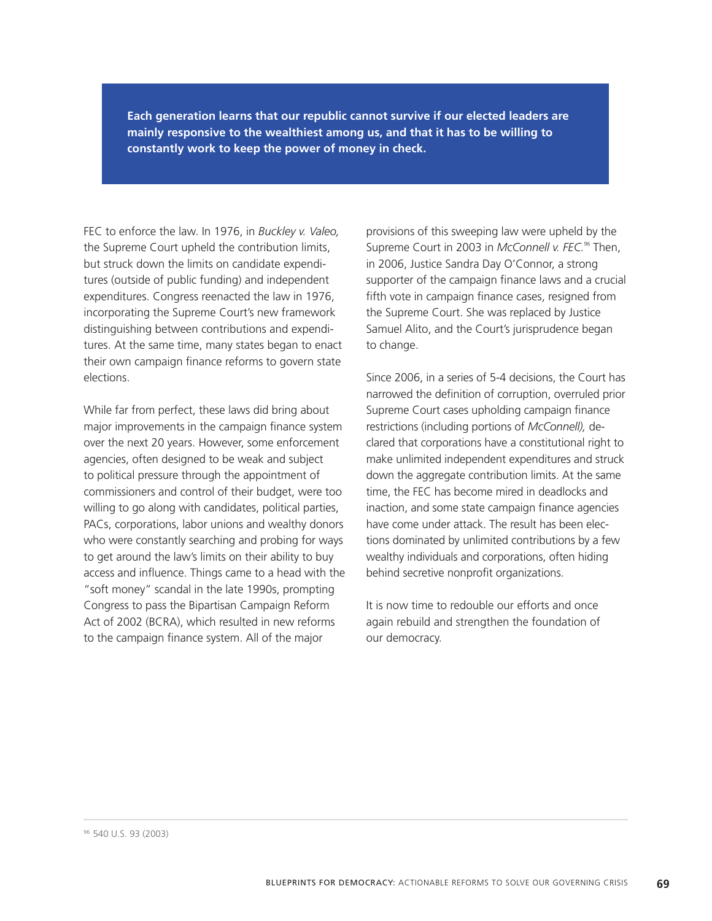**Each generation learns that our republic cannot survive if our elected leaders are mainly responsive to the wealthiest among us, and that it has to be willing to constantly work to keep the power of money in check.**

FEC to enforce the law. In 1976, in *Buckley v. Valeo,* the Supreme Court upheld the contribution limits, but struck down the limits on candidate expenditures (outside of public funding) and independent expenditures. Congress reenacted the law in 1976, incorporating the Supreme Court's new framework distinguishing between contributions and expenditures. At the same time, many states began to enact their own campaign finance reforms to govern state elections.

While far from perfect, these laws did bring about major improvements in the campaign finance system over the next 20 years. However, some enforcement agencies, often designed to be weak and subject to political pressure through the appointment of commissioners and control of their budget, were too willing to go along with candidates, political parties, PACs, corporations, labor unions and wealthy donors who were constantly searching and probing for ways to get around the law's limits on their ability to buy access and influence. Things came to a head with the "soft money" scandal in the late 1990s, prompting Congress to pass the Bipartisan Campaign Reform Act of 2002 (BCRA), which resulted in new reforms to the campaign finance system. All of the major provisions of this sweeping law were upheld by the Supreme Court in 2003 in *McConnell v. FEC.*[96] Then, in 2006, Justice Sandra Day O'Connor, a strong supporter of the campaign finance laws and a crucial fifth vote in campaign finance cases, resigned from the Supreme Court. She was replaced by Justice Samuel Alito, and the Court's jurisprudence began to change.

Since 2006, in a series of 5-4 decisions, the Court has narrowed the definition of corruption, overruled prior Supreme Court cases upholding campaign finance restrictions (including portions of *McConnell),* declared that corporations have a constitutional right to make unlimited independent expenditures and struck down the aggregate contribution limits. At the same time, the FEC has become mired in deadlocks and inaction, and some state campaign finance agencies have come under attack. The result has been elections dominated by unlimited contributions by a few wealthy individuals and corporations, often hiding behind secretive nonprofit organizations.

It is now time to redouble our efforts and once again rebuild and strengthen the foundation of our democracy.

---

[96] 540 U.S. 93 (2003)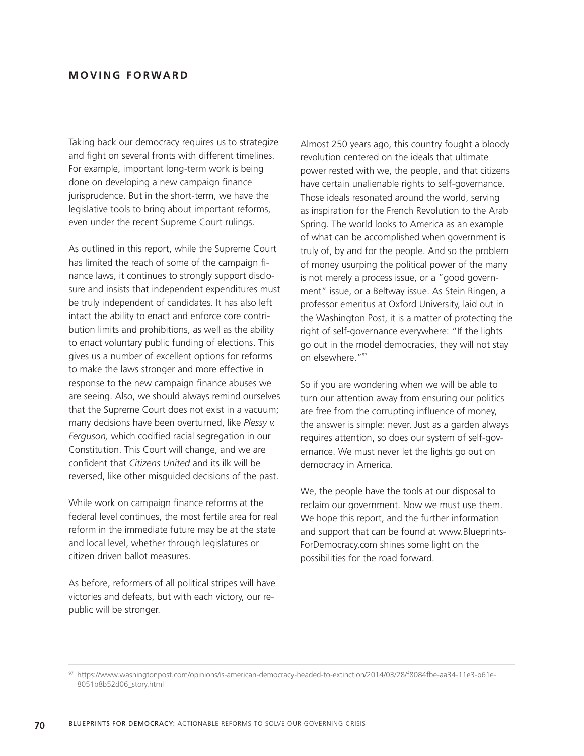## MOVING FORWARD

Taking back our democracy requires us to strategize and fight on several fronts with different timelines. For example, important long-term work is being done on developing a new campaign finance jurisprudence. But in the short-term, we have the legislative tools to bring about important reforms, even under the recent Supreme Court rulings.

As outlined in this report, while the Supreme Court has limited the reach of some of the campaign finance laws, it continues to strongly support disclosure and insists that independent expenditures must be truly independent of candidates. It has also left intact the ability to enact and enforce core contribution limits and prohibitions, as well as the ability to enact voluntary public funding of elections. This gives us a number of excellent options for reforms to make the laws stronger and more effective in response to the new campaign finance abuses we are seeing. Also, we should always remind ourselves that the Supreme Court does not exist in a vacuum; many decisions have been overturned, like *Plessy v. Ferguson,* which codified racial segregation in our Constitution. This Court will change, and we are confident that *Citizens United* and its ilk will be reversed, like other misguided decisions of the past.

While work on campaign finance reforms at the federal level continues, the most fertile area for real reform in the immediate future may be at the state and local level, whether through legislatures or citizen driven ballot measures.

As before, reformers of all political stripes will have victories and defeats, but with each victory, our republic will be stronger.

Almost 250 years ago, this country fought a bloody revolution centered on the ideals that ultimate power rested with we, the people, and that citizens have certain unalienable rights to self-governance. Those ideals resonated around the world, serving as inspiration for the French Revolution to the Arab Spring. The world looks to America as an example of what can be accomplished when government is truly of, by and for the people. And so the problem of money usurping the political power of the many is not merely a process issue, or a "good government" issue, or a Beltway issue. As Stein Ringen, a professor emeritus at Oxford University, laid out in the Washington Post, it is a matter of protecting the right of self-governance everywhere: "If the lights go out in the model democracies, they will not stay on elsewhere."[97]

So if you are wondering when we will be able to turn our attention away from ensuring our politics are free from the corrupting influence of money, the answer is simple: never. Just as a garden always requires attention, so does our system of self-governance. We must never let the lights go out on democracy in America.

We, the people have the tools at our disposal to reclaim our government. Now we must use them. We hope this report, and the further information and support that can be found at www.Blueprints-ForDemocracy.com shines some light on the possibilities for the road forward.

---

[97] https://www.washingtonpost.com/opinions/is-american-democracy-headed-to-extinction/2014/03/28/f8084fbe-aa34-11e3-b61e-8051b8b52d06_story.html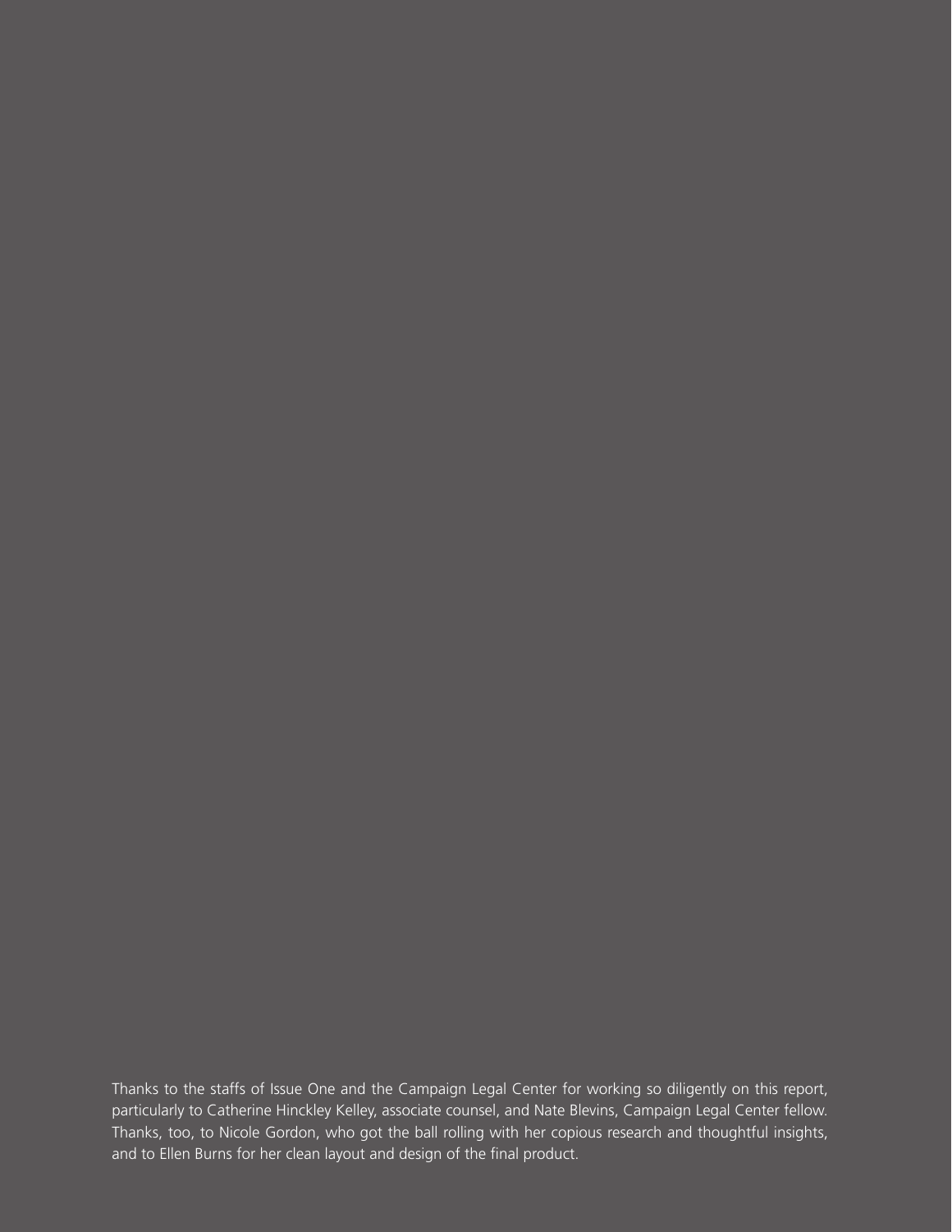Thanks to the staffs of Issue One and the Campaign Legal Center for working so diligently on this report, particularly to Catherine Hinckley Kelley, associate counsel, and Nate Blevins, Campaign Legal Center fellow. Thanks, too, to Nicole Gordon, who got the ball rolling with her copious research and thoughtful insights, and to Ellen Burns for her clean layout and design of the final product.